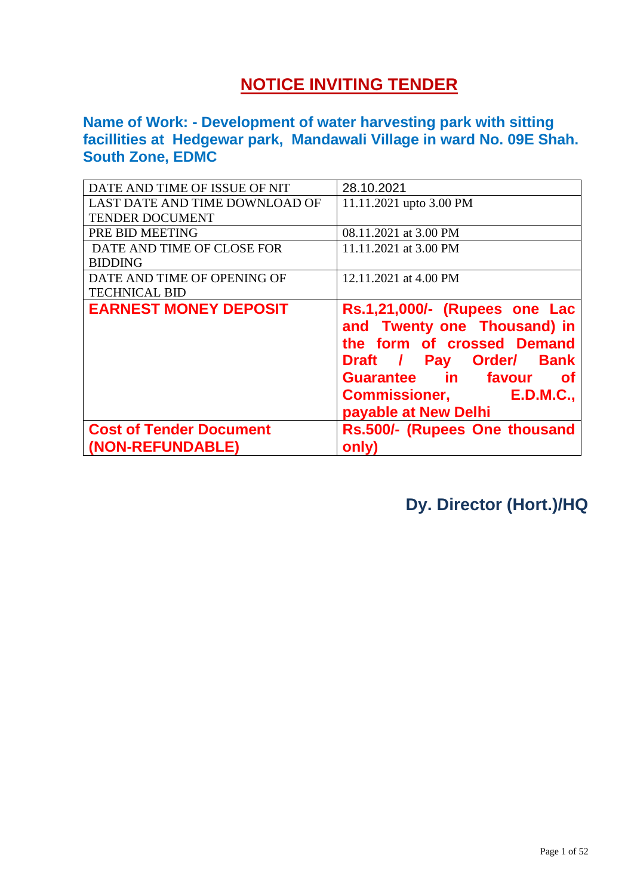# NOTICE INVITING TENDER

### Name of Work: - Development of water harvesting park with sitting facillities at Hedgewar park, Mandawali Village in ward No. 09E Shah. South Zone, EDMC

| | |
|---|---|
| DATE AND TIME OF ISSUE OF NIT | 28.10.2021 |
| LAST DATE AND TIME DOWNLOAD OF TENDER DOCUMENT | 11.11.2021 upto 3.00 PM |
| PRE BID MEETING | 08.11.2021 at 3.00 PM |
| DATE AND TIME OF CLOSE FOR BIDDING | 11.11.2021 at 3.00 PM |
| DATE AND TIME OF OPENING OF TECHNICAL BID | 12.11.2021 at 4.00 PM |
| **EARNEST MONEY DEPOSIT** | **Rs.1,21,000/- (Rupees one Lac and Twenty one Thousand) in the form of crossed Demand Draft / Pay Order/ Bank Guarantee in favour of Commissioner, E.D.M.C., payable at New Delhi** |
| **Cost of Tender Document (NON-REFUNDABLE)** | **Rs.500/- (Rupees One thousand only)** |

**Dy. Director (Hort.)/HQ**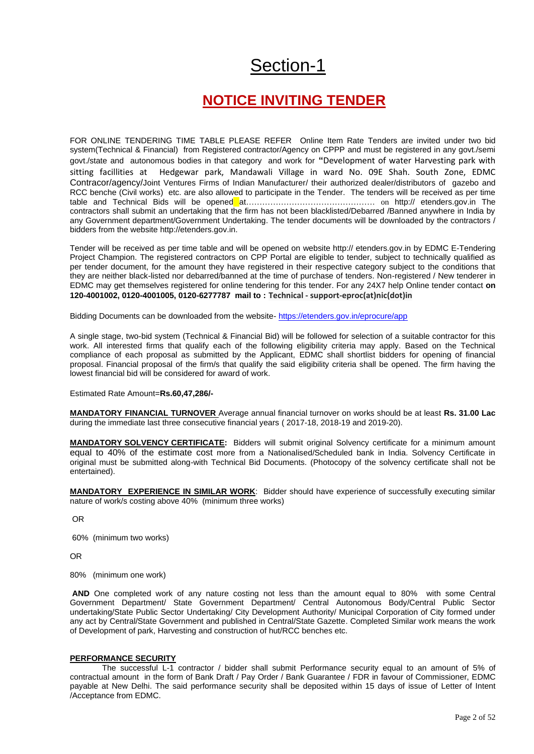# Section-1

## NOTICE INVITING TENDER

FOR ONLINE TENDERING TIME TABLE PLEASE REFER Online Item Rate Tenders are invited under two bid system(Technical & Financial) from Registered contractor/Agency on CPPP and must be registered in any govt./semi govt./state and autonomous bodies in that category and work for "Development of water Harvesting park with sitting facillities at Hedgewar park, Mandawali Village in ward No. 09E Shah. South Zone, EDMC Contracor/agency/Joint Ventures Firms of Indian Manufacturer/ their authorized dealer/distributors of gazebo and RCC benche (Civil works) etc. are also allowed to participate in the Tender. The tenders will be received as per time table and Technical Bids will be opened at………………………………………… on http:// etenders.gov.in The contractors shall submit an undertaking that the firm has not been blacklisted/Debarred /Banned anywhere in India by any Government department/Government Undertaking. The tender documents will be downloaded by the contractors / bidders from the website http://etenders.gov.in.

Tender will be received as per time table and will be opened on website http:// etenders.gov.in by EDMC E-Tendering Project Champion. The registered contractors on CPP Portal are eligible to tender, subject to technically qualified as per tender document, for the amount they have registered in their respective category subject to the conditions that they are neither black-listed nor debarred/banned at the time of purchase of tenders. Non-registered / New tenderer in EDMC may get themselves registered for online tendering for this tender. For any 24X7 help Online tender contact **on 120-4001002, 0120-4001005, 0120-6277787 mail to : Technical - support-eproc(at)nic(dot)in**

Bidding Documents can be downloaded from the website- https://etenders.gov.in/eprocure/app

A single stage, two-bid system (Technical & Financial Bid) will be followed for selection of a suitable contractor for this work. All interested firms that qualify each of the following eligibility criteria may apply. Based on the Technical compliance of each proposal as submitted by the Applicant, EDMC shall shortlist bidders for opening of financial proposal. Financial proposal of the firm/s that qualify the said eligibility criteria shall be opened. The firm having the lowest financial bid will be considered for award of work.

Estimated Rate Amount=**Rs.60,47,286/-**

**MANDATORY FINANCIAL TURNOVER** Average annual financial turnover on works should be at least **Rs. 31.00 Lac** during the immediate last three consecutive financial years ( 2017-18, 2018-19 and 2019-20).

**MANDATORY SOLVENCY CERTIFICATE:** Bidders will submit original Solvency certificate for a minimum amount equal to 40% of the estimate cost more from a Nationalised/Scheduled bank in India. Solvency Certificate in original must be submitted along-with Technical Bid Documents. (Photocopy of the solvency certificate shall not be entertained).

**MANDATORY EXPERIENCE IN SIMILAR WORK**: Bidder should have experience of successfully executing similar nature of work/s costing above 40% (minimum three works)

OR

60% (minimum two works)

OR

80% (minimum one work)

**AND** One completed work of any nature costing not less than the amount equal to 80% with some Central Government Department/ State Government Department/ Central Autonomous Body/Central Public Sector undertaking/State Public Sector Undertaking/ City Development Authority/ Municipal Corporation of City formed under any act by Central/State Government and published in Central/State Gazette. Completed Similar work means the work of Development of park, Harvesting and construction of hut/RCC benches etc.

**PERFORMANCE SECURITY**

The successful L-1 contractor / bidder shall submit Performance security equal to an amount of 5% of contractual amount in the form of Bank Draft / Pay Order / Bank Guarantee / FDR in favour of Commissioner, EDMC payable at New Delhi. The said performance security shall be deposited within 15 days of issue of Letter of Intent /Acceptance from EDMC.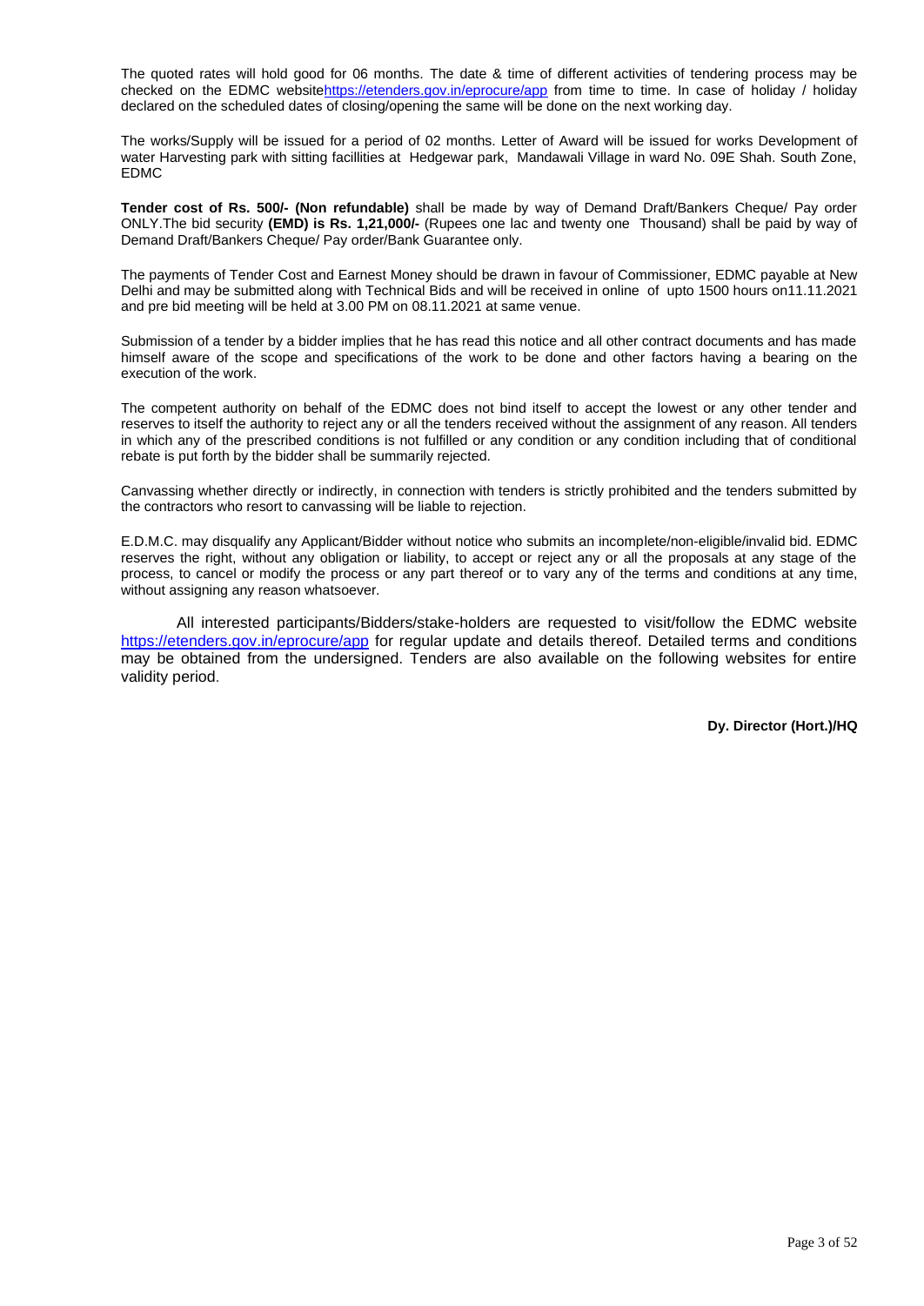The quoted rates will hold good for 06 months. The date & time of different activities of tendering process may be checked on the EDMC websitehttps://etenders.gov.in/eprocure/app from time to time. In case of holiday / holiday declared on the scheduled dates of closing/opening the same will be done on the next working day.

The works/Supply will be issued for a period of 02 months. Letter of Award will be issued for works Development of water Harvesting park with sitting facillities at Hedgewar park, Mandawali Village in ward No. 09E Shah. South Zone, EDMC

**Tender cost of Rs. 500/- (Non refundable)** shall be made by way of Demand Draft/Bankers Cheque/ Pay order ONLY.The bid security **(EMD) is Rs. 1,21,000/-** (Rupees one lac and twenty one Thousand) shall be paid by way of Demand Draft/Bankers Cheque/ Pay order/Bank Guarantee only.

The payments of Tender Cost and Earnest Money should be drawn in favour of Commissioner, EDMC payable at New Delhi and may be submitted along with Technical Bids and will be received in online of upto 1500 hours on11.11.2021 and pre bid meeting will be held at 3.00 PM on 08.11.2021 at same venue.

Submission of a tender by a bidder implies that he has read this notice and all other contract documents and has made himself aware of the scope and specifications of the work to be done and other factors having a bearing on the execution of the work.

The competent authority on behalf of the EDMC does not bind itself to accept the lowest or any other tender and reserves to itself the authority to reject any or all the tenders received without the assignment of any reason. All tenders in which any of the prescribed conditions is not fulfilled or any condition or any condition including that of conditional rebate is put forth by the bidder shall be summarily rejected.

Canvassing whether directly or indirectly, in connection with tenders is strictly prohibited and the tenders submitted by the contractors who resort to canvassing will be liable to rejection.

E.D.M.C. may disqualify any Applicant/Bidder without notice who submits an incomplete/non-eligible/invalid bid. EDMC reserves the right, without any obligation or liability, to accept or reject any or all the proposals at any stage of the process, to cancel or modify the process or any part thereof or to vary any of the terms and conditions at any time, without assigning any reason whatsoever.

All interested participants/Bidders/stake-holders are requested to visit/follow the EDMC website https://etenders.gov.in/eprocure/app for regular update and details thereof. Detailed terms and conditions may be obtained from the undersigned. Tenders are also available on the following websites for entire validity period.

**Dy. Director (Hort.)/HQ**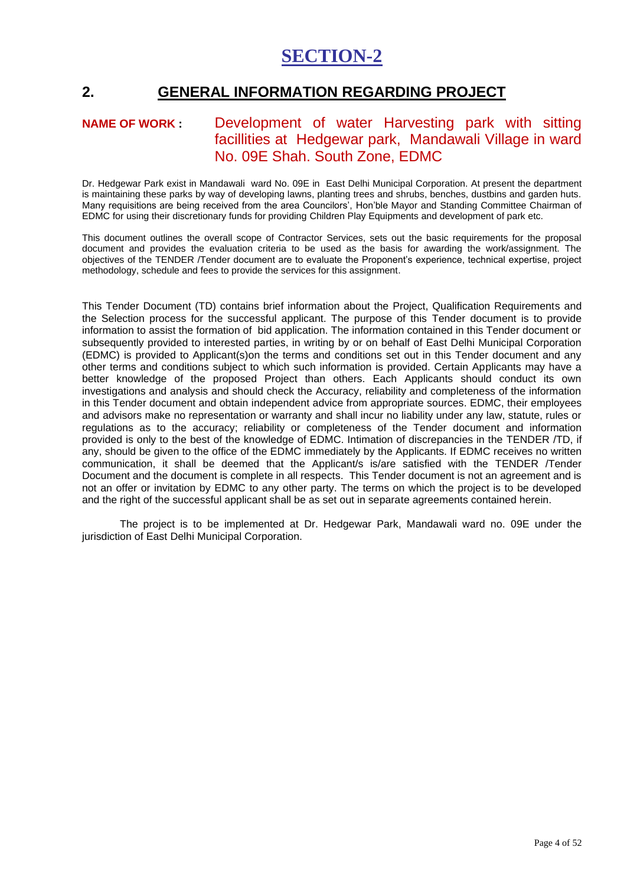# SECTION-2

## 2. GENERAL INFORMATION REGARDING PROJECT

**NAME OF WORK :** Development of water Harvesting park with sitting facillities at Hedgewar park, Mandawali Village in ward No. 09E Shah. South Zone, EDMC

Dr. Hedgewar Park exist in Mandawali ward No. 09E in East Delhi Municipal Corporation. At present the department is maintaining these parks by way of developing lawns, planting trees and shrubs, benches, dustbins and garden huts. Many requisitions are being received from the area Councilors', Hon'ble Mayor and Standing Committee Chairman of EDMC for using their discretionary funds for providing Children Play Equipments and development of park etc.

This document outlines the overall scope of Contractor Services, sets out the basic requirements for the proposal document and provides the evaluation criteria to be used as the basis for awarding the work/assignment. The objectives of the TENDER /Tender document are to evaluate the Proponent's experience, technical expertise, project methodology, schedule and fees to provide the services for this assignment.

This Tender Document (TD) contains brief information about the Project, Qualification Requirements and the Selection process for the successful applicant. The purpose of this Tender document is to provide information to assist the formation of bid application. The information contained in this Tender document or subsequently provided to interested parties, in writing by or on behalf of East Delhi Municipal Corporation (EDMC) is provided to Applicant(s)on the terms and conditions set out in this Tender document and any other terms and conditions subject to which such information is provided. Certain Applicants may have a better knowledge of the proposed Project than others. Each Applicants should conduct its own investigations and analysis and should check the Accuracy, reliability and completeness of the information in this Tender document and obtain independent advice from appropriate sources. EDMC, their employees and advisors make no representation or warranty and shall incur no liability under any law, statute, rules or regulations as to the accuracy; reliability or completeness of the Tender document and information provided is only to the best of the knowledge of EDMC. Intimation of discrepancies in the TENDER /TD, if any, should be given to the office of the EDMC immediately by the Applicants. If EDMC receives no written communication, it shall be deemed that the Applicant/s is/are satisfied with the TENDER /Tender Document and the document is complete in all respects. This Tender document is not an agreement and is not an offer or invitation by EDMC to any other party. The terms on which the project is to be developed and the right of the successful applicant shall be as set out in separate agreements contained herein.

The project is to be implemented at Dr. Hedgewar Park, Mandawali ward no. 09E under the jurisdiction of East Delhi Municipal Corporation.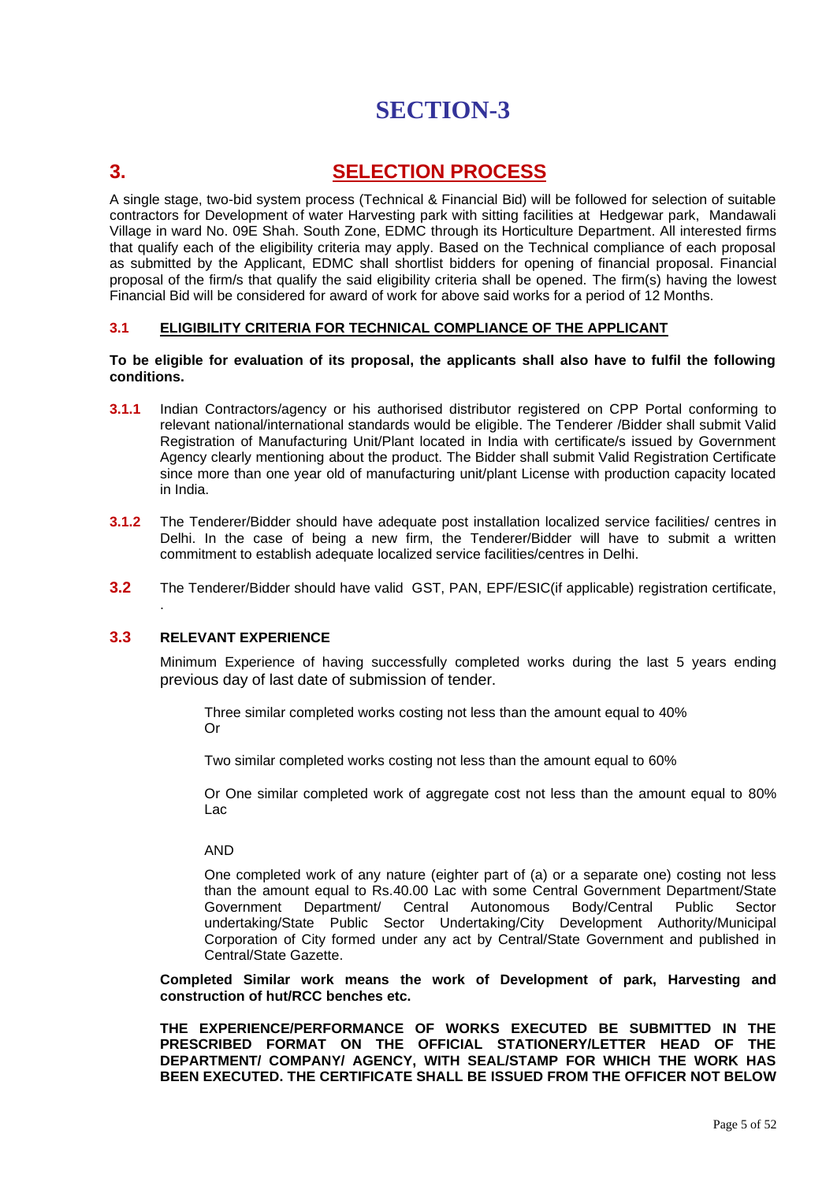# SECTION-3

## 3. SELECTION PROCESS

A single stage, two-bid system process (Technical & Financial Bid) will be followed for selection of suitable contractors for Development of water Harvesting park with sitting facilities at Hedgewar park, Mandawali Village in ward No. 09E Shah. South Zone, EDMC through its Horticulture Department. All interested firms that qualify each of the eligibility criteria may apply. Based on the Technical compliance of each proposal as submitted by the Applicant, EDMC shall shortlist bidders for opening of financial proposal. Financial proposal of the firm/s that qualify the said eligibility criteria shall be opened. The firm(s) having the lowest Financial Bid will be considered for award of work for above said works for a period of 12 Months.

### 3.1 ELIGIBILITY CRITERIA FOR TECHNICAL COMPLIANCE OF THE APPLICANT

**To be eligible for evaluation of its proposal, the applicants shall also have to fulfil the following conditions.**

**3.1.1** Indian Contractors/agency or his authorised distributor registered on CPP Portal conforming to relevant national/international standards would be eligible. The Tenderer /Bidder shall submit Valid Registration of Manufacturing Unit/Plant located in India with certificate/s issued by Government Agency clearly mentioning about the product. The Bidder shall submit Valid Registration Certificate since more than one year old of manufacturing unit/plant License with production capacity located in India.

**3.1.2** The Tenderer/Bidder should have adequate post installation localized service facilities/ centres in Delhi. In the case of being a new firm, the Tenderer/Bidder will have to submit a written commitment to establish adequate localized service facilities/centres in Delhi.

**3.2** The Tenderer/Bidder should have valid GST, PAN, EPF/ESIC(if applicable) registration certificate,
.

**3.3 RELEVANT EXPERIENCE**

Minimum Experience of having successfully completed works during the last 5 years ending previous day of last date of submission of tender.

Three similar completed works costing not less than the amount equal to 40%
Or

Two similar completed works costing not less than the amount equal to 60%

Or One similar completed work of aggregate cost not less than the amount equal to 80% Lac

AND

One completed work of any nature (eighter part of (a) or a separate one) costing not less than the amount equal to Rs.40.00 Lac with some Central Government Department/State Government Department/ Central Autonomous Body/Central Public Sector undertaking/State Public Sector Undertaking/City Development Authority/Municipal Corporation of City formed under any act by Central/State Government and published in Central/State Gazette.

**Completed Similar work means the work of Development of park, Harvesting and construction of hut/RCC benches etc.**

**THE EXPERIENCE/PERFORMANCE OF WORKS EXECUTED BE SUBMITTED IN THE PRESCRIBED FORMAT ON THE OFFICIAL STATIONERY/LETTER HEAD OF THE DEPARTMENT/ COMPANY/ AGENCY, WITH SEAL/STAMP FOR WHICH THE WORK HAS BEEN EXECUTED. THE CERTIFICATE SHALL BE ISSUED FROM THE OFFICER NOT BELOW**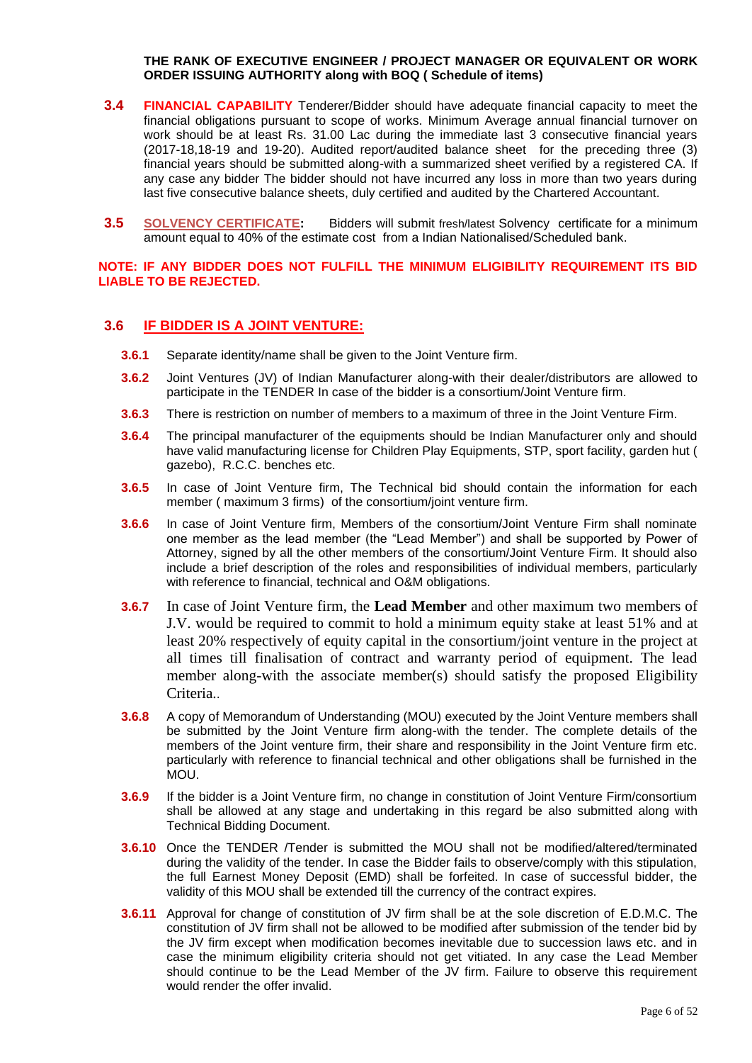**THE RANK OF EXECUTIVE ENGINEER / PROJECT MANAGER OR EQUIVALENT OR WORK ORDER ISSUING AUTHORITY along with BOQ ( Schedule of items)**

**3.4** **FINANCIAL CAPABILITY** Tenderer/Bidder should have adequate financial capacity to meet the financial obligations pursuant to scope of works. Minimum Average annual financial turnover on work should be at least Rs. 31.00 Lac during the immediate last 3 consecutive financial years (2017-18,18-19 and 19-20). Audited report/audited balance sheet for the preceding three (3) financial years should be submitted along-with a summarized sheet verified by a registered CA. If any case any bidder The bidder should not have incurred any loss in more than two years during last five consecutive balance sheets, duly certified and audited by the Chartered Accountant.

**3.5** **SOLVENCY CERTIFICATE:** Bidders will submit fresh/latest Solvency certificate for a minimum amount equal to 40% of the estimate cost from a Indian Nationalised/Scheduled bank.

**NOTE: IF ANY BIDDER DOES NOT FULFILL THE MINIMUM ELIGIBILITY REQUIREMENT ITS BID LIABLE TO BE REJECTED.**

## 3.6 IF BIDDER IS A JOINT VENTURE:

**3.6.1** Separate identity/name shall be given to the Joint Venture firm.

**3.6.2** Joint Ventures (JV) of Indian Manufacturer along-with their dealer/distributors are allowed to participate in the TENDER In case of the bidder is a consortium/Joint Venture firm.

**3.6.3** There is restriction on number of members to a maximum of three in the Joint Venture Firm.

**3.6.4** The principal manufacturer of the equipments should be Indian Manufacturer only and should have valid manufacturing license for Children Play Equipments, STP, sport facility, garden hut ( gazebo), R.C.C. benches etc.

**3.6.5** In case of Joint Venture firm, The Technical bid should contain the information for each member ( maximum 3 firms) of the consortium/joint venture firm.

**3.6.6** In case of Joint Venture firm, Members of the consortium/Joint Venture Firm shall nominate one member as the lead member (the "Lead Member") and shall be supported by Power of Attorney, signed by all the other members of the consortium/Joint Venture Firm. It should also include a brief description of the roles and responsibilities of individual members, particularly with reference to financial, technical and O&M obligations.

**3.6.7** In case of Joint Venture firm, the **Lead Member** and other maximum two members of J.V. would be required to commit to hold a minimum equity stake at least 51% and at least 20% respectively of equity capital in the consortium/joint venture in the project at all times till finalisation of contract and warranty period of equipment. The lead member along-with the associate member(s) should satisfy the proposed Eligibility Criteria..

**3.6.8** A copy of Memorandum of Understanding (MOU) executed by the Joint Venture members shall be submitted by the Joint Venture firm along-with the tender. The complete details of the members of the Joint venture firm, their share and responsibility in the Joint Venture firm etc. particularly with reference to financial technical and other obligations shall be furnished in the MOU.

**3.6.9** If the bidder is a Joint Venture firm, no change in constitution of Joint Venture Firm/consortium shall be allowed at any stage and undertaking in this regard be also submitted along with Technical Bidding Document.

**3.6.10** Once the TENDER /Tender is submitted the MOU shall not be modified/altered/terminated during the validity of the tender. In case the Bidder fails to observe/comply with this stipulation, the full Earnest Money Deposit (EMD) shall be forfeited. In case of successful bidder, the validity of this MOU shall be extended till the currency of the contract expires.

**3.6.11** Approval for change of constitution of JV firm shall be at the sole discretion of E.D.M.C. The constitution of JV firm shall not be allowed to be modified after submission of the tender bid by the JV firm except when modification becomes inevitable due to succession laws etc. and in case the minimum eligibility criteria should not get vitiated. In any case the Lead Member should continue to be the Lead Member of the JV firm. Failure to observe this requirement would render the offer invalid.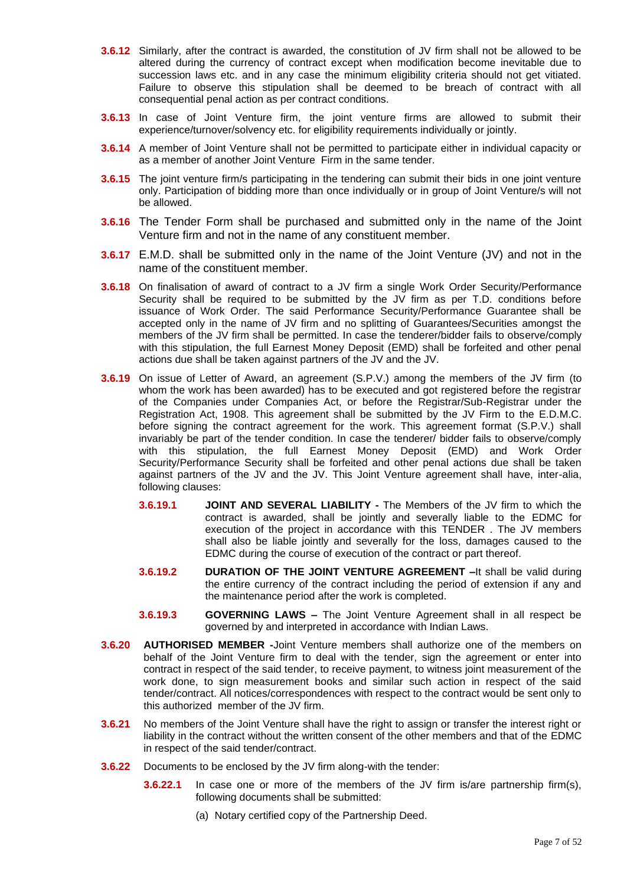**3.6.12** Similarly, after the contract is awarded, the constitution of JV firm shall not be allowed to be altered during the currency of contract except when modification become inevitable due to succession laws etc. and in any case the minimum eligibility criteria should not get vitiated. Failure to observe this stipulation shall be deemed to be breach of contract with all consequential penal action as per contract conditions.

**3.6.13** In case of Joint Venture firm, the joint venture firms are allowed to submit their experience/turnover/solvency etc. for eligibility requirements individually or jointly.

**3.6.14** A member of Joint Venture shall not be permitted to participate either in individual capacity or as a member of another Joint Venture Firm in the same tender.

**3.6.15** The joint venture firm/s participating in the tendering can submit their bids in one joint venture only. Participation of bidding more than once individually or in group of Joint Venture/s will not be allowed.

**3.6.16** The Tender Form shall be purchased and submitted only in the name of the Joint Venture firm and not in the name of any constituent member.

**3.6.17** E.M.D. shall be submitted only in the name of the Joint Venture (JV) and not in the name of the constituent member.

**3.6.18** On finalisation of award of contract to a JV firm a single Work Order Security/Performance Security shall be required to be submitted by the JV firm as per T.D. conditions before issuance of Work Order. The said Performance Security/Performance Guarantee shall be accepted only in the name of JV firm and no splitting of Guarantees/Securities amongst the members of the JV firm shall be permitted. In case the tenderer/bidder fails to observe/comply with this stipulation, the full Earnest Money Deposit (EMD) shall be forfeited and other penal actions due shall be taken against partners of the JV and the JV.

**3.6.19** On issue of Letter of Award, an agreement (S.P.V.) among the members of the JV firm (to whom the work has been awarded) has to be executed and got registered before the registrar of the Companies under Companies Act, or before the Registrar/Sub-Registrar under the Registration Act, 1908. This agreement shall be submitted by the JV Firm to the E.D.M.C. before signing the contract agreement for the work. This agreement format (S.P.V.) shall invariably be part of the tender condition. In case the tenderer/ bidder fails to observe/comply with this stipulation, the full Earnest Money Deposit (EMD) and Work Order Security/Performance Security shall be forfeited and other penal actions due shall be taken against partners of the JV and the JV. This Joint Venture agreement shall have, inter-alia, following clauses:

**3.6.19.1** **JOINT AND SEVERAL LIABILITY -** The Members of the JV firm to which the contract is awarded, shall be jointly and severally liable to the EDMC for execution of the project in accordance with this TENDER . The JV members shall also be liable jointly and severally for the loss, damages caused to the EDMC during the course of execution of the contract or part thereof.

**3.6.19.2** **DURATION OF THE JOINT VENTURE AGREEMENT –**It shall be valid during the entire currency of the contract including the period of extension if any and the maintenance period after the work is completed.

**3.6.19.3** **GOVERNING LAWS –** The Joint Venture Agreement shall in all respect be governed by and interpreted in accordance with Indian Laws.

**3.6.20** **AUTHORISED MEMBER -**Joint Venture members shall authorize one of the members on behalf of the Joint Venture firm to deal with the tender, sign the agreement or enter into contract in respect of the said tender, to receive payment, to witness joint measurement of the work done, to sign measurement books and similar such action in respect of the said tender/contract. All notices/correspondences with respect to the contract would be sent only to this authorized member of the JV firm.

**3.6.21** No members of the Joint Venture shall have the right to assign or transfer the interest right or liability in the contract without the written consent of the other members and that of the EDMC in respect of the said tender/contract.

**3.6.22** Documents to be enclosed by the JV firm along-with the tender:

**3.6.22.1** In case one or more of the members of the JV firm is/are partnership firm(s), following documents shall be submitted:

(a) Notary certified copy of the Partnership Deed.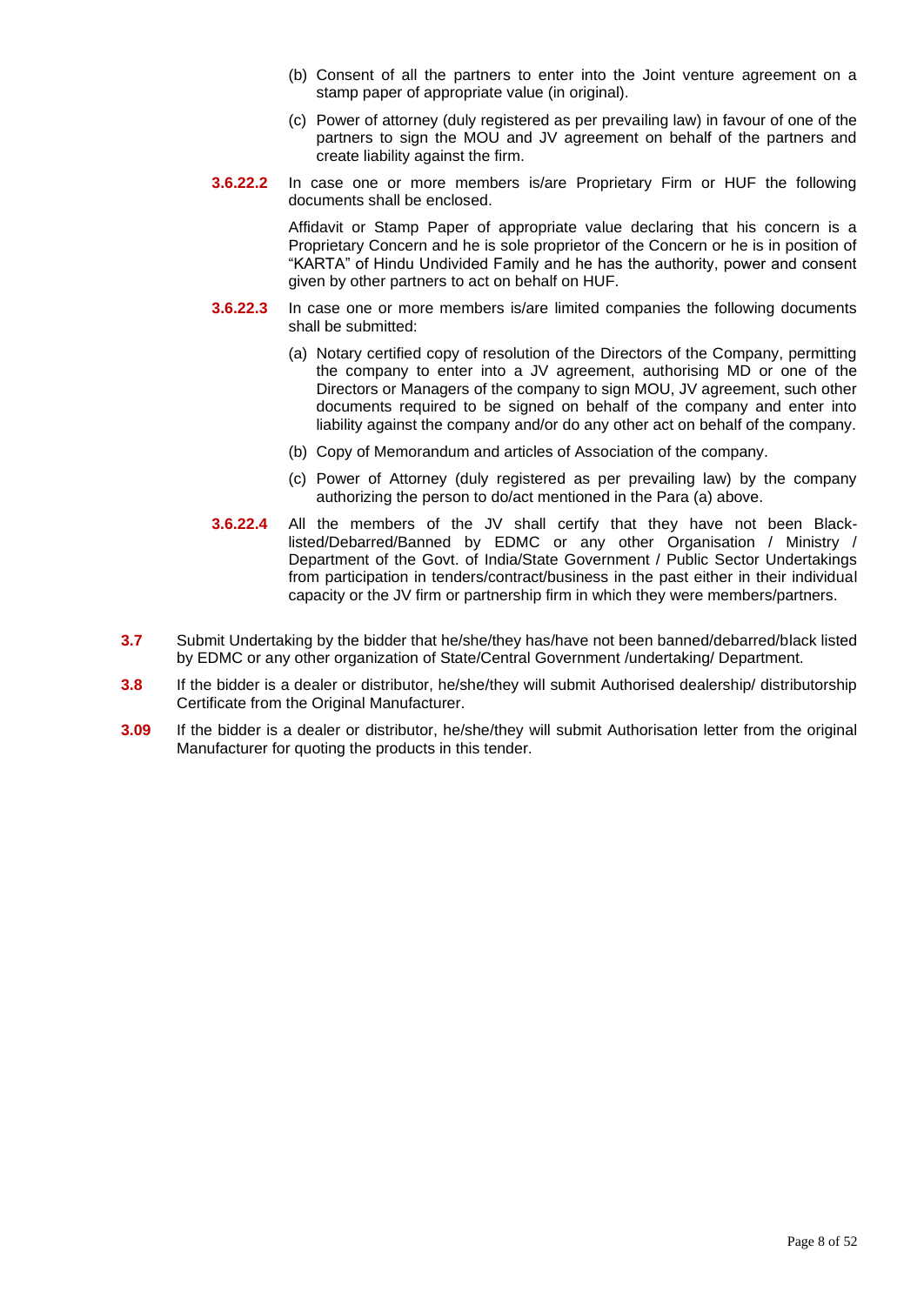(b) Consent of all the partners to enter into the Joint venture agreement on a stamp paper of appropriate value (in original).

(c) Power of attorney (duly registered as per prevailing law) in favour of one of the partners to sign the MOU and JV agreement on behalf of the partners and create liability against the firm.

**3.6.22.2** In case one or more members is/are Proprietary Firm or HUF the following documents shall be enclosed.

Affidavit or Stamp Paper of appropriate value declaring that his concern is a Proprietary Concern and he is sole proprietor of the Concern or he is in position of "KARTA" of Hindu Undivided Family and he has the authority, power and consent given by other partners to act on behalf on HUF.

**3.6.22.3** In case one or more members is/are limited companies the following documents shall be submitted:

(a) Notary certified copy of resolution of the Directors of the Company, permitting the company to enter into a JV agreement, authorising MD or one of the Directors or Managers of the company to sign MOU, JV agreement, such other documents required to be signed on behalf of the company and enter into liability against the company and/or do any other act on behalf of the company.

(b) Copy of Memorandum and articles of Association of the company.

(c) Power of Attorney (duly registered as per prevailing law) by the company authorizing the person to do/act mentioned in the Para (a) above.

**3.6.22.4** All the members of the JV shall certify that they have not been Black-listed/Debarred/Banned by EDMC or any other Organisation / Ministry / Department of the Govt. of India/State Government / Public Sector Undertakings from participation in tenders/contract/business in the past either in their individual capacity or the JV firm or partnership firm in which they were members/partners.

**3.7** Submit Undertaking by the bidder that he/she/they has/have not been banned/debarred/black listed by EDMC or any other organization of State/Central Government /undertaking/ Department.

**3.8** If the bidder is a dealer or distributor, he/she/they will submit Authorised dealership/ distributorship Certificate from the Original Manufacturer.

**3.09** If the bidder is a dealer or distributor, he/she/they will submit Authorisation letter from the original Manufacturer for quoting the products in this tender.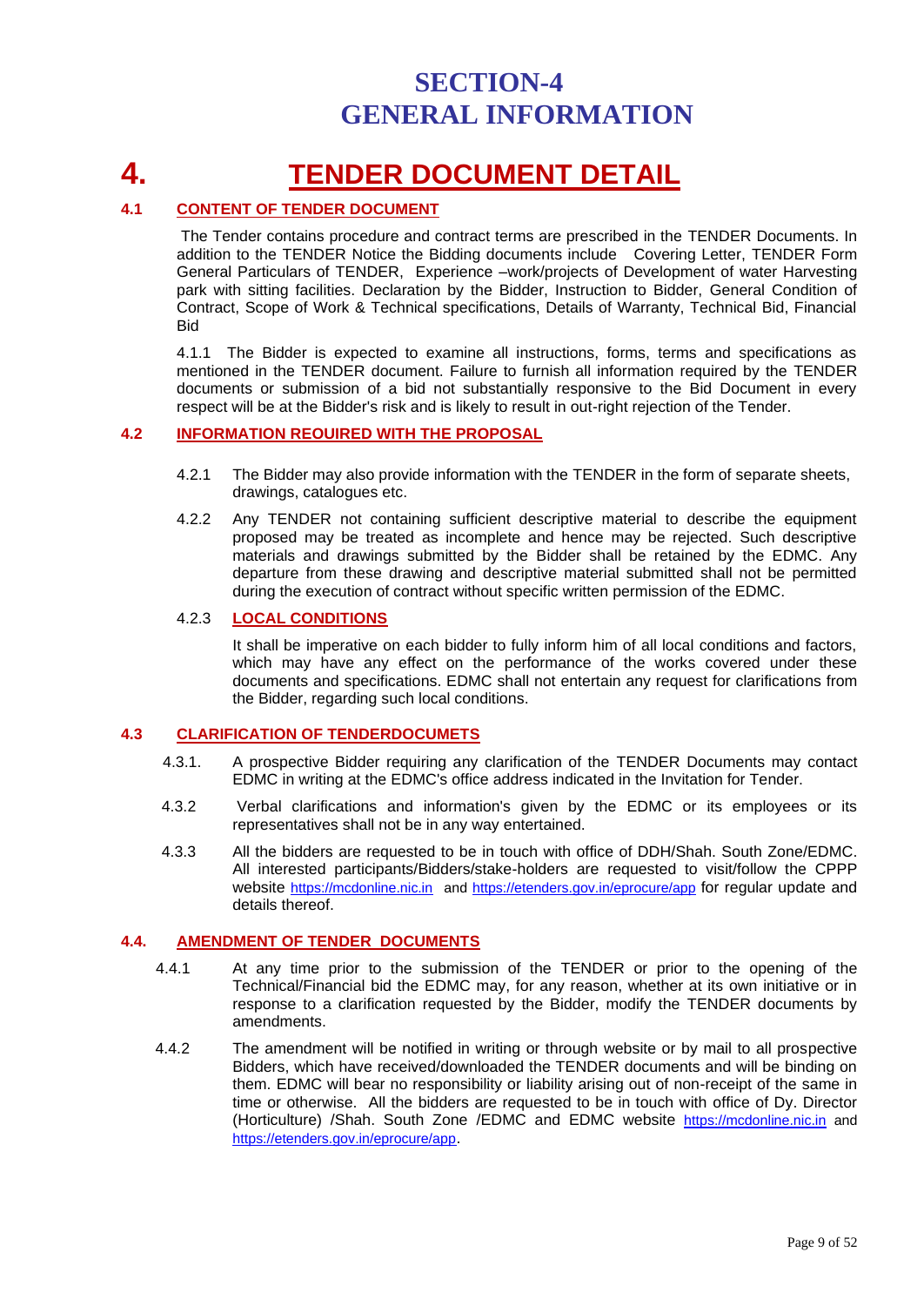# SECTION-4
# GENERAL INFORMATION

# 4. TENDER DOCUMENT DETAIL

## 4.1 CONTENT OF TENDER DOCUMENT

The Tender contains procedure and contract terms are prescribed in the TENDER Documents. In addition to the TENDER Notice the Bidding documents include Covering Letter, TENDER Form General Particulars of TENDER, Experience –work/projects of Development of water Harvesting park with sitting facilities. Declaration by the Bidder, Instruction to Bidder, General Condition of Contract, Scope of Work & Technical specifications, Details of Warranty, Technical Bid, Financial Bid

4.1.1 The Bidder is expected to examine all instructions, forms, terms and specifications as mentioned in the TENDER document. Failure to furnish all information required by the TENDER documents or submission of a bid not substantially responsive to the Bid Document in every respect will be at the Bidder's risk and is likely to result in out-right rejection of the Tender.

## 4.2 INFORMATION REOUIRED WITH THE PROPOSAL

4.2.1 The Bidder may also provide information with the TENDER in the form of separate sheets, drawings, catalogues etc.

4.2.2 Any TENDER not containing sufficient descriptive material to describe the equipment proposed may be treated as incomplete and hence may be rejected. Such descriptive materials and drawings submitted by the Bidder shall be retained by the EDMC. Any departure from these drawing and descriptive material submitted shall not be permitted during the execution of contract without specific written permission of the EDMC.

### 4.2.3 LOCAL CONDITIONS

It shall be imperative on each bidder to fully inform him of all local conditions and factors, which may have any effect on the performance of the works covered under these documents and specifications. EDMC shall not entertain any request for clarifications from the Bidder, regarding such local conditions.

## 4.3 CLARIFICATION OF TENDERDOCUMETS

4.3.1. A prospective Bidder requiring any clarification of the TENDER Documents may contact EDMC in writing at the EDMC's office address indicated in the Invitation for Tender.

4.3.2 Verbal clarifications and information's given by the EDMC or its employees or its representatives shall not be in any way entertained.

4.3.3 All the bidders are requested to be in touch with office of DDH/Shah. South Zone/EDMC. All interested participants/Bidders/stake-holders are requested to visit/follow the CPPP website https://mcdonline.nic.in and https://etenders.gov.in/eprocure/app for regular update and details thereof.

## 4.4. AMENDMENT OF TENDER DOCUMENTS

4.4.1 At any time prior to the submission of the TENDER or prior to the opening of the Technical/Financial bid the EDMC may, for any reason, whether at its own initiative or in response to a clarification requested by the Bidder, modify the TENDER documents by amendments.

4.4.2 The amendment will be notified in writing or through website or by mail to all prospective Bidders, which have received/downloaded the TENDER documents and will be binding on them. EDMC will bear no responsibility or liability arising out of non-receipt of the same in time or otherwise. All the bidders are requested to be in touch with office of Dy. Director (Horticulture) /Shah. South Zone /EDMC and EDMC website https://mcdonline.nic.in and https://etenders.gov.in/eprocure/app.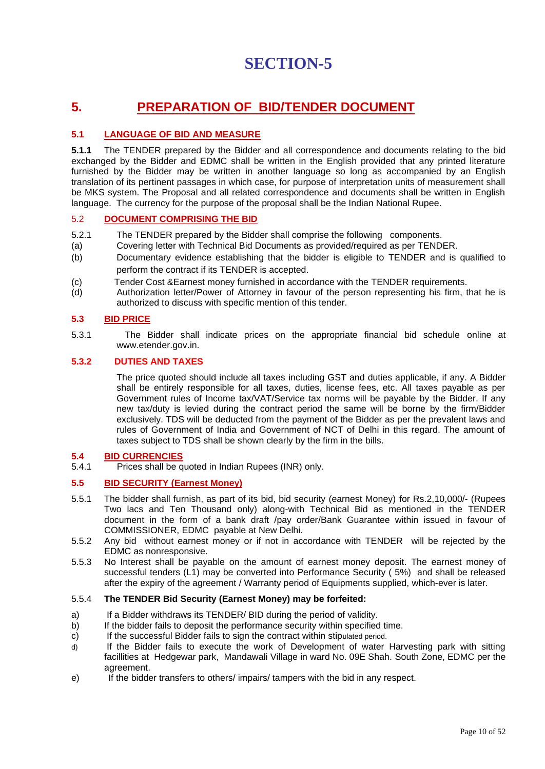# SECTION-5

## 5. PREPARATION OF BID/TENDER DOCUMENT

### 5.1 LANGUAGE OF BID AND MEASURE

**5.1.1** The TENDER prepared by the Bidder and all correspondence and documents relating to the bid exchanged by the Bidder and EDMC shall be written in the English provided that any printed literature furnished by the Bidder may be written in another language so long as accompanied by an English translation of its pertinent passages in which case, for purpose of interpretation units of measurement shall be MKS system. The Proposal and all related correspondence and documents shall be written in English language. The currency for the purpose of the proposal shall be the Indian National Rupee.

### 5.2 DOCUMENT COMPRISING THE BID

5.2.1 The TENDER prepared by the Bidder shall comprise the following components.

(a) Covering letter with Technical Bid Documents as provided/required as per TENDER.

(b) Documentary evidence establishing that the bidder is eligible to TENDER and is qualified to perform the contract if its TENDER is accepted.

(c) Tender Cost &Earnest money furnished in accordance with the TENDER requirements.

(d) Authorization letter/Power of Attorney in favour of the person representing his firm, that he is authorized to discuss with specific mention of this tender.

### 5.3 BID PRICE

5.3.1 The Bidder shall indicate prices on the appropriate financial bid schedule online at www.etender.gov.in.

#### 5.3.2 DUTIES AND TAXES

The price quoted should include all taxes including GST and duties applicable, if any. A Bidder shall be entirely responsible for all taxes, duties, license fees, etc. All taxes payable as per Government rules of Income tax/VAT/Service tax norms will be payable by the Bidder. If any new tax/duty is levied during the contract period the same will be borne by the firm/Bidder exclusively. TDS will be deducted from the payment of the Bidder as per the prevalent laws and rules of Government of India and Government of NCT of Delhi in this regard. The amount of taxes subject to TDS shall be shown clearly by the firm in the bills.

### 5.4 BID CURRENCIES

5.4.1 Prices shall be quoted in Indian Rupees (INR) only.

### 5.5 BID SECURITY (Earnest Money)

5.5.1 The bidder shall furnish, as part of its bid, bid security (earnest Money) for Rs.2,10,000/- (Rupees Two lacs and Ten Thousand only) along-with Technical Bid as mentioned in the TENDER document in the form of a bank draft /pay order/Bank Guarantee within issued in favour of COMMISSIONER, EDMC payable at New Delhi.

5.5.2 Any bid without earnest money or if not in accordance with TENDER will be rejected by the EDMC as nonresponsive.

5.5.3 No Interest shall be payable on the amount of earnest money deposit. The earnest money of successful tenders (L1) may be converted into Performance Security ( 5%) and shall be released after the expiry of the agreement / Warranty period of Equipments supplied, which-ever is later.

5.5.4 **The TENDER Bid Security (Earnest Money) may be forfeited:**

a) If a Bidder withdraws its TENDER/ BID during the period of validity.

b) If the bidder fails to deposit the performance security within specified time.

c) If the successful Bidder fails to sign the contract within stipulated period.

d) If the Bidder fails to execute the work of Development of water Harvesting park with sitting facillities at Hedgewar park, Mandawali Village in ward No. 09E Shah. South Zone, EDMC per the agreement.

e) If the bidder transfers to others/ impairs/ tampers with the bid in any respect.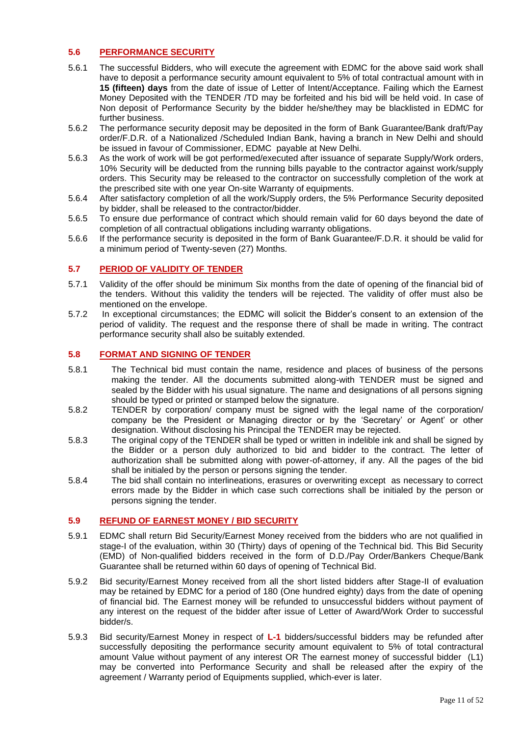### 5.6 PERFORMANCE SECURITY

5.6.1 The successful Bidders, who will execute the agreement with EDMC for the above said work shall have to deposit a performance security amount equivalent to 5% of total contractual amount with in **15 (fifteen) days** from the date of issue of Letter of Intent/Acceptance. Failing which the Earnest Money Deposited with the TENDER /TD may be forfeited and his bid will be held void. In case of Non deposit of Performance Security by the bidder he/she/they may be blacklisted in EDMC for further business.

5.6.2 The performance security deposit may be deposited in the form of Bank Guarantee/Bank draft/Pay order/F.D.R. of a Nationalized /Scheduled Indian Bank, having a branch in New Delhi and should be issued in favour of Commissioner, EDMC payable at New Delhi.

5.6.3 As the work of work will be got performed/executed after issuance of separate Supply/Work orders, 10% Security will be deducted from the running bills payable to the contractor against work/supply orders. This Security may be released to the contractor on successfully completion of the work at the prescribed site with one year On-site Warranty of equipments.

5.6.4 After satisfactory completion of all the work/Supply orders, the 5% Performance Security deposited by bidder, shall be released to the contractor/bidder.

5.6.5 To ensure due performance of contract which should remain valid for 60 days beyond the date of completion of all contractual obligations including warranty obligations.

5.6.6 If the performance security is deposited in the form of Bank Guarantee/F.D.R. it should be valid for a minimum period of Twenty-seven (27) Months.

### 5.7 PERIOD OF VALIDITY OF TENDER

5.7.1 Validity of the offer should be minimum Six months from the date of opening of the financial bid of the tenders. Without this validity the tenders will be rejected. The validity of offer must also be mentioned on the envelope.

5.7.2 In exceptional circumstances; the EDMC will solicit the Bidder's consent to an extension of the period of validity. The request and the response there of shall be made in writing. The contract performance security shall also be suitably extended.

### 5.8 FORMAT AND SIGNING OF TENDER

5.8.1 The Technical bid must contain the name, residence and places of business of the persons making the tender. All the documents submitted along-with TENDER must be signed and sealed by the Bidder with his usual signature. The name and designations of all persons signing should be typed or printed or stamped below the signature.

5.8.2 TENDER by corporation/ company must be signed with the legal name of the corporation/ company be the President or Managing director or by the 'Secretary' or Agent' or other designation. Without disclosing his Principal the TENDER may be rejected.

5.8.3 The original copy of the TENDER shall be typed or written in indelible ink and shall be signed by the Bidder or a person duly authorized to bid and bidder to the contract. The letter of authorization shall be submitted along with power-of-attorney, if any. All the pages of the bid shall be initialed by the person or persons signing the tender.

5.8.4 The bid shall contain no interlineations, erasures or overwriting except as necessary to correct errors made by the Bidder in which case such corrections shall be initialed by the person or persons signing the tender.

### 5.9 REFUND OF EARNEST MONEY / BID SECURITY

5.9.1 EDMC shall return Bid Security/Earnest Money received from the bidders who are not qualified in stage-I of the evaluation, within 30 (Thirty) days of opening of the Technical bid. This Bid Security (EMD) of Non-qualified bidders received in the form of D.D./Pay Order/Bankers Cheque/Bank Guarantee shall be returned within 60 days of opening of Technical Bid.

5.9.2 Bid security/Earnest Money received from all the short listed bidders after Stage-II of evaluation may be retained by EDMC for a period of 180 (One hundred eighty) days from the date of opening of financial bid. The Earnest money will be refunded to unsuccessful bidders without payment of any interest on the request of the bidder after issue of Letter of Award/Work Order to successful bidder/s.

5.9.3 Bid security/Earnest Money in respect of **L-1** bidders/successful bidders may be refunded after successfully depositing the performance security amount equivalent to 5% of total contractural amount Value without payment of any interest OR The earnest money of successful bidder (L1) may be converted into Performance Security and shall be released after the expiry of the agreement / Warranty period of Equipments supplied, which-ever is later.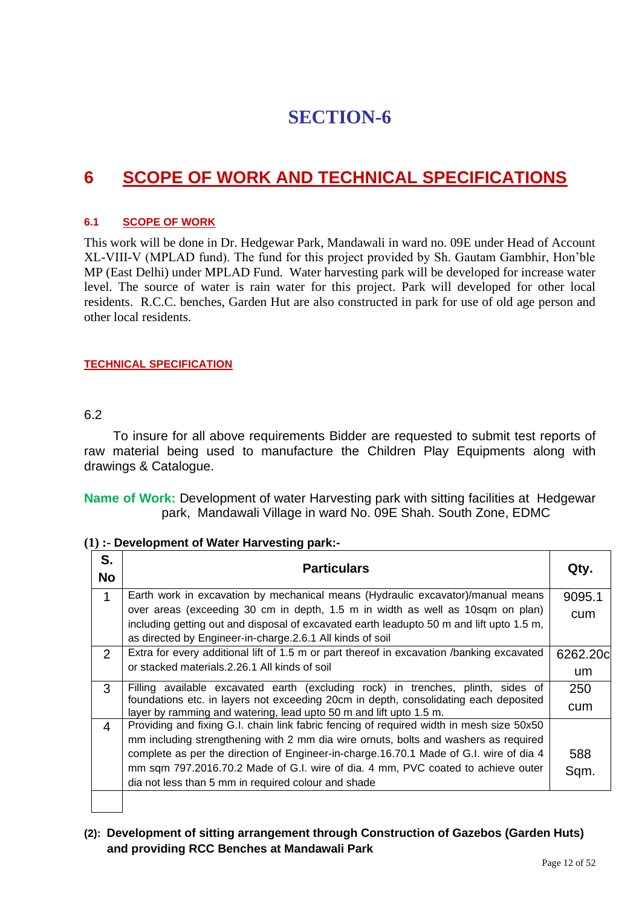# SECTION-6

## 6 SCOPE OF WORK AND TECHNICAL SPECIFICATIONS

### 6.1 SCOPE OF WORK

This work will be done in Dr. Hedgewar Park, Mandawali in ward no. 09E under Head of Account XL-VIII-V (MPLAD fund). The fund for this project provided by Sh. Gautam Gambhir, Hon'ble MP (East Delhi) under MPLAD Fund. Water harvesting park will be developed for increase water level. The source of water is rain water for this project. Park will developed for other local residents. R.C.C. benches, Garden Hut are also constructed in park for use of old age person and other local residents.

### TECHNICAL SPECIFICATION

6.2

To insure for all above requirements Bidder are requested to submit test reports of raw material being used to manufacture the Children Play Equipments along with drawings & Catalogue.

**Name of Work:** Development of water Harvesting park with sitting facilities at Hedgewar park, Mandawali Village in ward No. 09E Shah. South Zone, EDMC

**(1) :- Development of Water Harvesting park:-**

| S. No | Particulars | Qty. |
|---|---|---|
| 1 | Earth work in excavation by mechanical means (Hydraulic excavator)/manual means over areas (exceeding 30 cm in depth, 1.5 m in width as well as 10sqm on plan) including getting out and disposal of excavated earth leadupto 50 m and lift upto 1.5 m, as directed by Engineer-in-charge.2.6.1 All kinds of soil | 9095.1 cum |
| 2 | Extra for every additional lift of 1.5 m or part thereof in excavation /banking excavated or stacked materials.2.26.1 All kinds of soil | 6262.20cum |
| 3 | Filling available excavated earth (excluding rock) in trenches, plinth, sides of foundations etc. in layers not exceeding 20cm in depth, consolidating each deposited layer by ramming and watering, lead upto 50 m and lift upto 1.5 m. | 250 cum |
| 4 | Providing and fixing G.I. chain link fabric fencing of required width in mesh size 50x50 mm including strengthening with 2 mm dia wire ornuts, bolts and washers as required complete as per the direction of Engineer-in-charge.16.70.1 Made of G.I. wire of dia 4 mm sqm 797.2016.70.2 Made of G.I. wire of dia. 4 mm, PVC coated to achieve outer dia not less than 5 mm in required colour and shade | 588 Sqm. |
| | | |

**(2): Development of sitting arrangement through Construction of Gazebos (Garden Huts) and providing RCC Benches at Mandawali Park**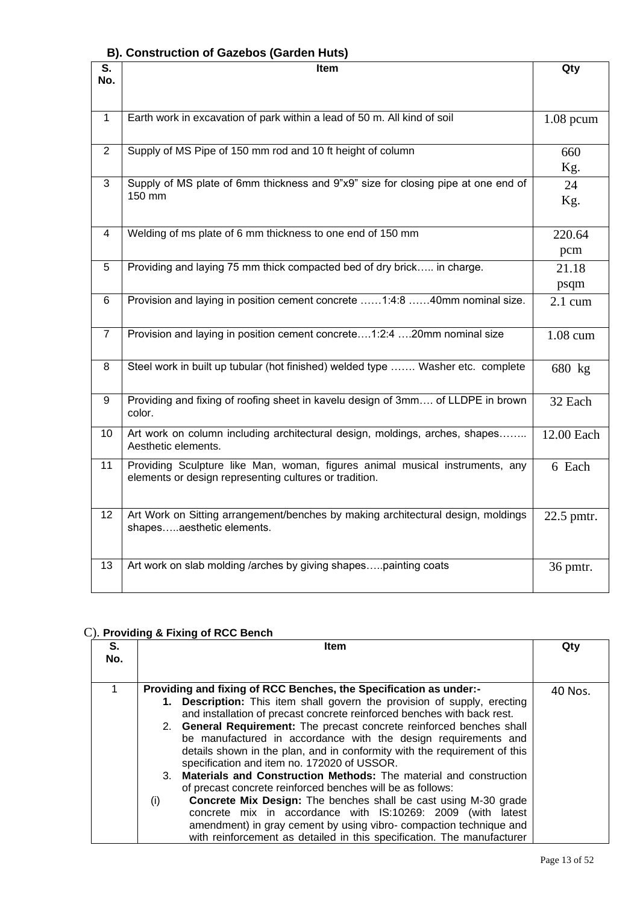### B). Construction of Gazebos (Garden Huts)

| S. No. | Item | Qty |
|---|---|---|
| 1 | Earth work in excavation of park within a lead of 50 m. All kind of soil | 1.08 pcum |
| 2 | Supply of MS Pipe of 150 mm rod and 10 ft height of column | 660 Kg. |
| 3 | Supply of MS plate of 6mm thickness and 9"x9" size for closing pipe at one end of 150 mm | 24 Kg. |
| 4 | Welding of ms plate of 6 mm thickness to one end of 150 mm | 220.64 pcm |
| 5 | Providing and laying 75 mm thick compacted bed of dry brick….. in charge. | 21.18 psqm |
| 6 | Provision and laying in position cement concrete ……1:4:8 ……40mm nominal size. | 2.1 cum |
| 7 | Provision and laying in position cement concrete….1:2:4 ….20mm nominal size | 1.08 cum |
| 8 | Steel work in built up tubular (hot finished) welded type ……. Washer etc. complete | 680 kg |
| 9 | Providing and fixing of roofing sheet in kavelu design of 3mm…. of LLDPE in brown color. | 32 Each |
| 10 | Art work on column including architectural design, moldings, arches, shapes…….. Aesthetic elements. | 12.00 Each |
| 11 | Providing Sculpture like Man, woman, figures animal musical instruments, any elements or design representing cultures or tradition. | 6 Each |
| 12 | Art Work on Sitting arrangement/benches by making architectural design, moldings shapes…..aesthetic elements. | 22.5 pmtr. |
| 13 | Art work on slab molding /arches by giving shapes…..painting coats | 36 pmtr. |

### C). Providing & Fixing of RCC Bench

| S. No. | Item | Qty |
|---|---|---|
| 1 | **Providing and fixing of RCC Benches, the Specification as under:-**<br>1. **Description:** This item shall govern the provision of supply, erecting and installation of precast concrete reinforced benches with back rest.<br>2. **General Requirement:** The precast concrete reinforced benches shall be manufactured in accordance with the design requirements and details shown in the plan, and in conformity with the requirement of this specification and item no. 172020 of USSOR.<br>3. **Materials and Construction Methods:** The material and construction of precast concrete reinforced benches will be as follows:<br>(i) **Concrete Mix Design:** The benches shall be cast using M-30 grade concrete mix in accordance with IS:10269: 2009 (with latest amendment) in gray cement by using vibro- compaction technique and with reinforcement as detailed in this specification. The manufacturer | 40 Nos. |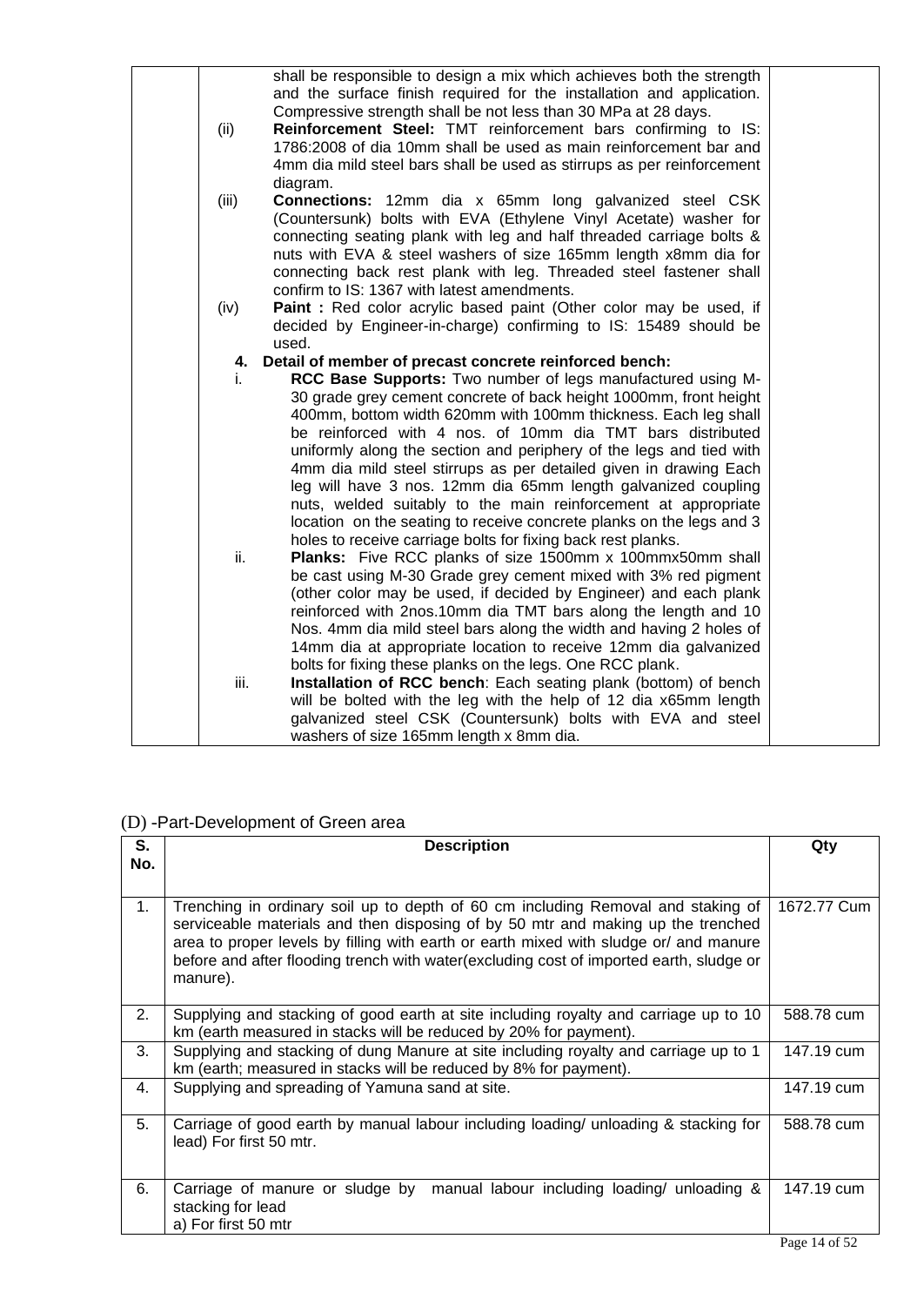| | | |
|---|---|---|
| | shall be responsible to design a mix which achieves both the strength and the surface finish required for the installation and application. Compressive strength shall be not less than 30 MPa at 28 days.<br>(ii) **Reinforcement Steel:** TMT reinforcement bars confirming to IS: 1786:2008 of dia 10mm shall be used as main reinforcement bar and 4mm dia mild steel bars shall be used as stirrups as per reinforcement diagram.<br>(iii) **Connections:** 12mm dia x 65mm long galvanized steel CSK (Countersunk) bolts with EVA (Ethylene Vinyl Acetate) washer for connecting seating plank with leg and half threaded carriage bolts & nuts with EVA & steel washers of size 165mm length x8mm dia for connecting back rest plank with leg. Threaded steel fastener shall confirm to IS: 1367 with latest amendments.<br>(iv) **Paint :** Red color acrylic based paint (Other color may be used, if decided by Engineer-in-charge) confirming to IS: 15489 should be used.<br>**4. Detail of member of precast concrete reinforced bench:**<br>i. **RCC Base Supports:** Two number of legs manufactured using M-30 grade grey cement concrete of back height 1000mm, front height 400mm, bottom width 620mm with 100mm thickness. Each leg shall be reinforced with 4 nos. of 10mm dia TMT bars distributed uniformly along the section and periphery of the legs and tied with 4mm dia mild steel stirrups as per detailed given in drawing Each leg will have 3 nos. 12mm dia 65mm length galvanized coupling nuts, welded suitably to the main reinforcement at appropriate location on the seating to receive concrete planks on the legs and 3 holes to receive carriage bolts for fixing back rest planks.<br>ii. **Planks:** Five RCC planks of size 1500mm x 100mmx50mm shall be cast using M-30 Grade grey cement mixed with 3% red pigment (other color may be used, if decided by Engineer) and each plank reinforced with 2nos.10mm dia TMT bars along the length and 10 Nos. 4mm dia mild steel bars along the width and having 2 holes of 14mm dia at appropriate location to receive 12mm dia galvanized bolts for fixing these planks on the legs. One RCC plank.<br>iii. **Installation of RCC bench**: Each seating plank (bottom) of bench will be bolted with the leg with the help of 12 dia x65mm length galvanized steel CSK (Countersunk) bolts with EVA and steel washers of size 165mm length x 8mm dia. | |

(D) -Part-Development of Green area

| S. No. | Description | Qty |
|---|---|---|
| 1. | Trenching in ordinary soil up to depth of 60 cm including Removal and staking of serviceable materials and then disposing of by 50 mtr and making up the trenched area to proper levels by filling with earth or earth mixed with sludge or/ and manure before and after flooding trench with water(excluding cost of imported earth, sludge or manure). | 1672.77 Cum |
| 2. | Supplying and stacking of good earth at site including royalty and carriage up to 10 km (earth measured in stacks will be reduced by 20% for payment). | 588.78 cum |
| 3. | Supplying and stacking of dung Manure at site including royalty and carriage up to 1 km (earth; measured in stacks will be reduced by 8% for payment). | 147.19 cum |
| 4. | Supplying and spreading of Yamuna sand at site. | 147.19 cum |
| 5. | Carriage of good earth by manual labour including loading/ unloading & stacking for lead) For first 50 mtr. | 588.78 cum |
| 6. | Carriage of manure or sludge by manual labour including loading/ unloading & stacking for lead<br>a) For first 50 mtr | 147.19 cum |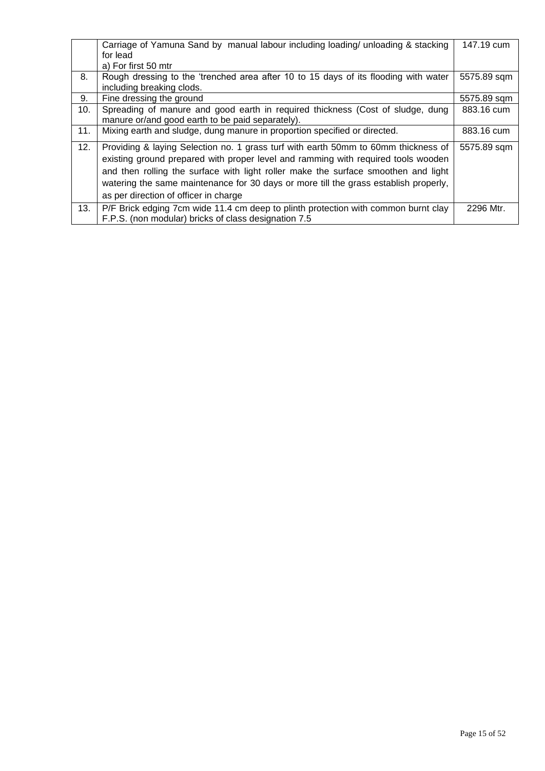|  |  |  |
|---|---|---|
|  | Carriage of Yamuna Sand by manual labour including loading/ unloading & stacking for lead<br>a) For first 50 mtr | 147.19 cum |
| 8. | Rough dressing to the 'trenched area after 10 to 15 days of its flooding with water including breaking clods. | 5575.89 sqm |
| 9. | Fine dressing the ground | 5575.89 sqm |
| 10. | Spreading of manure and good earth in required thickness (Cost of sludge, dung manure or/and good earth to be paid separately). | 883.16 cum |
| 11. | Mixing earth and sludge, dung manure in proportion specified or directed. | 883.16 cum |
| 12. | Providing & laying Selection no. 1 grass turf with earth 50mm to 60mm thickness of existing ground prepared with proper level and ramming with required tools wooden and then rolling the surface with light roller make the surface smoothen and light watering the same maintenance for 30 days or more till the grass establish properly, as per direction of officer in charge | 5575.89 sqm |
| 13. | P/F Brick edging 7cm wide 11.4 cm deep to plinth protection with common burnt clay F.P.S. (non modular) bricks of class designation 7.5 | 2296 Mtr. |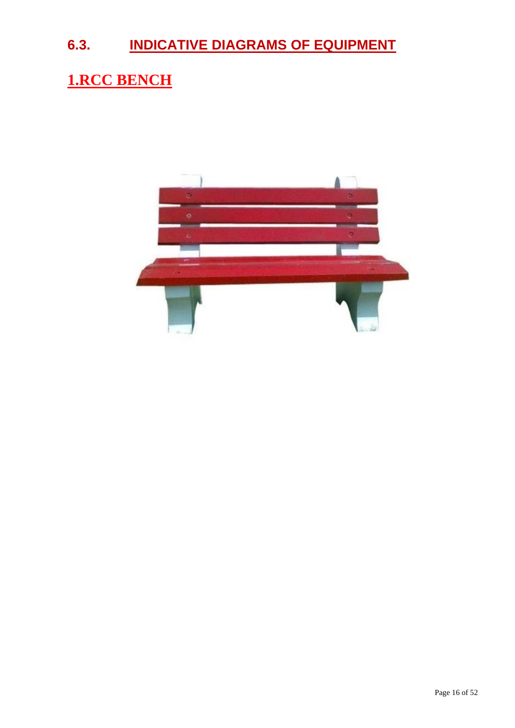# 6.3. INDICATIVE DIAGRAMS OF EQUIPMENT

## 1.RCC BENCH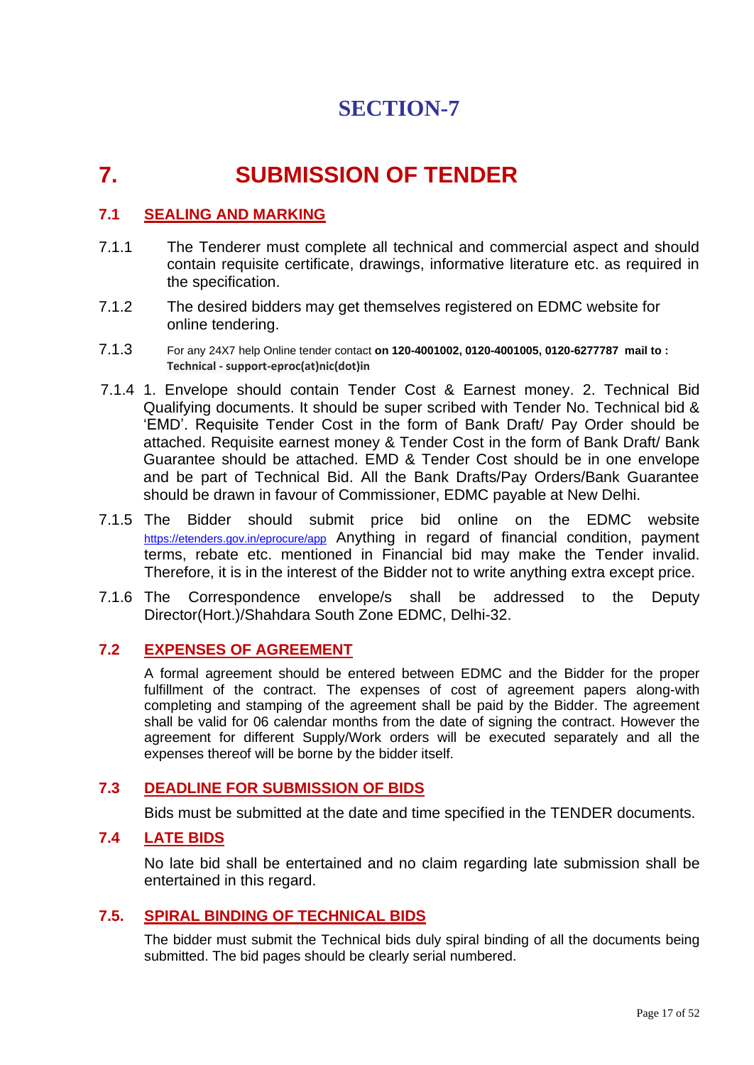# SECTION-7

# 7. SUBMISSION OF TENDER

## 7.1 SEALING AND MARKING

7.1.1 The Tenderer must complete all technical and commercial aspect and should contain requisite certificate, drawings, informative literature etc. as required in the specification.

7.1.2 The desired bidders may get themselves registered on EDMC website for online tendering.

7.1.3 For any 24X7 help Online tender contact **on 120-4001002, 0120-4001005, 0120-6277787 mail to : Technical - support-eproc(at)nic(dot)in**

7.1.4 1. Envelope should contain Tender Cost & Earnest money. 2. Technical Bid Qualifying documents. It should be super scribed with Tender No. Technical bid & 'EMD'. Requisite Tender Cost in the form of Bank Draft/ Pay Order should be attached. Requisite earnest money & Tender Cost in the form of Bank Draft/ Bank Guarantee should be attached. EMD & Tender Cost should be in one envelope and be part of Technical Bid. All the Bank Drafts/Pay Orders/Bank Guarantee should be drawn in favour of Commissioner, EDMC payable at New Delhi.

7.1.5 The Bidder should submit price bid online on the EDMC website https://etenders.gov.in/eprocure/app Anything in regard of financial condition, payment terms, rebate etc. mentioned in Financial bid may make the Tender invalid. Therefore, it is in the interest of the Bidder not to write anything extra except price.

7.1.6 The Correspondence envelope/s shall be addressed to the Deputy Director(Hort.)/Shahdara South Zone EDMC, Delhi-32.

## 7.2 EXPENSES OF AGREEMENT

A formal agreement should be entered between EDMC and the Bidder for the proper fulfillment of the contract. The expenses of cost of agreement papers along-with completing and stamping of the agreement shall be paid by the Bidder. The agreement shall be valid for 06 calendar months from the date of signing the contract. However the agreement for different Supply/Work orders will be executed separately and all the expenses thereof will be borne by the bidder itself.

## 7.3 DEADLINE FOR SUBMISSION OF BIDS

Bids must be submitted at the date and time specified in the TENDER documents.

## 7.4 LATE BIDS

No late bid shall be entertained and no claim regarding late submission shall be entertained in this regard.

## 7.5. SPIRAL BINDING OF TECHNICAL BIDS

The bidder must submit the Technical bids duly spiral binding of all the documents being submitted. The bid pages should be clearly serial numbered.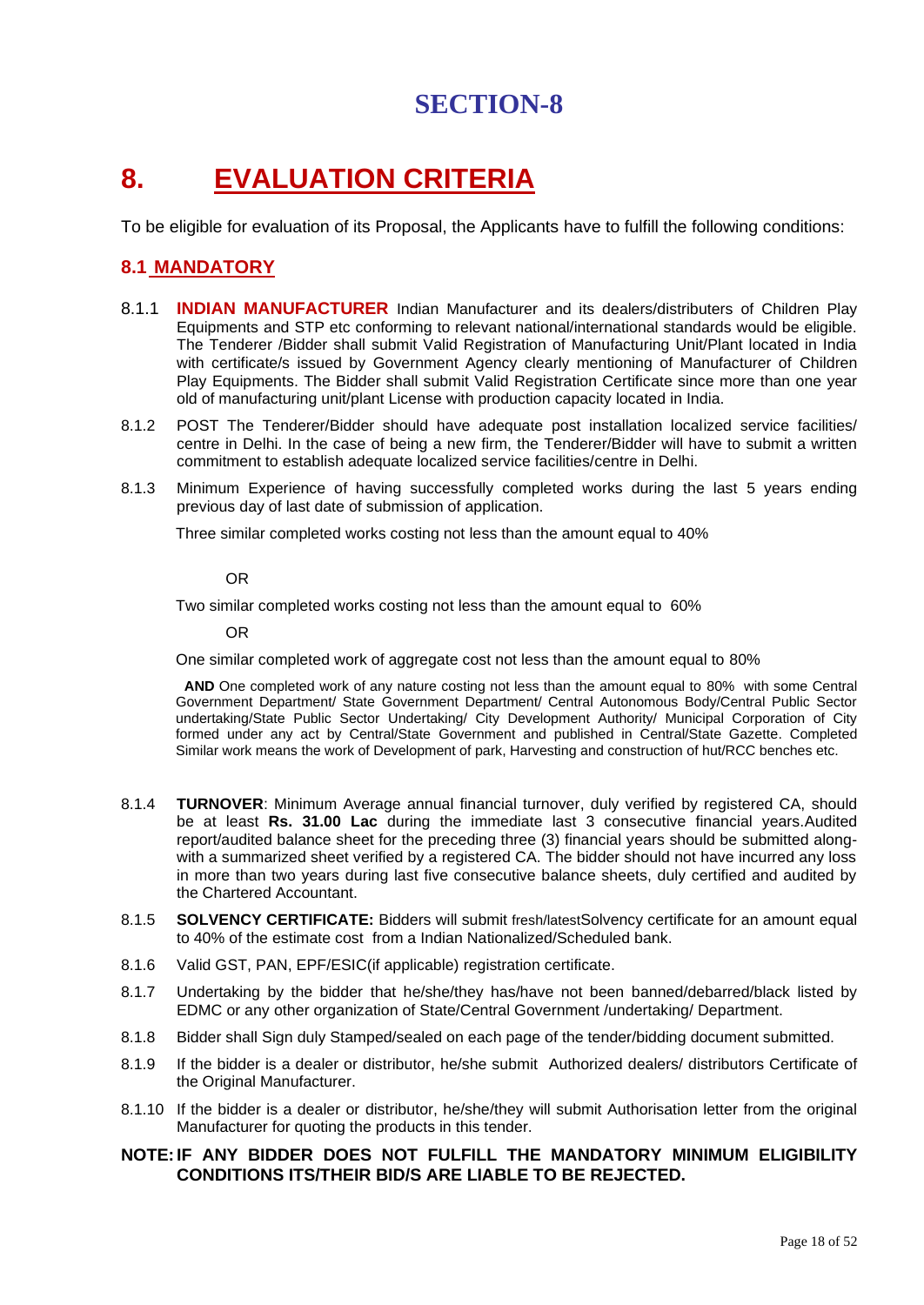# SECTION-8

# 8. EVALUATION CRITERIA

To be eligible for evaluation of its Proposal, the Applicants have to fulfill the following conditions:

## 8.1 MANDATORY

8.1.1 **INDIAN MANUFACTURER** Indian Manufacturer and its dealers/distributers of Children Play Equipments and STP etc conforming to relevant national/international standards would be eligible. The Tenderer /Bidder shall submit Valid Registration of Manufacturing Unit/Plant located in India with certificate/s issued by Government Agency clearly mentioning of Manufacturer of Children Play Equipments. The Bidder shall submit Valid Registration Certificate since more than one year old of manufacturing unit/plant License with production capacity located in India.

8.1.2 POST The Tenderer/Bidder should have adequate post installation localized service facilities/ centre in Delhi. In the case of being a new firm, the Tenderer/Bidder will have to submit a written commitment to establish adequate localized service facilities/centre in Delhi.

8.1.3 Minimum Experience of having successfully completed works during the last 5 years ending previous day of last date of submission of application.

Three similar completed works costing not less than the amount equal to 40%

OR

Two similar completed works costing not less than the amount equal to 60%

OR

One similar completed work of aggregate cost not less than the amount equal to 80%

**AND** One completed work of any nature costing not less than the amount equal to 80% with some Central Government Department/ State Government Department/ Central Autonomous Body/Central Public Sector undertaking/State Public Sector Undertaking/ City Development Authority/ Municipal Corporation of City formed under any act by Central/State Government and published in Central/State Gazette. Completed Similar work means the work of Development of park, Harvesting and construction of hut/RCC benches etc.

8.1.4 **TURNOVER**: Minimum Average annual financial turnover, duly verified by registered CA, should be at least **Rs. 31.00 Lac** during the immediate last 3 consecutive financial years.Audited report/audited balance sheet for the preceding three (3) financial years should be submitted along-with a summarized sheet verified by a registered CA. The bidder should not have incurred any loss in more than two years during last five consecutive balance sheets, duly certified and audited by the Chartered Accountant.

8.1.5 **SOLVENCY CERTIFICATE:** Bidders will submit fresh/latestSolvency certificate for an amount equal to 40% of the estimate cost from a Indian Nationalized/Scheduled bank.

8.1.6 Valid GST, PAN, EPF/ESIC(if applicable) registration certificate.

8.1.7 Undertaking by the bidder that he/she/they has/have not been banned/debarred/black listed by EDMC or any other organization of State/Central Government /undertaking/ Department.

8.1.8 Bidder shall Sign duly Stamped/sealed on each page of the tender/bidding document submitted.

8.1.9 If the bidder is a dealer or distributor, he/she submit Authorized dealers/ distributors Certificate of the Original Manufacturer.

8.1.10 If the bidder is a dealer or distributor, he/she/they will submit Authorisation letter from the original Manufacturer for quoting the products in this tender.

**NOTE: IF ANY BIDDER DOES NOT FULFILL THE MANDATORY MINIMUM ELIGIBILITY CONDITIONS ITS/THEIR BID/S ARE LIABLE TO BE REJECTED.**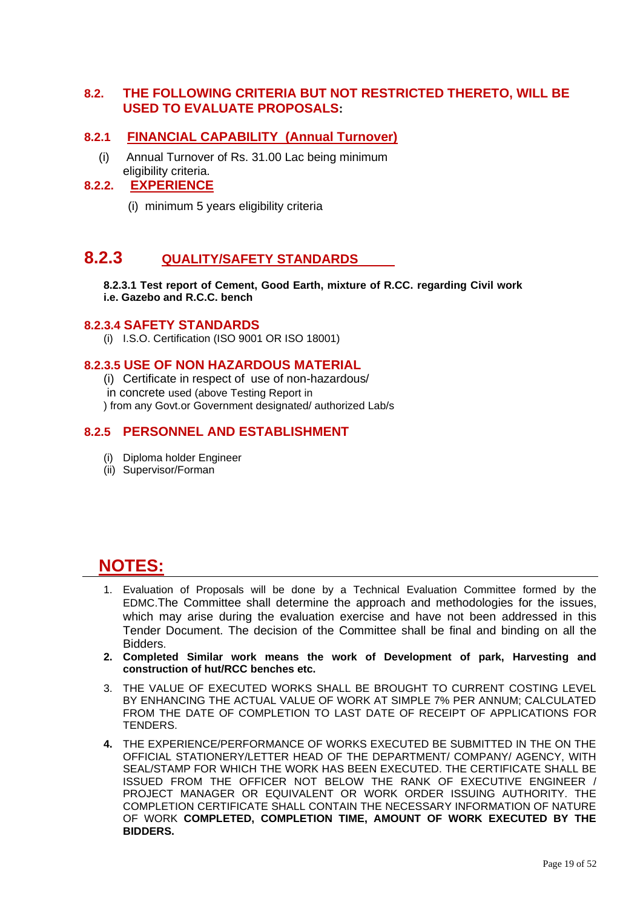## 8.2. THE FOLLOWING CRITERIA BUT NOT RESTRICTED THERETO, WILL BE USED TO EVALUATE PROPOSALS:

### 8.2.1 FINANCIAL CAPABILITY (Annual Turnover)

(i) Annual Turnover of Rs. 31.00 Lac being minimum eligibility criteria.

### 8.2.2. EXPERIENCE

(i) minimum 5 years eligibility criteria

## 8.2.3 QUALITY/SAFETY STANDARDS

**8.2.3.1 Test report of Cement, Good Earth, mixture of R.CC. regarding Civil work i.e. Gazebo and R.C.C. bench**

### 8.2.3.4 SAFETY STANDARDS

(i) I.S.O. Certification (ISO 9001 OR ISO 18001)

### 8.2.3.5 USE OF NON HAZARDOUS MATERIAL

(i) Certificate in respect of use of non-hazardous/ in concrete used (above Testing Report in ) from any Govt.or Government designated/ authorized Lab/s

### 8.2.5 PERSONNEL AND ESTABLISHMENT

(i) Diploma holder Engineer
(ii) Supervisor/Forman

## NOTES:

1. Evaluation of Proposals will be done by a Technical Evaluation Committee formed by the EDMC.The Committee shall determine the approach and methodologies for the issues, which may arise during the evaluation exercise and have not been addressed in this Tender Document. The decision of the Committee shall be final and binding on all the Bidders.
2. **Completed Similar work means the work of Development of park, Harvesting and construction of hut/RCC benches etc.**
3. THE VALUE OF EXECUTED WORKS SHALL BE BROUGHT TO CURRENT COSTING LEVEL BY ENHANCING THE ACTUAL VALUE OF WORK AT SIMPLE 7% PER ANNUM; CALCULATED FROM THE DATE OF COMPLETION TO LAST DATE OF RECEIPT OF APPLICATIONS FOR TENDERS.
4. THE EXPERIENCE/PERFORMANCE OF WORKS EXECUTED BE SUBMITTED IN THE ON THE OFFICIAL STATIONERY/LETTER HEAD OF THE DEPARTMENT/ COMPANY/ AGENCY, WITH SEAL/STAMP FOR WHICH THE WORK HAS BEEN EXECUTED. THE CERTIFICATE SHALL BE ISSUED FROM THE OFFICER NOT BELOW THE RANK OF EXECUTIVE ENGINEER / PROJECT MANAGER OR EQUIVALENT OR WORK ORDER ISSUING AUTHORITY. THE COMPLETION CERTIFICATE SHALL CONTAIN THE NECESSARY INFORMATION OF NATURE OF WORK **COMPLETED, COMPLETION TIME, AMOUNT OF WORK EXECUTED BY THE BIDDERS.**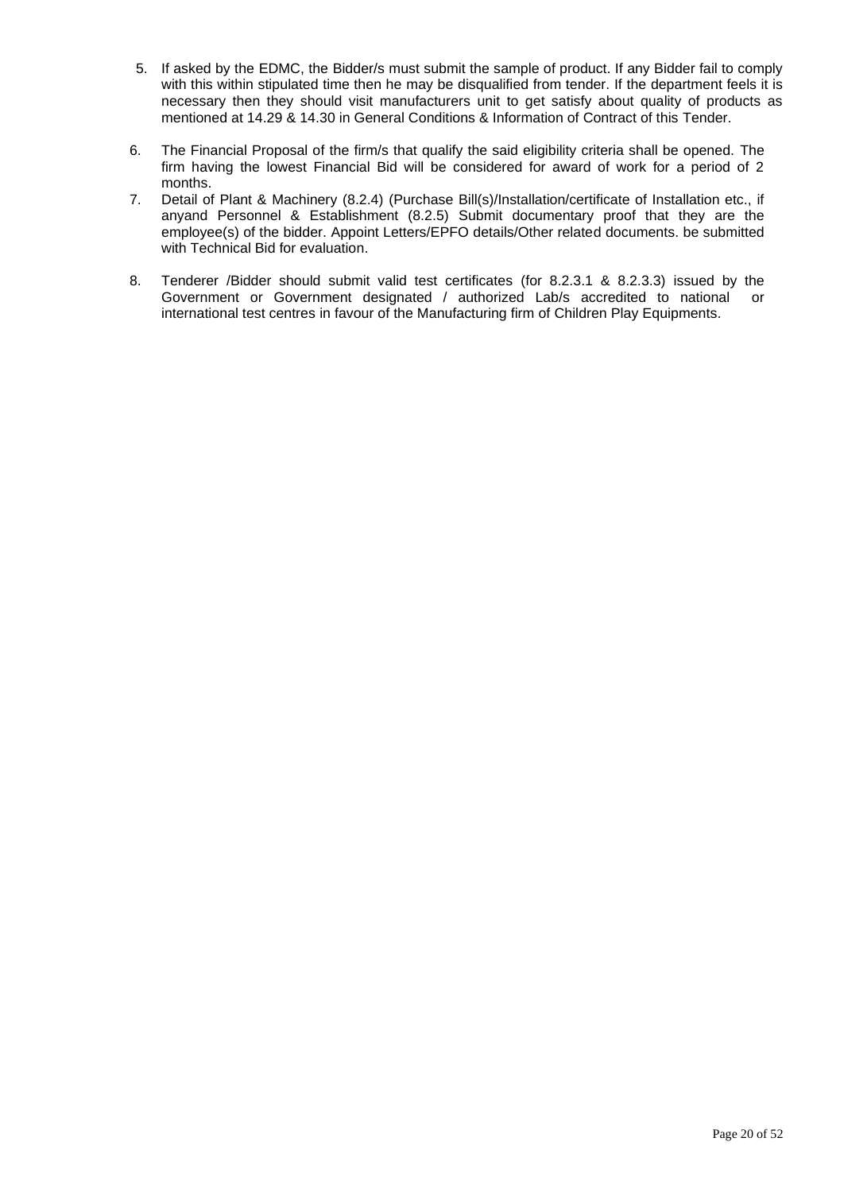5. If asked by the EDMC, the Bidder/s must submit the sample of product. If any Bidder fail to comply with this within stipulated time then he may be disqualified from tender. If the department feels it is necessary then they should visit manufacturers unit to get satisfy about quality of products as mentioned at 14.29 & 14.30 in General Conditions & Information of Contract of this Tender.

6. The Financial Proposal of the firm/s that qualify the said eligibility criteria shall be opened. The firm having the lowest Financial Bid will be considered for award of work for a period of 2 months.

7. Detail of Plant & Machinery (8.2.4) (Purchase Bill(s)/Installation/certificate of Installation etc., if anyand Personnel & Establishment (8.2.5) Submit documentary proof that they are the employee(s) of the bidder. Appoint Letters/EPFO details/Other related documents. be submitted with Technical Bid for evaluation.

8. Tenderer /Bidder should submit valid test certificates (for 8.2.3.1 & 8.2.3.3) issued by the Government or Government designated / authorized Lab/s accredited to national or international test centres in favour of the Manufacturing firm of Children Play Equipments.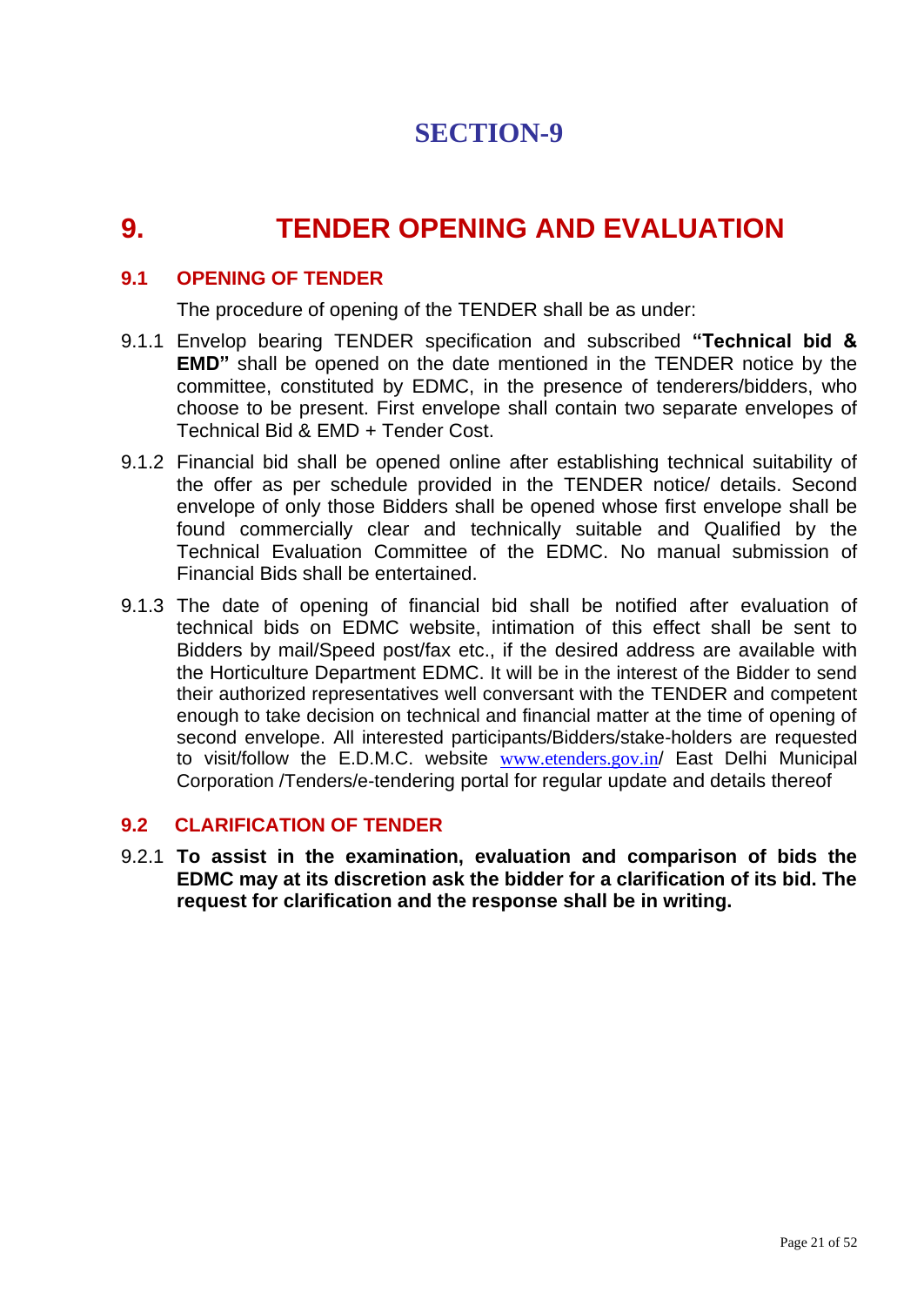# SECTION-9

## 9. TENDER OPENING AND EVALUATION

### 9.1 OPENING OF TENDER

The procedure of opening of the TENDER shall be as under:

9.1.1 Envelop bearing TENDER specification and subscribed **"Technical bid & EMD"** shall be opened on the date mentioned in the TENDER notice by the committee, constituted by EDMC, in the presence of tenderers/bidders, who choose to be present. First envelope shall contain two separate envelopes of Technical Bid & EMD + Tender Cost.

9.1.2 Financial bid shall be opened online after establishing technical suitability of the offer as per schedule provided in the TENDER notice/ details. Second envelope of only those Bidders shall be opened whose first envelope shall be found commercially clear and technically suitable and Qualified by the Technical Evaluation Committee of the EDMC. No manual submission of Financial Bids shall be entertained.

9.1.3 The date of opening of financial bid shall be notified after evaluation of technical bids on EDMC website, intimation of this effect shall be sent to Bidders by mail/Speed post/fax etc., if the desired address are available with the Horticulture Department EDMC. It will be in the interest of the Bidder to send their authorized representatives well conversant with the TENDER and competent enough to take decision on technical and financial matter at the time of opening of second envelope. All interested participants/Bidders/stake-holders are requested to visit/follow the E.D.M.C. website www.etenders.gov.in/ East Delhi Municipal Corporation /Tenders/e-tendering portal for regular update and details thereof

### 9.2 CLARIFICATION OF TENDER

9.2.1 **To assist in the examination, evaluation and comparison of bids the EDMC may at its discretion ask the bidder for a clarification of its bid. The request for clarification and the response shall be in writing.**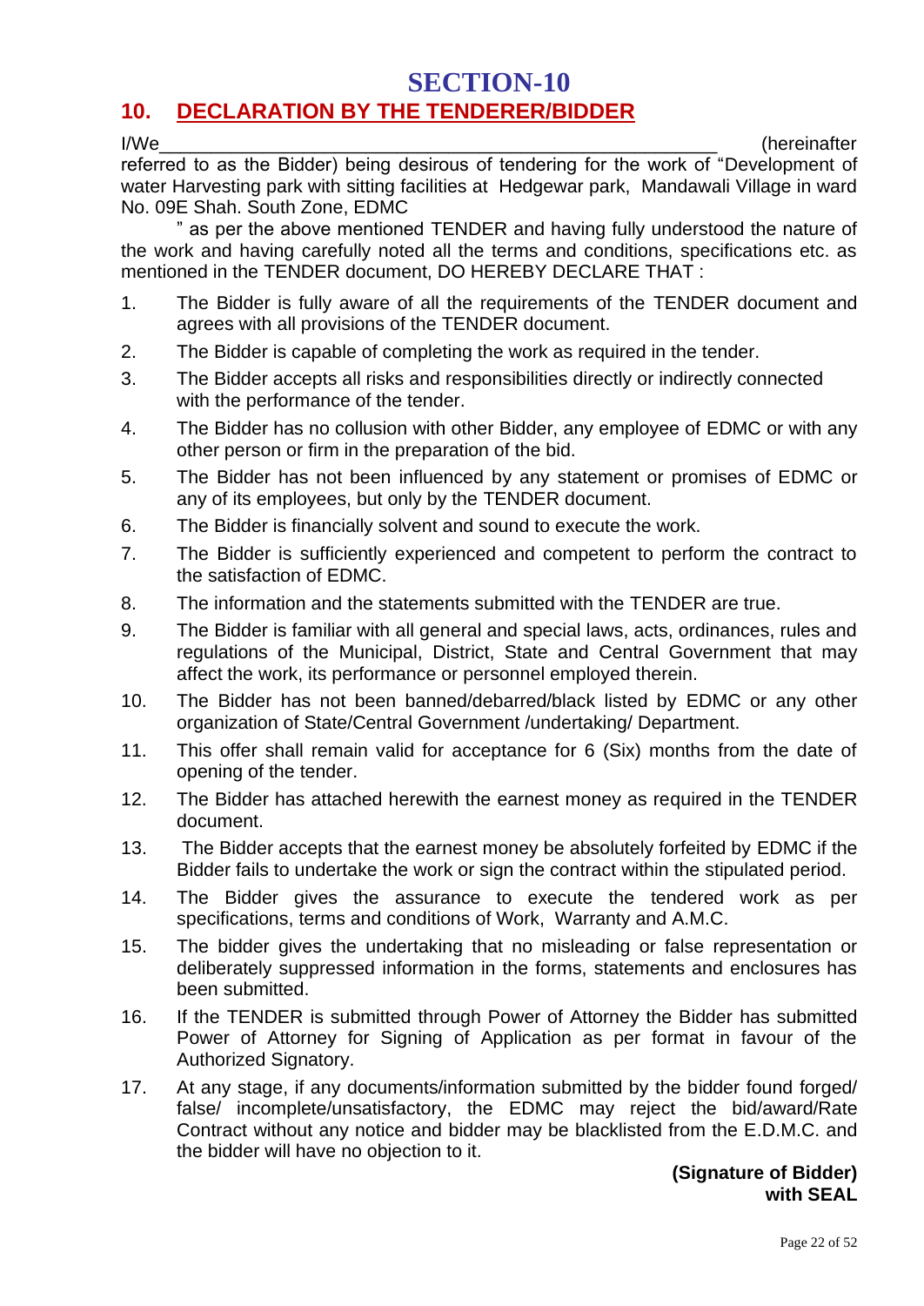# SECTION-10

## 10. DECLARATION BY THE TENDERER/BIDDER

I/We_______________________________________________________ (hereinafter referred to as the Bidder) being desirous of tendering for the work of "Development of water Harvesting park with sitting facilities at Hedgewar park, Mandawali Village in ward No. 09E Shah. South Zone, EDMC

" as per the above mentioned TENDER and having fully understood the nature of the work and having carefully noted all the terms and conditions, specifications etc. as mentioned in the TENDER document, DO HEREBY DECLARE THAT :

1. The Bidder is fully aware of all the requirements of the TENDER document and agrees with all provisions of the TENDER document.
2. The Bidder is capable of completing the work as required in the tender.
3. The Bidder accepts all risks and responsibilities directly or indirectly connected with the performance of the tender.
4. The Bidder has no collusion with other Bidder, any employee of EDMC or with any other person or firm in the preparation of the bid.
5. The Bidder has not been influenced by any statement or promises of EDMC or any of its employees, but only by the TENDER document.
6. The Bidder is financially solvent and sound to execute the work.
7. The Bidder is sufficiently experienced and competent to perform the contract to the satisfaction of EDMC.
8. The information and the statements submitted with the TENDER are true.
9. The Bidder is familiar with all general and special laws, acts, ordinances, rules and regulations of the Municipal, District, State and Central Government that may affect the work, its performance or personnel employed therein.
10. The Bidder has not been banned/debarred/black listed by EDMC or any other organization of State/Central Government /undertaking/ Department.
11. This offer shall remain valid for acceptance for 6 (Six) months from the date of opening of the tender.
12. The Bidder has attached herewith the earnest money as required in the TENDER document.
13. The Bidder accepts that the earnest money be absolutely forfeited by EDMC if the Bidder fails to undertake the work or sign the contract within the stipulated period.
14. The Bidder gives the assurance to execute the tendered work as per specifications, terms and conditions of Work, Warranty and A.M.C.
15. The bidder gives the undertaking that no misleading or false representation or deliberately suppressed information in the forms, statements and enclosures has been submitted.
16. If the TENDER is submitted through Power of Attorney the Bidder has submitted Power of Attorney for Signing of Application as per format in favour of the Authorized Signatory.
17. At any stage, if any documents/information submitted by the bidder found forged/ false/ incomplete/unsatisfactory, the EDMC may reject the bid/award/Rate Contract without any notice and bidder may be blacklisted from the E.D.M.C. and the bidder will have no objection to it.

**(Signature of Bidder)**
**with SEAL**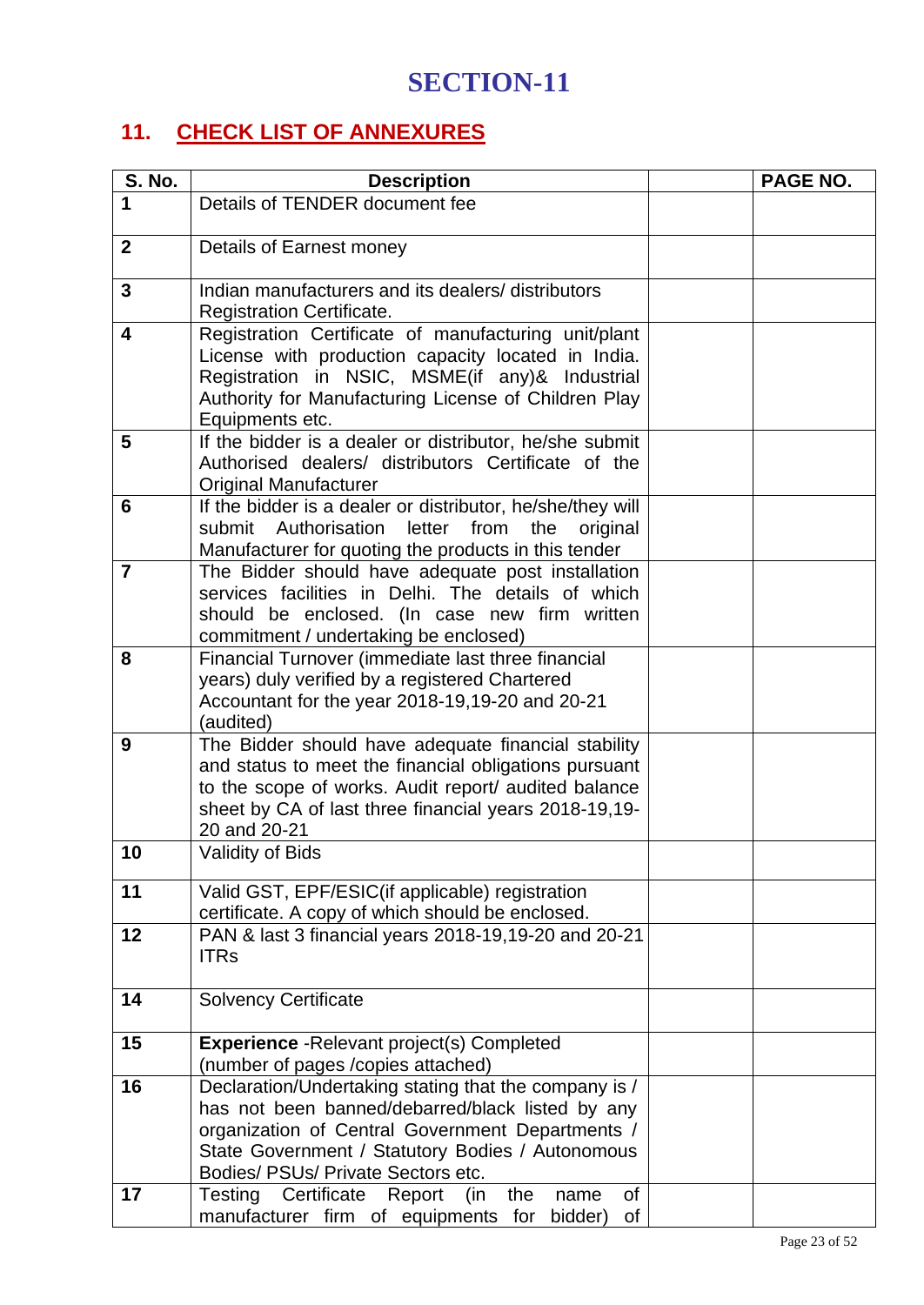# SECTION-11

## 11. CHECK LIST OF ANNEXURES

| S. No. | Description | | PAGE NO. |
|---|---|---|---|
| 1 | Details of TENDER document fee | | |
| 2 | Details of Earnest money | | |
| 3 | Indian manufacturers and its dealers/ distributors Registration Certificate. | | |
| 4 | Registration Certificate of manufacturing unit/plant License with production capacity located in India. Registration in NSIC, MSME(if any)& Industrial Authority for Manufacturing License of Children Play Equipments etc. | | |
| 5 | If the bidder is a dealer or distributor, he/she submit Authorised dealers/ distributors Certificate of the Original Manufacturer | | |
| 6 | If the bidder is a dealer or distributor, he/she/they will submit Authorisation letter from the original Manufacturer for quoting the products in this tender | | |
| 7 | The Bidder should have adequate post installation services facilities in Delhi. The details of which should be enclosed. (In case new firm written commitment / undertaking be enclosed) | | |
| 8 | Financial Turnover (immediate last three financial years) duly verified by a registered Chartered Accountant for the year 2018-19,19-20 and 20-21 (audited) | | |
| 9 | The Bidder should have adequate financial stability and status to meet the financial obligations pursuant to the scope of works. Audit report/ audited balance sheet by CA of last three financial years 2018-19,19-20 and 20-21 | | |
| 10 | Validity of Bids | | |
| 11 | Valid GST, EPF/ESIC(if applicable) registration certificate. A copy of which should be enclosed. | | |
| 12 | PAN & last 3 financial years 2018-19,19-20 and 20-21 ITRs | | |
| 14 | Solvency Certificate | | |
| 15 | **Experience** -Relevant project(s) Completed (number of pages /copies attached) | | |
| 16 | Declaration/Undertaking stating that the company is / has not been banned/debarred/black listed by any organization of Central Government Departments / State Government / Statutory Bodies / Autonomous Bodies/ PSUs/ Private Sectors etc. | | |
| 17 | Testing Certificate Report (in the name of manufacturer firm of equipments for bidder) of | | |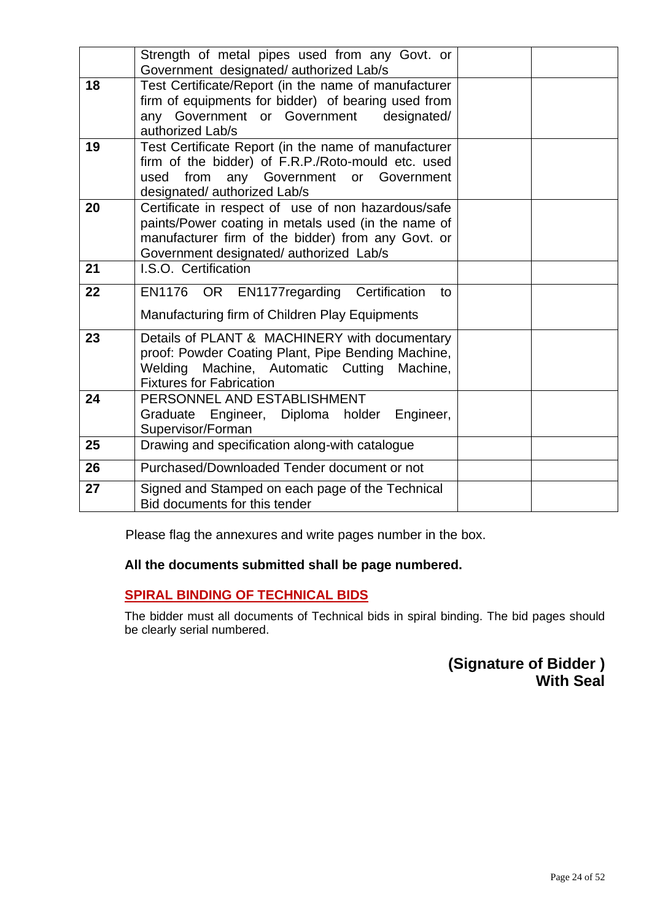| | | | |
|---|---|---|---|
| | Strength of metal pipes used from any Govt. or Government designated/ authorized Lab/s | | |
| **18** | Test Certificate/Report (in the name of manufacturer firm of equipments for bidder) of bearing used from any Government or Government designated/ authorized Lab/s | | |
| **19** | Test Certificate Report (in the name of manufacturer firm of the bidder) of F.R.P./Roto-mould etc. used used from any Government or Government designated/ authorized Lab/s | | |
| **20** | Certificate in respect of use of non hazardous/safe paints/Power coating in metals used (in the name of manufacturer firm of the bidder) from any Govt. or Government designated/ authorized Lab/s | | |
| **21** | I.S.O. Certification | | |
| **22** | EN1176 OR EN1177regarding Certification to Manufacturing firm of Children Play Equipments | | |
| **23** | Details of PLANT & MACHINERY with documentary proof: Powder Coating Plant, Pipe Bending Machine, Welding Machine, Automatic Cutting Machine, Fixtures for Fabrication | | |
| **24** | PERSONNEL AND ESTABLISHMENT Graduate Engineer, Diploma holder Engineer, Supervisor/Forman | | |
| **25** | Drawing and specification along-with catalogue | | |
| **26** | Purchased/Downloaded Tender document or not | | |
| **27** | Signed and Stamped on each page of the Technical Bid documents for this tender | | |

Please flag the annexures and write pages number in the box.

**All the documents submitted shall be page numbered.**

**SPIRAL BINDING OF TECHNICAL BIDS**

The bidder must all documents of Technical bids in spiral binding. The bid pages should be clearly serial numbered.

**(Signature of Bidder )**
**With Seal**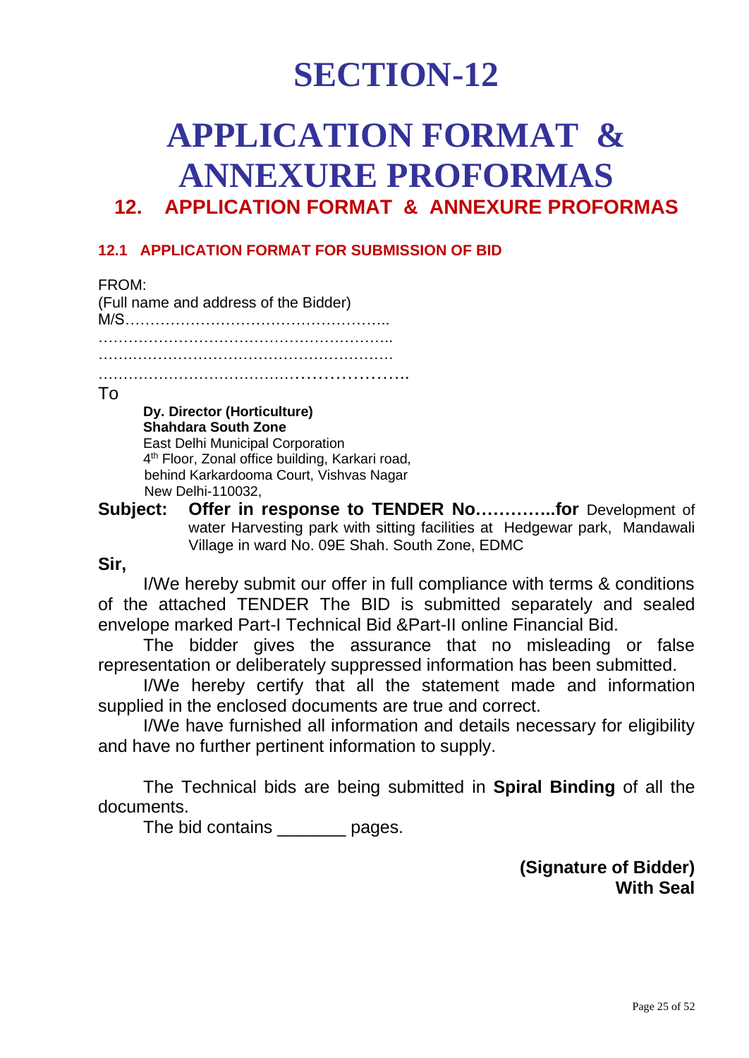# SECTION-12

# APPLICATION FORMAT & ANNEXURE PROFORMAS

## 12. APPLICATION FORMAT & ANNEXURE PROFORMAS

### 12.1 APPLICATION FORMAT FOR SUBMISSION OF BID

FROM:
(Full name and address of the Bidder)
M/S……………………………………………..
…………………………………………………..
…………………………………………………..
…………………………………………………..

To

**Dy. Director (Horticulture)**
**Shahdara South Zone**
East Delhi Municipal Corporation
4th Floor, Zonal office building, Karkari road,
behind Karkardooma Court, Vishvas Nagar
New Delhi-110032,

**Subject: Offer in response to TENDER No…………..for** Development of water Harvesting park with sitting facilities at Hedgewar park, Mandawali Village in ward No. 09E Shah. South Zone, EDMC

**Sir,**

I/We hereby submit our offer in full compliance with terms & conditions of the attached TENDER The BID is submitted separately and sealed envelope marked Part-I Technical Bid &Part-II online Financial Bid.

The bidder gives the assurance that no misleading or false representation or deliberately suppressed information has been submitted.

I/We hereby certify that all the statement made and information supplied in the enclosed documents are true and correct.

I/We have furnished all information and details necessary for eligibility and have no further pertinent information to supply.

The Technical bids are being submitted in **Spiral Binding** of all the documents.

The bid contains _______ pages.

**(Signature of Bidder)**
**With Seal**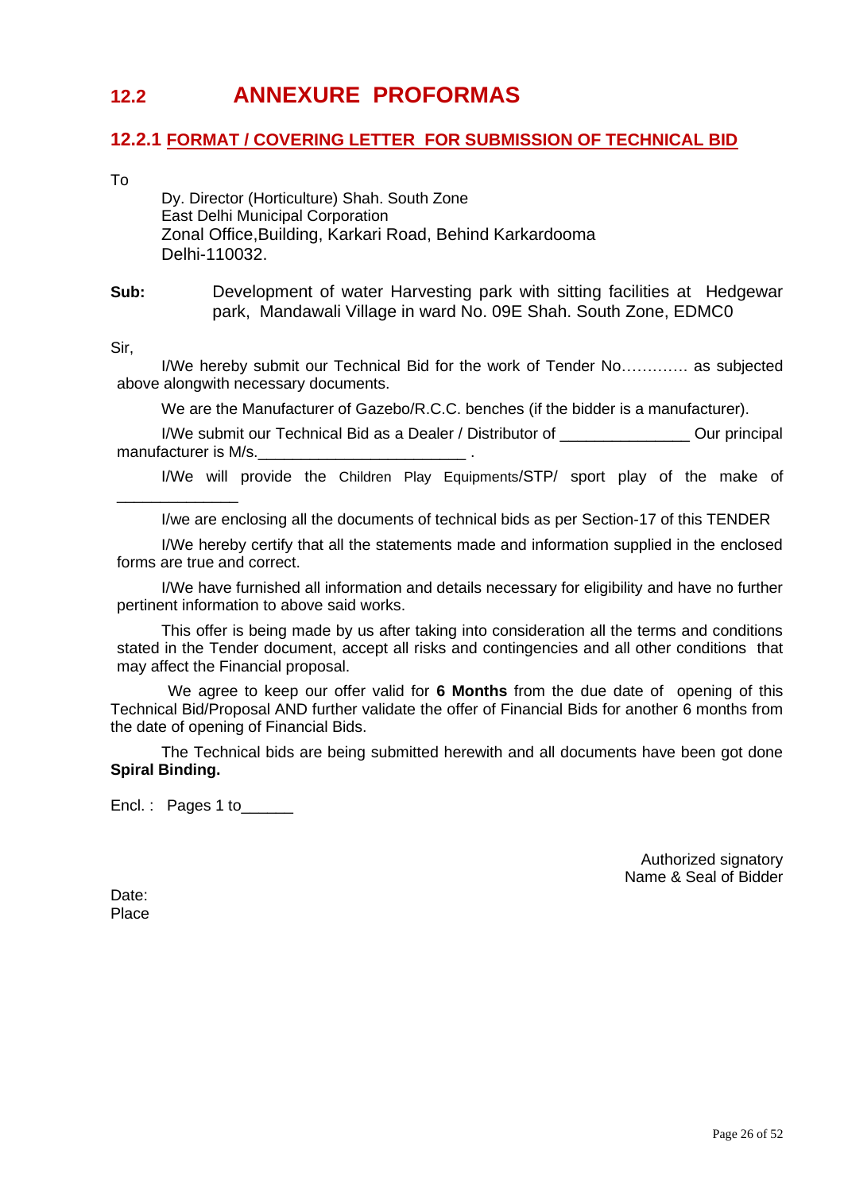## 12.2 ANNEXURE PROFORMAS

### 12.2.1 FORMAT / COVERING LETTER FOR SUBMISSION OF TECHNICAL BID

To

Dy. Director (Horticulture) Shah. South Zone
East Delhi Municipal Corporation
Zonal Office,Building, Karkari Road, Behind Karkardooma
Delhi-110032.

**Sub:** Development of water Harvesting park with sitting facilities at Hedgewar park, Mandawali Village in ward No. 09E Shah. South Zone, EDMC0

Sir,

I/We hereby submit our Technical Bid for the work of Tender No…………. as subjected above alongwith necessary documents.

We are the Manufacturer of Gazebo/R.C.C. benches (if the bidder is a manufacturer).

I/We submit our Technical Bid as a Dealer / Distributor of _______________ Our principal manufacturer is M/s.________________________ .

I/We will provide the Children Play Equipments/STP/ sport play of the make of ______________

I/we are enclosing all the documents of technical bids as per Section-17 of this TENDER

I/We hereby certify that all the statements made and information supplied in the enclosed forms are true and correct.

I/We have furnished all information and details necessary for eligibility and have no further pertinent information to above said works.

This offer is being made by us after taking into consideration all the terms and conditions stated in the Tender document, accept all risks and contingencies and all other conditions that may affect the Financial proposal.

We agree to keep our offer valid for **6 Months** from the due date of opening of this Technical Bid/Proposal AND further validate the offer of Financial Bids for another 6 months from the date of opening of Financial Bids.

The Technical bids are being submitted herewith and all documents have been got done **Spiral Binding.**

Encl. : Pages 1 to______

Authorized signatory
Name & Seal of Bidder

Date:
Place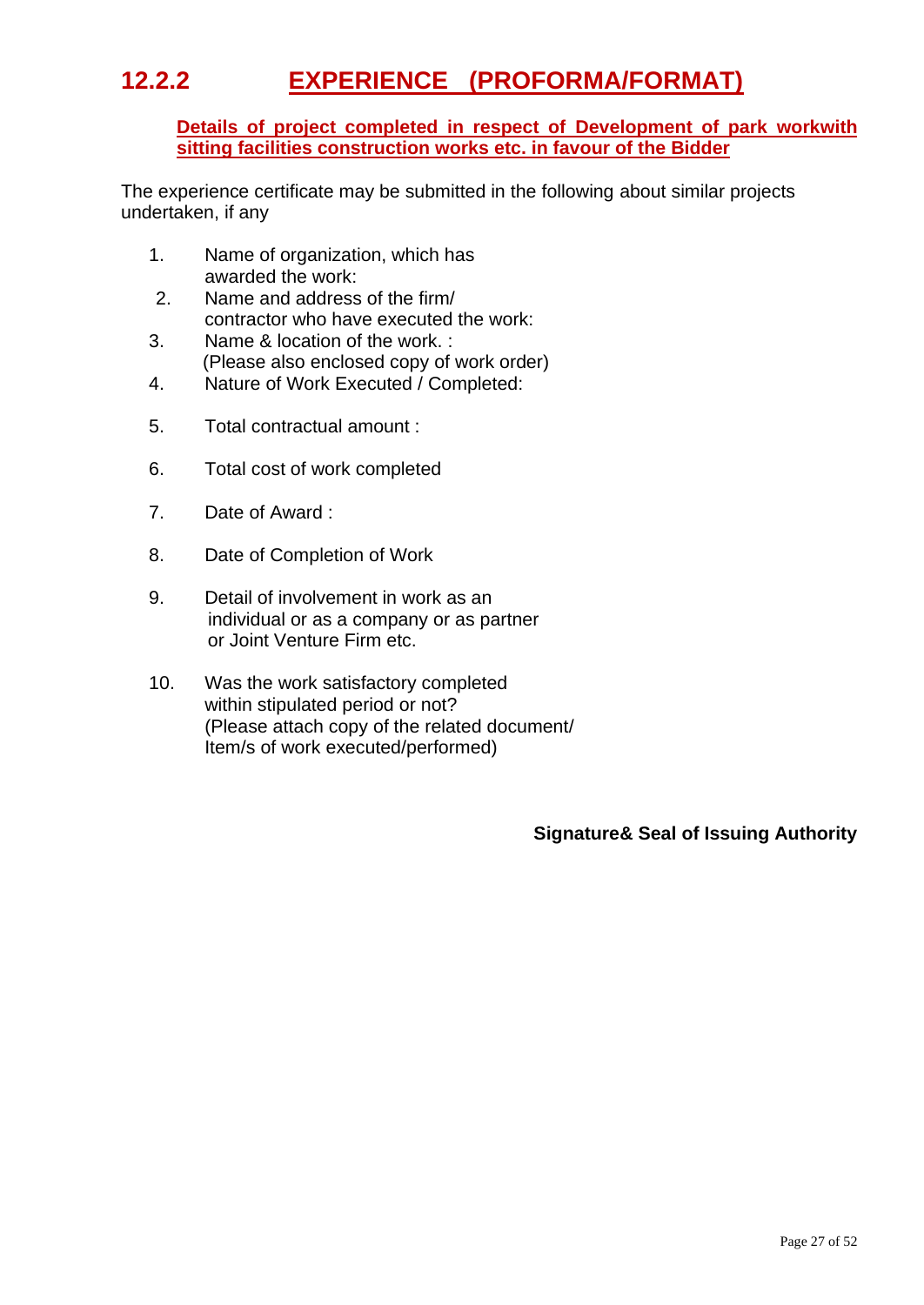## 12.2.2 EXPERIENCE (PROFORMA/FORMAT)

**Details of project completed in respect of Development of park workwith sitting facilities construction works etc. in favour of the Bidder**

The experience certificate may be submitted in the following about similar projects undertaken, if any

1. Name of organization, which has awarded the work:
2. Name and address of the firm/ contractor who have executed the work:
3. Name & location of the work. : (Please also enclosed copy of work order)
4. Nature of Work Executed / Completed:
5. Total contractual amount :
6. Total cost of work completed
7. Date of Award :
8. Date of Completion of Work
9. Detail of involvement in work as an individual or as a company or as partner or Joint Venture Firm etc.
10. Was the work satisfactory completed within stipulated period or not? (Please attach copy of the related document/ Item/s of work executed/performed)

**Signature& Seal of Issuing Authority**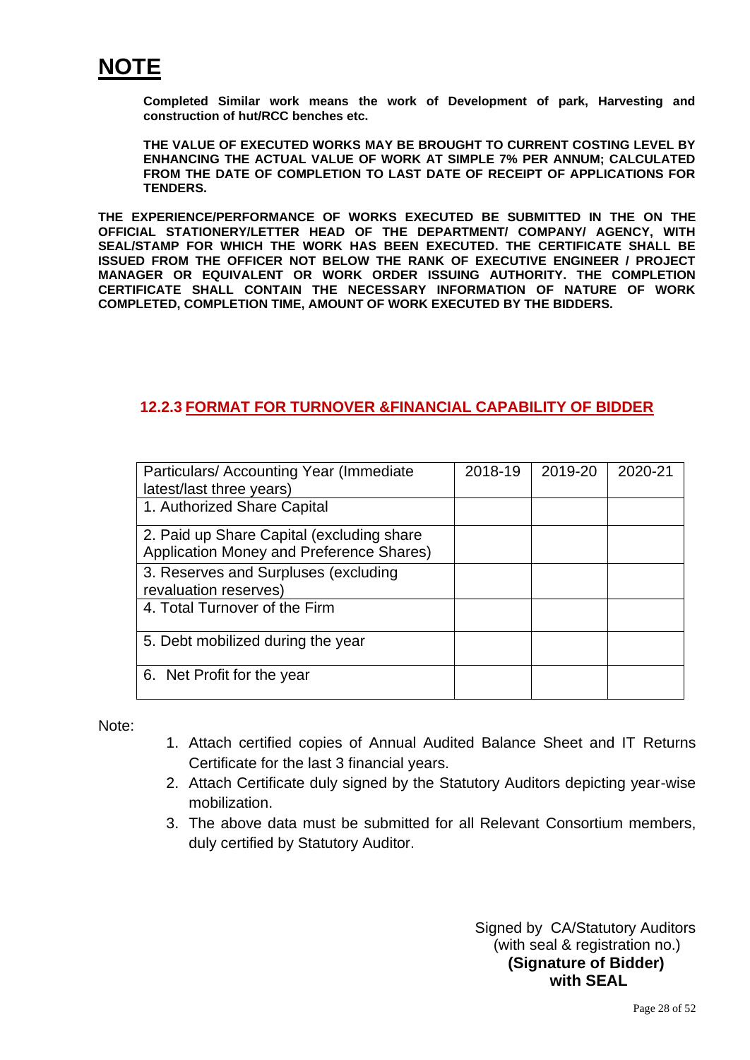# NOTE

**Completed Similar work means the work of Development of park, Harvesting and construction of hut/RCC benches etc.**

**THE VALUE OF EXECUTED WORKS MAY BE BROUGHT TO CURRENT COSTING LEVEL BY ENHANCING THE ACTUAL VALUE OF WORK AT SIMPLE 7% PER ANNUM; CALCULATED FROM THE DATE OF COMPLETION TO LAST DATE OF RECEIPT OF APPLICATIONS FOR TENDERS.**

**THE EXPERIENCE/PERFORMANCE OF WORKS EXECUTED BE SUBMITTED IN THE ON THE OFFICIAL STATIONERY/LETTER HEAD OF THE DEPARTMENT/ COMPANY/ AGENCY, WITH SEAL/STAMP FOR WHICH THE WORK HAS BEEN EXECUTED. THE CERTIFICATE SHALL BE ISSUED FROM THE OFFICER NOT BELOW THE RANK OF EXECUTIVE ENGINEER / PROJECT MANAGER OR EQUIVALENT OR WORK ORDER ISSUING AUTHORITY. THE COMPLETION CERTIFICATE SHALL CONTAIN THE NECESSARY INFORMATION OF NATURE OF WORK COMPLETED, COMPLETION TIME, AMOUNT OF WORK EXECUTED BY THE BIDDERS.**

## 12.2.3 FORMAT FOR TURNOVER &FINANCIAL CAPABILITY OF BIDDER

| Particulars/ Accounting Year (Immediate latest/last three years) | 2018-19 | 2019-20 | 2020-21 |
|---|---|---|---|
| 1. Authorized Share Capital | | | |
| 2. Paid up Share Capital (excluding share Application Money and Preference Shares) | | | |
| 3. Reserves and Surpluses (excluding revaluation reserves) | | | |
| 4. Total Turnover of the Firm | | | |
| 5. Debt mobilized during the year | | | |
| 6. Net Profit for the year | | | |

Note:

1. Attach certified copies of Annual Audited Balance Sheet and IT Returns Certificate for the last 3 financial years.
2. Attach Certificate duly signed by the Statutory Auditors depicting year-wise mobilization.
3. The above data must be submitted for all Relevant Consortium members, duly certified by Statutory Auditor.

Signed by CA/Statutory Auditors
(with seal & registration no.)
**(Signature of Bidder)**
**with SEAL**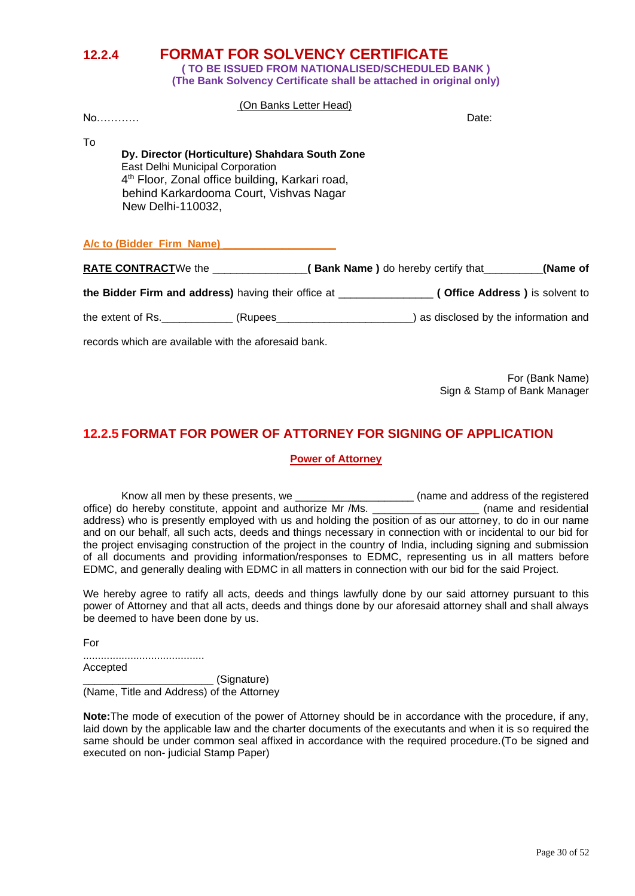## 12.2.4 FORMAT FOR SOLVENCY CERTIFICATE

**( TO BE ISSUED FROM NATIONALISED/SCHEDULED BANK )**
**(The Bank Solvency Certificate shall be attached in original only)**

(On Banks Letter Head)

No………… Date:

To

**Dy. Director (Horticulture) Shahdara South Zone**
East Delhi Municipal Corporation
4th Floor, Zonal office building, Karkari road,
behind Karkardooma Court, Vishvas Nagar
New Delhi-110032,

**A/c to (Bidder Firm Name) ___________________**

**RATE CONTRACT**We the _______________**( Bank Name )** do hereby certify that_________**(Name of the Bidder Firm and address)** having their office at _______________ **( Office Address )** is solvent to the extent of Rs.____________ (Rupees______________________) as disclosed by the information and records which are available with the aforesaid bank.

For (Bank Name)
Sign & Stamp of Bank Manager

## 12.2.5 FORMAT FOR POWER OF ATTORNEY FOR SIGNING OF APPLICATION

**Power of Attorney**

Know all men by these presents, we ___________________ (name and address of the registered office) do hereby constitute, appoint and authorize Mr /Ms. _________________ (name and residential address) who is presently employed with us and holding the position of as our attorney, to do in our name and on our behalf, all such acts, deeds and things necessary in connection with or incidental to our bid for the project envisaging construction of the project in the country of India, including signing and submission of all documents and providing information/responses to EDMC, representing us in all matters before EDMC, and generally dealing with EDMC in all matters in connection with our bid for the said Project.

We hereby agree to ratify all acts, deeds and things lawfully done by our said attorney pursuant to this power of Attorney and that all acts, deeds and things done by our aforesaid attorney shall and shall always be deemed to have been done by us.

For
.........................................
Accepted
_____________________ (Signature)
(Name, Title and Address) of the Attorney

**Note:**The mode of execution of the power of Attorney should be in accordance with the procedure, if any, laid down by the applicable law and the charter documents of the executants and when it is so required the same should be under common seal affixed in accordance with the required procedure.(To be signed and executed on non- judicial Stamp Paper)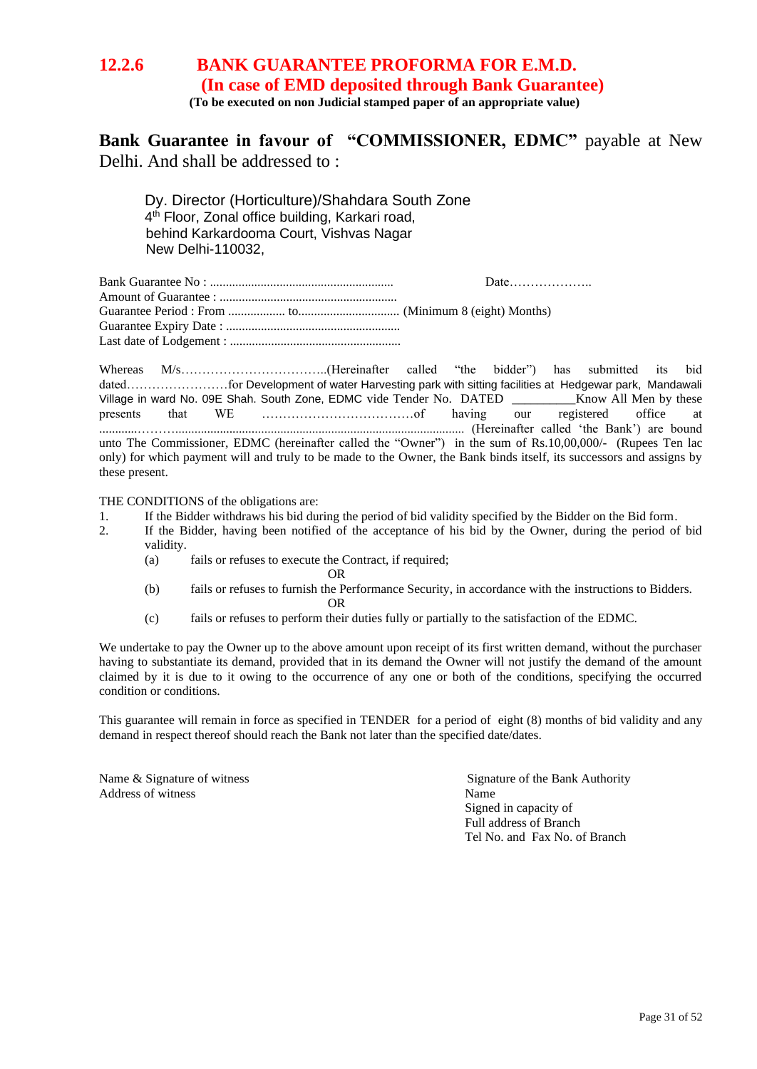## 12.2.6 BANK GUARANTEE PROFORMA FOR E.M.D. (In case of EMD deposited through Bank Guarantee)

**(To be executed on non Judicial stamped paper of an appropriate value)**

**Bank Guarantee in favour of "COMMISSIONER, EDMC"** payable at New Delhi. And shall be addressed to :

Dy. Director (Horticulture)/Shahdara South Zone
4th Floor, Zonal office building, Karkari road,
behind Karkardooma Court, Vishvas Nagar
New Delhi-110032,

Bank Guarantee No : .......................................................... Date………………..
Amount of Guarantee : ........................................................
Guarantee Period : From .................. to................................ (Minimum 8 (eight) Months)
Guarantee Expiry Date : .......................................................
Last date of Lodgement : .....................................................

Whereas M/s……………………………..(Hereinafter called "the bidder") has submitted its bid dated……………………for Development of water Harvesting park with sitting facilities at Hedgewar park, Mandawali Village in ward No. 09E Shah. South Zone, EDMC vide Tender No. DATED __________Know All Men by these presents that WE ………………………………of having our registered office at ............……….......................................................................................... (Hereinafter called 'the Bank') are bound unto The Commissioner, EDMC (hereinafter called the "Owner") in the sum of Rs.10,00,000/- (Rupees Ten lac only) for which payment will and truly to be made to the Owner, the Bank binds itself, its successors and assigns by these present.

THE CONDITIONS of the obligations are:

1. If the Bidder withdraws his bid during the period of bid validity specified by the Bidder on the Bid form.
2. If the Bidder, having been notified of the acceptance of his bid by the Owner, during the period of bid validity.
   - (a) fails or refuses to execute the Contract, if required;

     OR
   - (b) fails or refuses to furnish the Performance Security, in accordance with the instructions to Bidders.

     OR
   - (c) fails or refuses to perform their duties fully or partially to the satisfaction of the EDMC.

We undertake to pay the Owner up to the above amount upon receipt of its first written demand, without the purchaser having to substantiate its demand, provided that in its demand the Owner will not justify the demand of the amount claimed by it is due to it owing to the occurrence of any one or both of the conditions, specifying the occurred condition or conditions.

This guarantee will remain in force as specified in TENDER for a period of eight (8) months of bid validity and any demand in respect thereof should reach the Bank not later than the specified date/dates.

Name & Signature of witness
Address of witness

Signature of the Bank Authority
Name
Signed in capacity of
Full address of Branch
Tel No. and Fax No. of Branch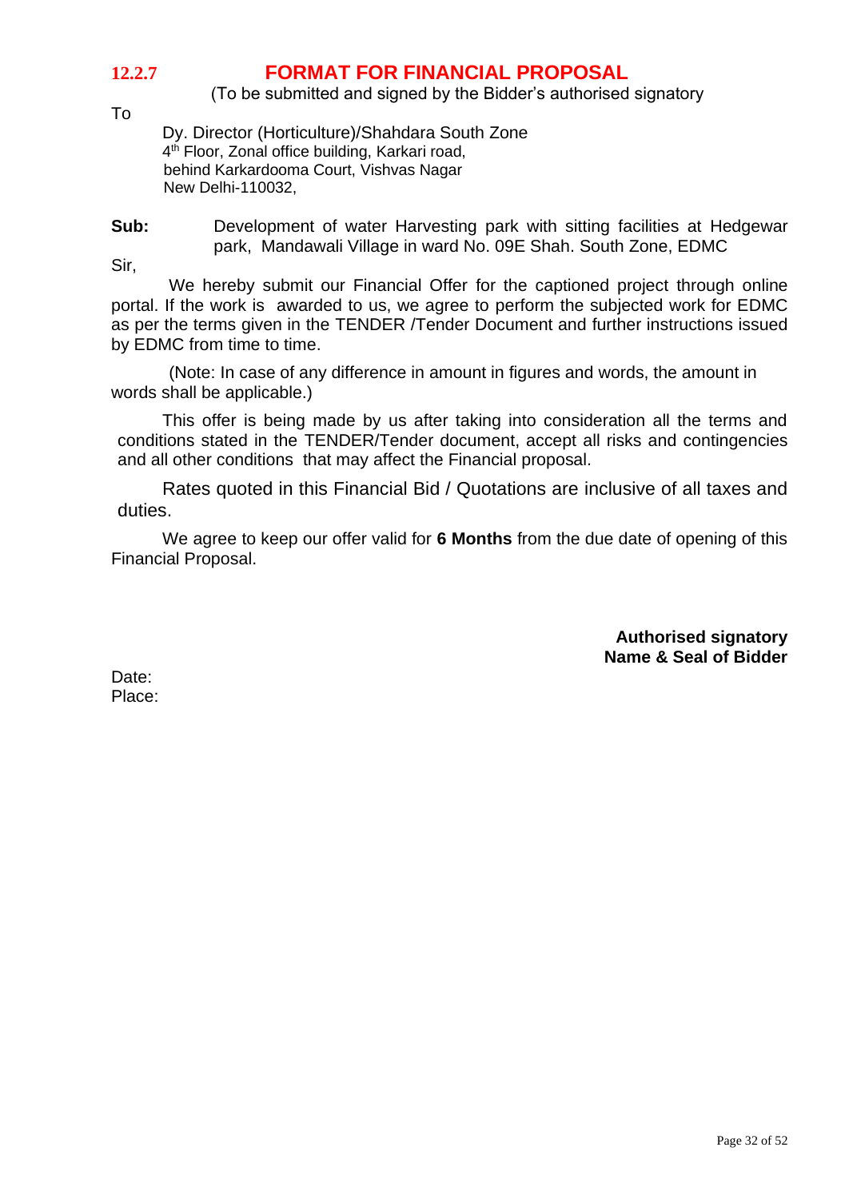## 12.2.7 FORMAT FOR FINANCIAL PROPOSAL

(To be submitted and signed by the Bidder's authorised signatory

To

Dy. Director (Horticulture)/Shahdara South Zone
4th Floor, Zonal office building, Karkari road,
behind Karkardooma Court, Vishvas Nagar
New Delhi-110032,

**Sub:** Development of water Harvesting park with sitting facilities at Hedgewar park, Mandawali Village in ward No. 09E Shah. South Zone, EDMC

Sir,

We hereby submit our Financial Offer for the captioned project through online portal. If the work is awarded to us, we agree to perform the subjected work for EDMC as per the terms given in the TENDER /Tender Document and further instructions issued by EDMC from time to time.

(Note: In case of any difference in amount in figures and words, the amount in words shall be applicable.)

This offer is being made by us after taking into consideration all the terms and conditions stated in the TENDER/Tender document, accept all risks and contingencies and all other conditions that may affect the Financial proposal.

Rates quoted in this Financial Bid / Quotations are inclusive of all taxes and duties.

We agree to keep our offer valid for **6 Months** from the due date of opening of this Financial Proposal.

**Authorised signatory**
**Name & Seal of Bidder**

Date:
Place: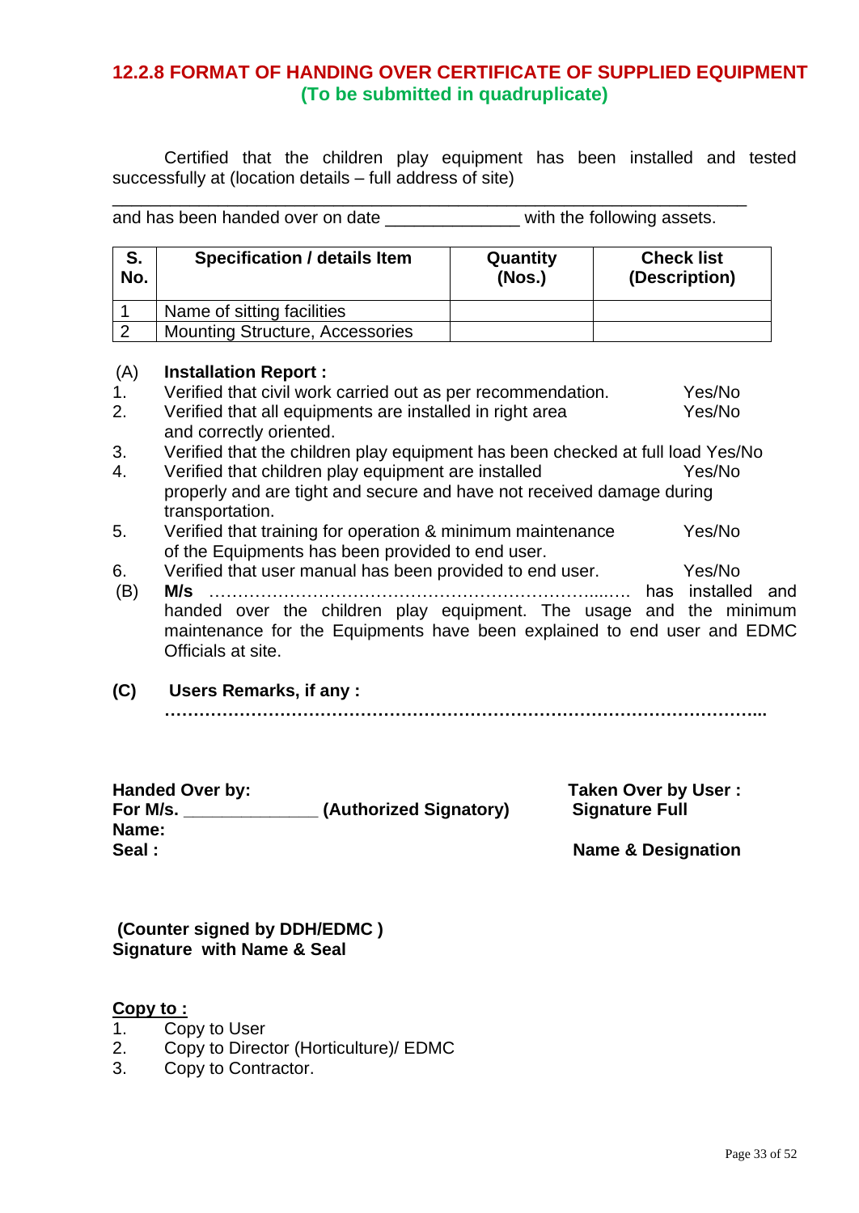## 12.2.8 FORMAT OF HANDING OVER CERTIFICATE OF SUPPLIED EQUIPMENT

**(To be submitted in quadruplicate)**

Certified that the children play equipment has been installed and tested successfully at (location details – full address of site)

______________________________________________________________

and has been handed over on date _____________ with the following assets.

| S. No. | Specification / details Item | Quantity (Nos.) | Check list (Description) |
|---|---|---|---|
| 1 | Name of sitting facilities | | |
| 2 | Mounting Structure, Accessories | | |

(A) **Installation Report :**

1. Verified that civil work carried out as per recommendation. Yes/No
2. Verified that all equipments are installed in right area and correctly oriented. Yes/No
3. Verified that the children play equipment has been checked at full load Yes/No
4. Verified that children play equipment are installed properly and are tight and secure and have not received damage during transportation. Yes/No
5. Verified that training for operation & minimum maintenance of the Equipments has been provided to end user. Yes/No
6. Verified that user manual has been provided to end user. Yes/No

(B) **M/s** ……………………………………………………………...…. has installed and handed over the children play equipment. The usage and the minimum maintenance for the Equipments have been explained to end user and EDMC Officials at site.

**(C) Users Remarks, if any :**

**……………………………………………………………………………………………...**

**Handed Over by:**
**For M/s. _____________ (Authorized Signatory)**
**Name:**
**Seal :**

**Taken Over by User :**
**Signature Full**

**Name & Designation**

**(Counter signed by DDH/EDMC )**
**Signature with Name & Seal**

**<u>Copy to :</u>**

1. Copy to User
2. Copy to Director (Horticulture)/ EDMC
3. Copy to Contractor.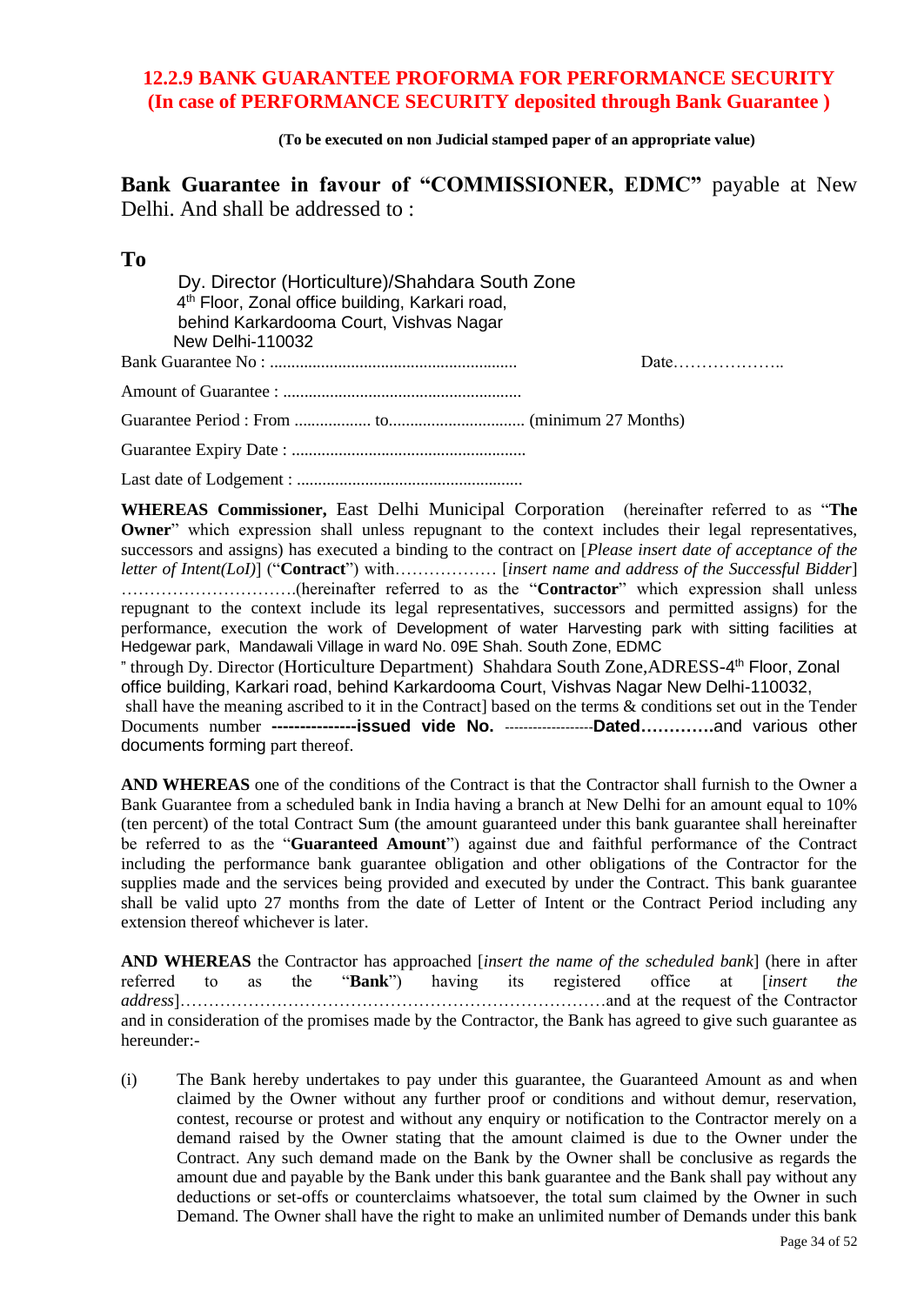## 12.2.9 BANK GUARANTEE PROFORMA FOR PERFORMANCE SECURITY (In case of PERFORMANCE SECURITY deposited through Bank Guarantee )

**(To be executed on non Judicial stamped paper of an appropriate value)**

**Bank Guarantee in favour of "COMMISSIONER, EDMC"** payable at New Delhi. And shall be addressed to :

**To**

Dy. Director (Horticulture)/Shahdara South Zone
4th Floor, Zonal office building, Karkari road,
behind Karkardooma Court, Vishvas Nagar
New Delhi-110032

Bank Guarantee No : ......................................................... Date………………..

Amount of Guarantee : ........................................................

Guarantee Period : From .................. to................................ (minimum 27 Months)

Guarantee Expiry Date : .......................................................

Last date of Lodgement : .....................................................

**WHEREAS Commissioner,** East Delhi Municipal Corporation (hereinafter referred to as "**The Owner**" which expression shall unless repugnant to the context includes their legal representatives, successors and assigns) has executed a binding to the contract on [*Please insert date of acceptance of the letter of Intent(LoI)*] ("**Contract**") with……………… [*insert name and address of the Successful Bidder*] ………………………….(hereinafter referred to as the "**Contractor**" which expression shall unless repugnant to the context include its legal representatives, successors and permitted assigns) for the performance, execution the work of Development of water Harvesting park with sitting facilities at Hedgewar park, Mandawali Village in ward No. 09E Shah. South Zone, EDMC " through Dy. Director (Horticulture Department) Shahdara South Zone,ADRESS-4th Floor, Zonal office building, Karkari road, behind Karkardooma Court, Vishvas Nagar New Delhi-110032, shall have the meaning ascribed to it in the Contract] based on the terms & conditions set out in the Tender Documents number **---------------issued vide No.** ------------------**Dated…………**and various other documents forming part thereof.

**AND WHEREAS** one of the conditions of the Contract is that the Contractor shall furnish to the Owner a Bank Guarantee from a scheduled bank in India having a branch at New Delhi for an amount equal to 10% (ten percent) of the total Contract Sum (the amount guaranteed under this bank guarantee shall hereinafter be referred to as the "**Guaranteed Amount**") against due and faithful performance of the Contract including the performance bank guarantee obligation and other obligations of the Contractor for the supplies made and the services being provided and executed by under the Contract. This bank guarantee shall be valid upto 27 months from the date of Letter of Intent or the Contract Period including any extension thereof whichever is later.

**AND WHEREAS** the Contractor has approached [*insert the name of the scheduled bank*] (here in after referred to as the "**Bank**") having its registered office at [*insert the address*]……………………………………………………………….and at the request of the Contractor and in consideration of the promises made by the Contractor, the Bank has agreed to give such guarantee as hereunder:-

(i) The Bank hereby undertakes to pay under this guarantee, the Guaranteed Amount as and when claimed by the Owner without any further proof or conditions and without demur, reservation, contest, recourse or protest and without any enquiry or notification to the Contractor merely on a demand raised by the Owner stating that the amount claimed is due to the Owner under the Contract. Any such demand made on the Bank by the Owner shall be conclusive as regards the amount due and payable by the Bank under this bank guarantee and the Bank shall pay without any deductions or set-offs or counterclaims whatsoever, the total sum claimed by the Owner in such Demand. The Owner shall have the right to make an unlimited number of Demands under this bank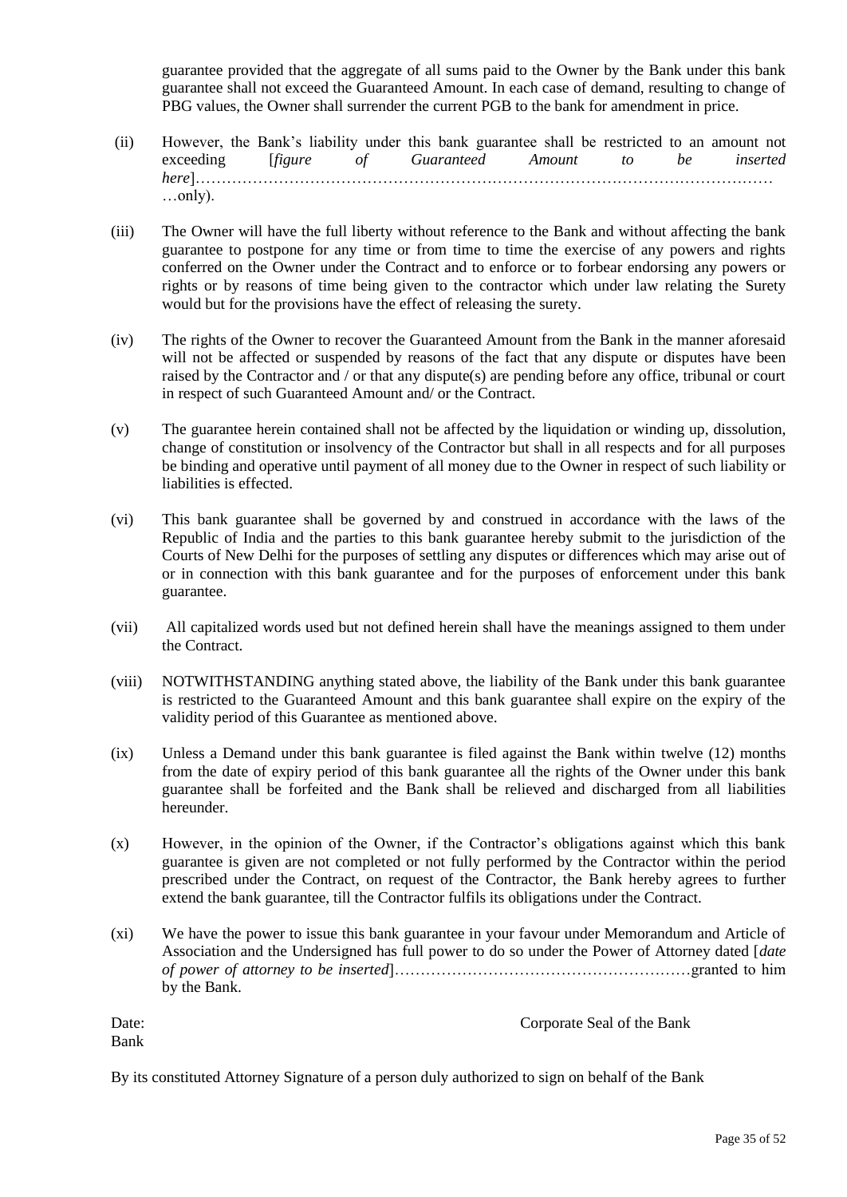guarantee provided that the aggregate of all sums paid to the Owner by the Bank under this bank guarantee shall not exceed the Guaranteed Amount. In each case of demand, resulting to change of PBG values, the Owner shall surrender the current PGB to the bank for amendment in price.

(ii) However, the Bank's liability under this bank guarantee shall be restricted to an amount not exceeding [*figure of Guaranteed Amount to be inserted here*]………………………………………………………………………………………………… …only).

(iii) The Owner will have the full liberty without reference to the Bank and without affecting the bank guarantee to postpone for any time or from time to time the exercise of any powers and rights conferred on the Owner under the Contract and to enforce or to forbear endorsing any powers or rights or by reasons of time being given to the contractor which under law relating the Surety would but for the provisions have the effect of releasing the surety.

(iv) The rights of the Owner to recover the Guaranteed Amount from the Bank in the manner aforesaid will not be affected or suspended by reasons of the fact that any dispute or disputes have been raised by the Contractor and / or that any dispute(s) are pending before any office, tribunal or court in respect of such Guaranteed Amount and/ or the Contract.

(v) The guarantee herein contained shall not be affected by the liquidation or winding up, dissolution, change of constitution or insolvency of the Contractor but shall in all respects and for all purposes be binding and operative until payment of all money due to the Owner in respect of such liability or liabilities is effected.

(vi) This bank guarantee shall be governed by and construed in accordance with the laws of the Republic of India and the parties to this bank guarantee hereby submit to the jurisdiction of the Courts of New Delhi for the purposes of settling any disputes or differences which may arise out of or in connection with this bank guarantee and for the purposes of enforcement under this bank guarantee.

(vii) All capitalized words used but not defined herein shall have the meanings assigned to them under the Contract.

(viii) NOTWITHSTANDING anything stated above, the liability of the Bank under this bank guarantee is restricted to the Guaranteed Amount and this bank guarantee shall expire on the expiry of the validity period of this Guarantee as mentioned above.

(ix) Unless a Demand under this bank guarantee is filed against the Bank within twelve (12) months from the date of expiry period of this bank guarantee all the rights of the Owner under this bank guarantee shall be forfeited and the Bank shall be relieved and discharged from all liabilities hereunder.

(x) However, in the opinion of the Owner, if the Contractor's obligations against which this bank guarantee is given are not completed or not fully performed by the Contractor within the period prescribed under the Contract, on request of the Contractor, the Bank hereby agrees to further extend the bank guarantee, till the Contractor fulfils its obligations under the Contract.

(xi) We have the power to issue this bank guarantee in your favour under Memorandum and Article of Association and the Undersigned has full power to do so under the Power of Attorney dated [*date of power of attorney to be inserted*]…………………………………………………granted to him by the Bank.

Date: Corporate Seal of the Bank

Bank

By its constituted Attorney Signature of a person duly authorized to sign on behalf of the Bank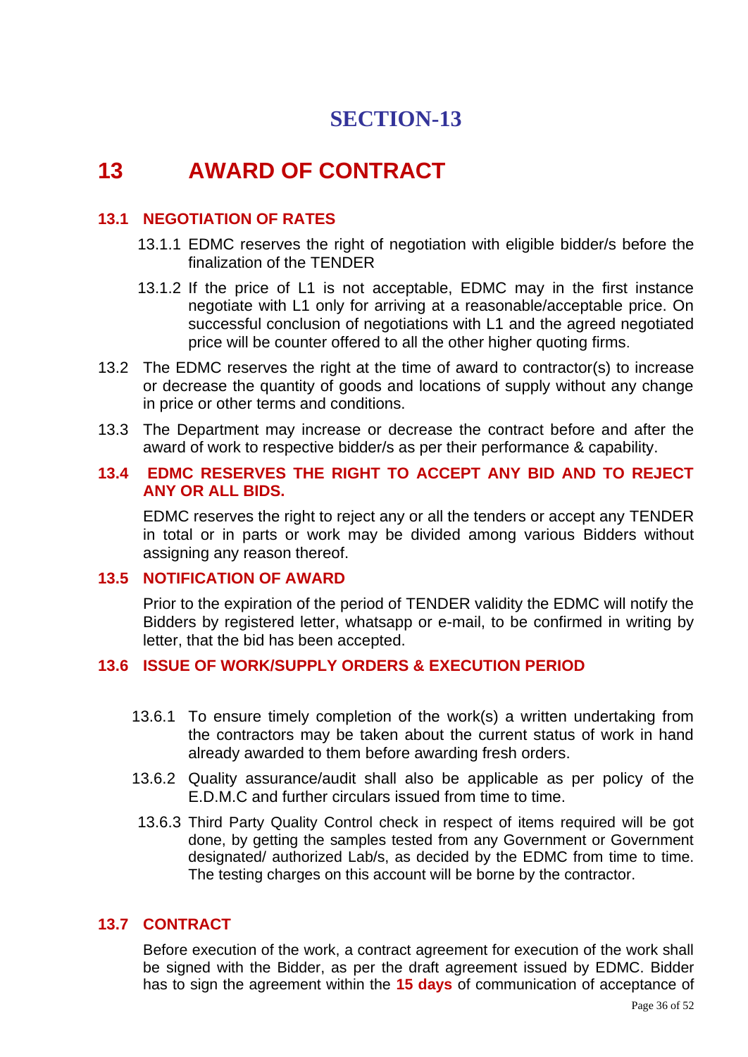# SECTION-13

## 13 AWARD OF CONTRACT

### 13.1 NEGOTIATION OF RATES

13.1.1 EDMC reserves the right of negotiation with eligible bidder/s before the finalization of the TENDER

13.1.2 If the price of L1 is not acceptable, EDMC may in the first instance negotiate with L1 only for arriving at a reasonable/acceptable price. On successful conclusion of negotiations with L1 and the agreed negotiated price will be counter offered to all the other higher quoting firms.

13.2 The EDMC reserves the right at the time of award to contractor(s) to increase or decrease the quantity of goods and locations of supply without any change in price or other terms and conditions.

13.3 The Department may increase or decrease the contract before and after the award of work to respective bidder/s as per their performance & capability.

### 13.4 EDMC RESERVES THE RIGHT TO ACCEPT ANY BID AND TO REJECT ANY OR ALL BIDS.

EDMC reserves the right to reject any or all the tenders or accept any TENDER in total or in parts or work may be divided among various Bidders without assigning any reason thereof.

### 13.5 NOTIFICATION OF AWARD

Prior to the expiration of the period of TENDER validity the EDMC will notify the Bidders by registered letter, whatsapp or e-mail, to be confirmed in writing by letter, that the bid has been accepted.

### 13.6 ISSUE OF WORK/SUPPLY ORDERS & EXECUTION PERIOD

13.6.1 To ensure timely completion of the work(s) a written undertaking from the contractors may be taken about the current status of work in hand already awarded to them before awarding fresh orders.

13.6.2 Quality assurance/audit shall also be applicable as per policy of the E.D.M.C and further circulars issued from time to time.

13.6.3 Third Party Quality Control check in respect of items required will be got done, by getting the samples tested from any Government or Government designated/ authorized Lab/s, as decided by the EDMC from time to time. The testing charges on this account will be borne by the contractor.

### 13.7 CONTRACT

Before execution of the work, a contract agreement for execution of the work shall be signed with the Bidder, as per the draft agreement issued by EDMC. Bidder has to sign the agreement within the **15 days** of communication of acceptance of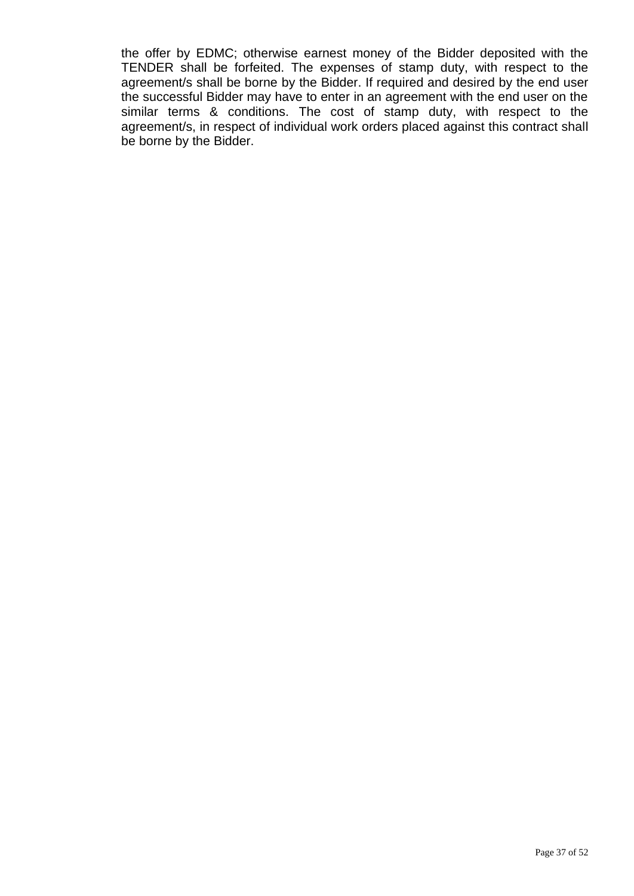the offer by EDMC; otherwise earnest money of the Bidder deposited with the TENDER shall be forfeited. The expenses of stamp duty, with respect to the agreement/s shall be borne by the Bidder. If required and desired by the end user the successful Bidder may have to enter in an agreement with the end user on the similar terms & conditions. The cost of stamp duty, with respect to the agreement/s, in respect of individual work orders placed against this contract shall be borne by the Bidder.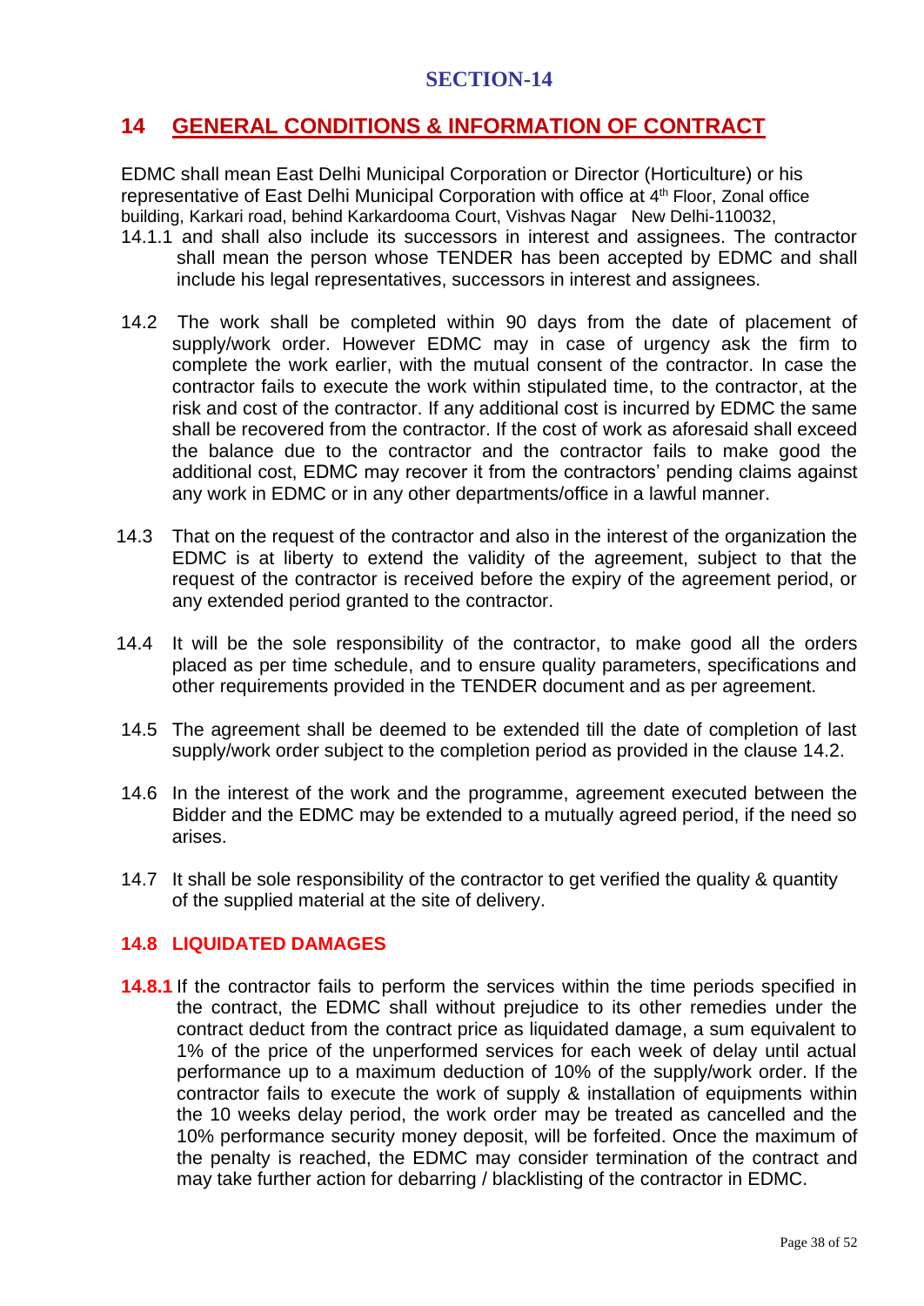## SECTION-14

## 14 GENERAL CONDITIONS & INFORMATION OF CONTRACT

EDMC shall mean East Delhi Municipal Corporation or Director (Horticulture) or his representative of East Delhi Municipal Corporation with office at 4th Floor, Zonal office building, Karkari road, behind Karkardooma Court, Vishvas Nagar New Delhi-110032,

14.1.1 and shall also include its successors in interest and assignees. The contractor shall mean the person whose TENDER has been accepted by EDMC and shall include his legal representatives, successors in interest and assignees.

14.2 The work shall be completed within 90 days from the date of placement of supply/work order. However EDMC may in case of urgency ask the firm to complete the work earlier, with the mutual consent of the contractor. In case the contractor fails to execute the work within stipulated time, to the contractor, at the risk and cost of the contractor. If any additional cost is incurred by EDMC the same shall be recovered from the contractor. If the cost of work as aforesaid shall exceed the balance due to the contractor and the contractor fails to make good the additional cost, EDMC may recover it from the contractors' pending claims against any work in EDMC or in any other departments/office in a lawful manner.

14.3 That on the request of the contractor and also in the interest of the organization the EDMC is at liberty to extend the validity of the agreement, subject to that the request of the contractor is received before the expiry of the agreement period, or any extended period granted to the contractor.

14.4 It will be the sole responsibility of the contractor, to make good all the orders placed as per time schedule, and to ensure quality parameters, specifications and other requirements provided in the TENDER document and as per agreement.

14.5 The agreement shall be deemed to be extended till the date of completion of last supply/work order subject to the completion period as provided in the clause 14.2.

14.6 In the interest of the work and the programme, agreement executed between the Bidder and the EDMC may be extended to a mutually agreed period, if the need so arises.

14.7 It shall be sole responsibility of the contractor to get verified the quality & quantity of the supplied material at the site of delivery.

### 14.8 LIQUIDATED DAMAGES

**14.8.1** If the contractor fails to perform the services within the time periods specified in the contract, the EDMC shall without prejudice to its other remedies under the contract deduct from the contract price as liquidated damage, a sum equivalent to 1% of the price of the unperformed services for each week of delay until actual performance up to a maximum deduction of 10% of the supply/work order. If the contractor fails to execute the work of supply & installation of equipments within the 10 weeks delay period, the work order may be treated as cancelled and the 10% performance security money deposit, will be forfeited. Once the maximum of the penalty is reached, the EDMC may consider termination of the contract and may take further action for debarring / blacklisting of the contractor in EDMC.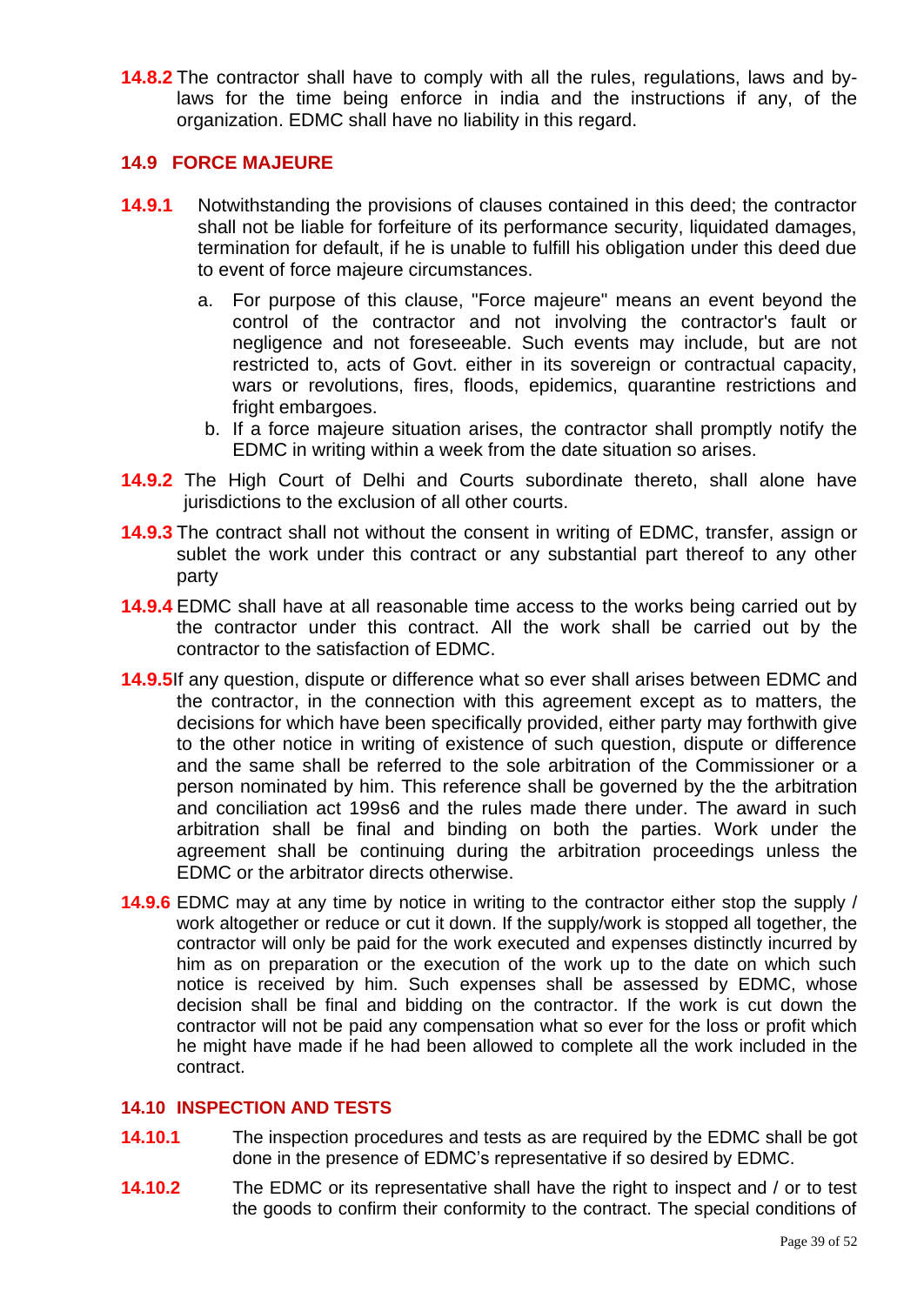**14.8.2** The contractor shall have to comply with all the rules, regulations, laws and by-laws for the time being enforce in india and the instructions if any, of the organization. EDMC shall have no liability in this regard.

## 14.9 FORCE MAJEURE

**14.9.1** Notwithstanding the provisions of clauses contained in this deed; the contractor shall not be liable for forfeiture of its performance security, liquidated damages, termination for default, if he is unable to fulfill his obligation under this deed due to event of force majeure circumstances.

a. For purpose of this clause, "Force majeure" means an event beyond the control of the contractor and not involving the contractor's fault or negligence and not foreseeable. Such events may include, but are not restricted to, acts of Govt. either in its sovereign or contractual capacity, wars or revolutions, fires, floods, epidemics, quarantine restrictions and fright embargoes.

b. If a force majeure situation arises, the contractor shall promptly notify the EDMC in writing within a week from the date situation so arises.

**14.9.2** The High Court of Delhi and Courts subordinate thereto, shall alone have jurisdictions to the exclusion of all other courts.

**14.9.3** The contract shall not without the consent in writing of EDMC, transfer, assign or sublet the work under this contract or any substantial part thereof to any other party

**14.9.4** EDMC shall have at all reasonable time access to the works being carried out by the contractor under this contract. All the work shall be carried out by the contractor to the satisfaction of EDMC.

**14.9.5** If any question, dispute or difference what so ever shall arises between EDMC and the contractor, in the connection with this agreement except as to matters, the decisions for which have been specifically provided, either party may forthwith give to the other notice in writing of existence of such question, dispute or difference and the same shall be referred to the sole arbitration of the Commissioner or a person nominated by him. This reference shall be governed by the the arbitration and conciliation act 199s6 and the rules made there under. The award in such arbitration shall be final and binding on both the parties. Work under the agreement shall be continuing during the arbitration proceedings unless the EDMC or the arbitrator directs otherwise.

**14.9.6** EDMC may at any time by notice in writing to the contractor either stop the supply / work altogether or reduce or cut it down. If the supply/work is stopped all together, the contractor will only be paid for the work executed and expenses distinctly incurred by him as on preparation or the execution of the work up to the date on which such notice is received by him. Such expenses shall be assessed by EDMC, whose decision shall be final and bidding on the contractor. If the work is cut down the contractor will not be paid any compensation what so ever for the loss or profit which he might have made if he had been allowed to complete all the work included in the contract.

## 14.10 INSPECTION AND TESTS

**14.10.1** The inspection procedures and tests as are required by the EDMC shall be got done in the presence of EDMC's representative if so desired by EDMC.

**14.10.2** The EDMC or its representative shall have the right to inspect and / or to test the goods to confirm their conformity to the contract. The special conditions of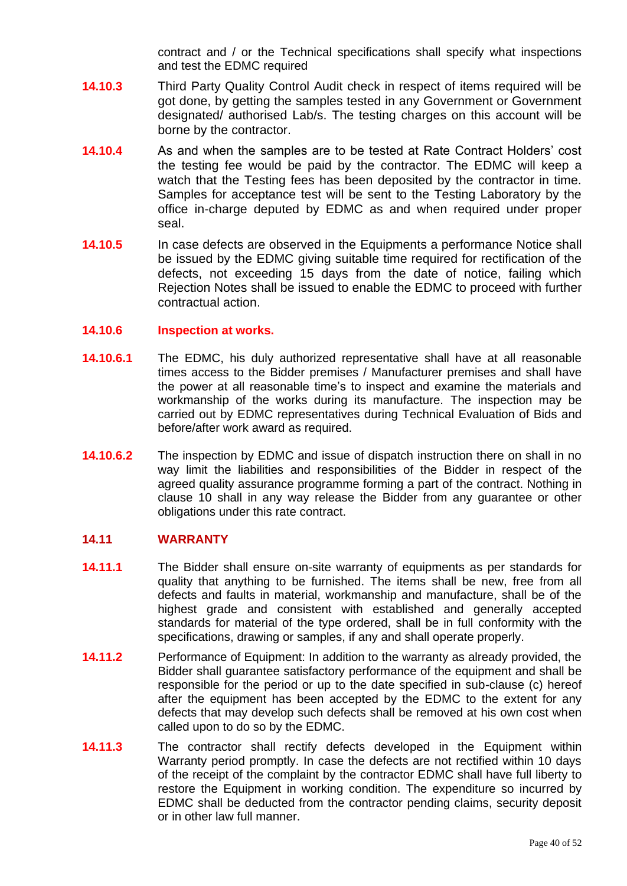contract and / or the Technical specifications shall specify what inspections and test the EDMC required

**14.10.3** Third Party Quality Control Audit check in respect of items required will be got done, by getting the samples tested in any Government or Government designated/ authorised Lab/s. The testing charges on this account will be borne by the contractor.

**14.10.4** As and when the samples are to be tested at Rate Contract Holders' cost the testing fee would be paid by the contractor. The EDMC will keep a watch that the Testing fees has been deposited by the contractor in time. Samples for acceptance test will be sent to the Testing Laboratory by the office in-charge deputed by EDMC as and when required under proper seal.

**14.10.5** In case defects are observed in the Equipments a performance Notice shall be issued by the EDMC giving suitable time required for rectification of the defects, not exceeding 15 days from the date of notice, failing which Rejection Notes shall be issued to enable the EDMC to proceed with further contractual action.

#### 14.10.6 Inspection at works.

**14.10.6.1** The EDMC, his duly authorized representative shall have at all reasonable times access to the Bidder premises / Manufacturer premises and shall have the power at all reasonable time's to inspect and examine the materials and workmanship of the works during its manufacture. The inspection may be carried out by EDMC representatives during Technical Evaluation of Bids and before/after work award as required.

**14.10.6.2** The inspection by EDMC and issue of dispatch instruction there on shall in no way limit the liabilities and responsibilities of the Bidder in respect of the agreed quality assurance programme forming a part of the contract. Nothing in clause 10 shall in any way release the Bidder from any guarantee or other obligations under this rate contract.

### 14.11 WARRANTY

**14.11.1** The Bidder shall ensure on-site warranty of equipments as per standards for quality that anything to be furnished. The items shall be new, free from all defects and faults in material, workmanship and manufacture, shall be of the highest grade and consistent with established and generally accepted standards for material of the type ordered, shall be in full conformity with the specifications, drawing or samples, if any and shall operate properly.

**14.11.2** Performance of Equipment: In addition to the warranty as already provided, the Bidder shall guarantee satisfactory performance of the equipment and shall be responsible for the period or up to the date specified in sub-clause (c) hereof after the equipment has been accepted by the EDMC to the extent for any defects that may develop such defects shall be removed at his own cost when called upon to do so by the EDMC.

**14.11.3** The contractor shall rectify defects developed in the Equipment within Warranty period promptly. In case the defects are not rectified within 10 days of the receipt of the complaint by the contractor EDMC shall have full liberty to restore the Equipment in working condition. The expenditure so incurred by EDMC shall be deducted from the contractor pending claims, security deposit or in other law full manner.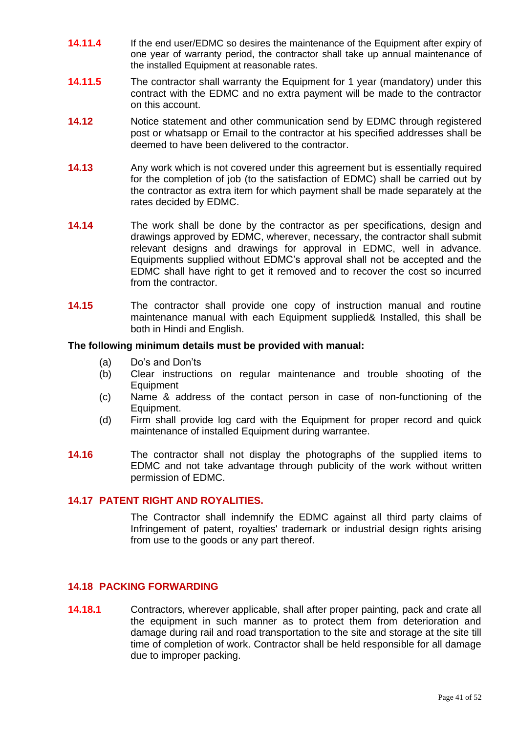**14.11.4** If the end user/EDMC so desires the maintenance of the Equipment after expiry of one year of warranty period, the contractor shall take up annual maintenance of the installed Equipment at reasonable rates.

**14.11.5** The contractor shall warranty the Equipment for 1 year (mandatory) under this contract with the EDMC and no extra payment will be made to the contractor on this account.

**14.12** Notice statement and other communication send by EDMC through registered post or whatsapp or Email to the contractor at his specified addresses shall be deemed to have been delivered to the contractor.

**14.13** Any work which is not covered under this agreement but is essentially required for the completion of job (to the satisfaction of EDMC) shall be carried out by the contractor as extra item for which payment shall be made separately at the rates decided by EDMC.

**14.14** The work shall be done by the contractor as per specifications, design and drawings approved by EDMC, wherever, necessary, the contractor shall submit relevant designs and drawings for approval in EDMC, well in advance. Equipments supplied without EDMC's approval shall not be accepted and the EDMC shall have right to get it removed and to recover the cost so incurred from the contractor.

**14.15** The contractor shall provide one copy of instruction manual and routine maintenance manual with each Equipment supplied& Installed, this shall be both in Hindi and English.

**The following minimum details must be provided with manual:**

(a) Do's and Don'ts
(b) Clear instructions on regular maintenance and trouble shooting of the Equipment
(c) Name & address of the contact person in case of non-functioning of the Equipment.
(d) Firm shall provide log card with the Equipment for proper record and quick maintenance of installed Equipment during warrantee.

**14.16** The contractor shall not display the photographs of the supplied items to EDMC and not take advantage through publicity of the work without written permission of EDMC.

## 14.17 PATENT RIGHT AND ROYALITIES.

The Contractor shall indemnify the EDMC against all third party claims of Infringement of patent, royalties' trademark or industrial design rights arising from use to the goods or any part thereof.

## 14.18 PACKING FORWARDING

**14.18.1** Contractors, wherever applicable, shall after proper painting, pack and crate all the equipment in such manner as to protect them from deterioration and damage during rail and road transportation to the site and storage at the site till time of completion of work. Contractor shall be held responsible for all damage due to improper packing.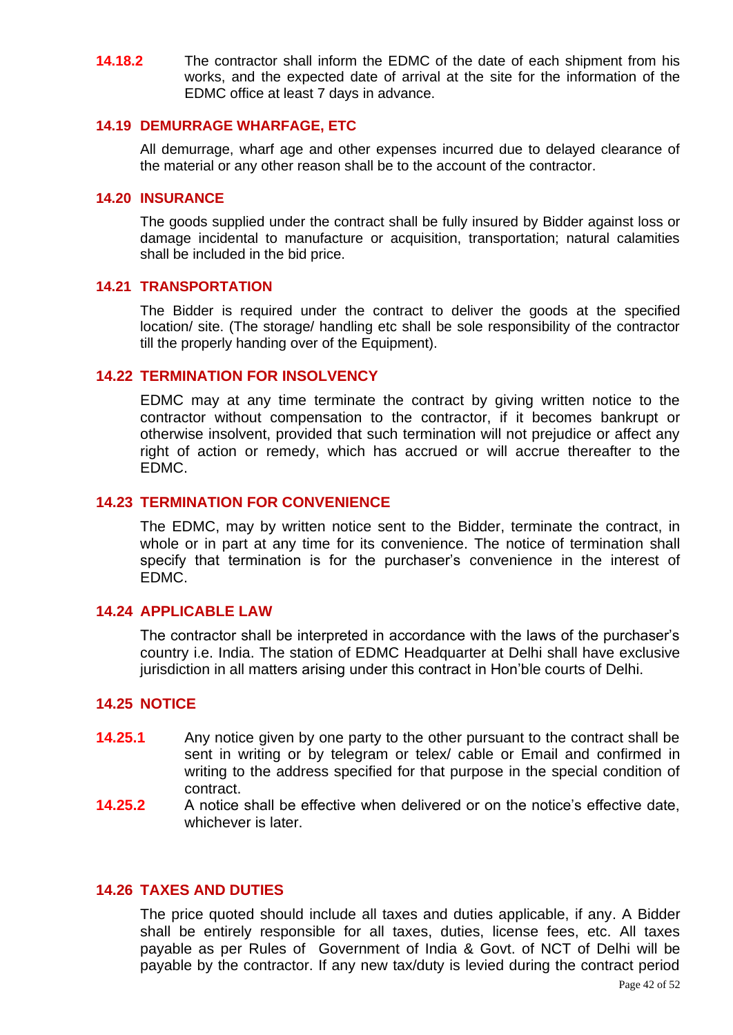**14.18.2** The contractor shall inform the EDMC of the date of each shipment from his works, and the expected date of arrival at the site for the information of the EDMC office at least 7 days in advance.

### 14.19 DEMURRAGE WHARFAGE, ETC

All demurrage, wharf age and other expenses incurred due to delayed clearance of the material or any other reason shall be to the account of the contractor.

### 14.20 INSURANCE

The goods supplied under the contract shall be fully insured by Bidder against loss or damage incidental to manufacture or acquisition, transportation; natural calamities shall be included in the bid price.

### 14.21 TRANSPORTATION

The Bidder is required under the contract to deliver the goods at the specified location/ site. (The storage/ handling etc shall be sole responsibility of the contractor till the properly handing over of the Equipment).

### 14.22 TERMINATION FOR INSOLVENCY

EDMC may at any time terminate the contract by giving written notice to the contractor without compensation to the contractor, if it becomes bankrupt or otherwise insolvent, provided that such termination will not prejudice or affect any right of action or remedy, which has accrued or will accrue thereafter to the EDMC.

### 14.23 TERMINATION FOR CONVENIENCE

The EDMC, may by written notice sent to the Bidder, terminate the contract, in whole or in part at any time for its convenience. The notice of termination shall specify that termination is for the purchaser's convenience in the interest of EDMC.

### 14.24 APPLICABLE LAW

The contractor shall be interpreted in accordance with the laws of the purchaser's country i.e. India. The station of EDMC Headquarter at Delhi shall have exclusive jurisdiction in all matters arising under this contract in Hon'ble courts of Delhi.

### 14.25 NOTICE

**14.25.1** Any notice given by one party to the other pursuant to the contract shall be sent in writing or by telegram or telex/ cable or Email and confirmed in writing to the address specified for that purpose in the special condition of contract.

**14.25.2** A notice shall be effective when delivered or on the notice's effective date, whichever is later.

### 14.26 TAXES AND DUTIES

The price quoted should include all taxes and duties applicable, if any. A Bidder shall be entirely responsible for all taxes, duties, license fees, etc. All taxes payable as per Rules of Government of India & Govt. of NCT of Delhi will be payable by the contractor. If any new tax/duty is levied during the contract period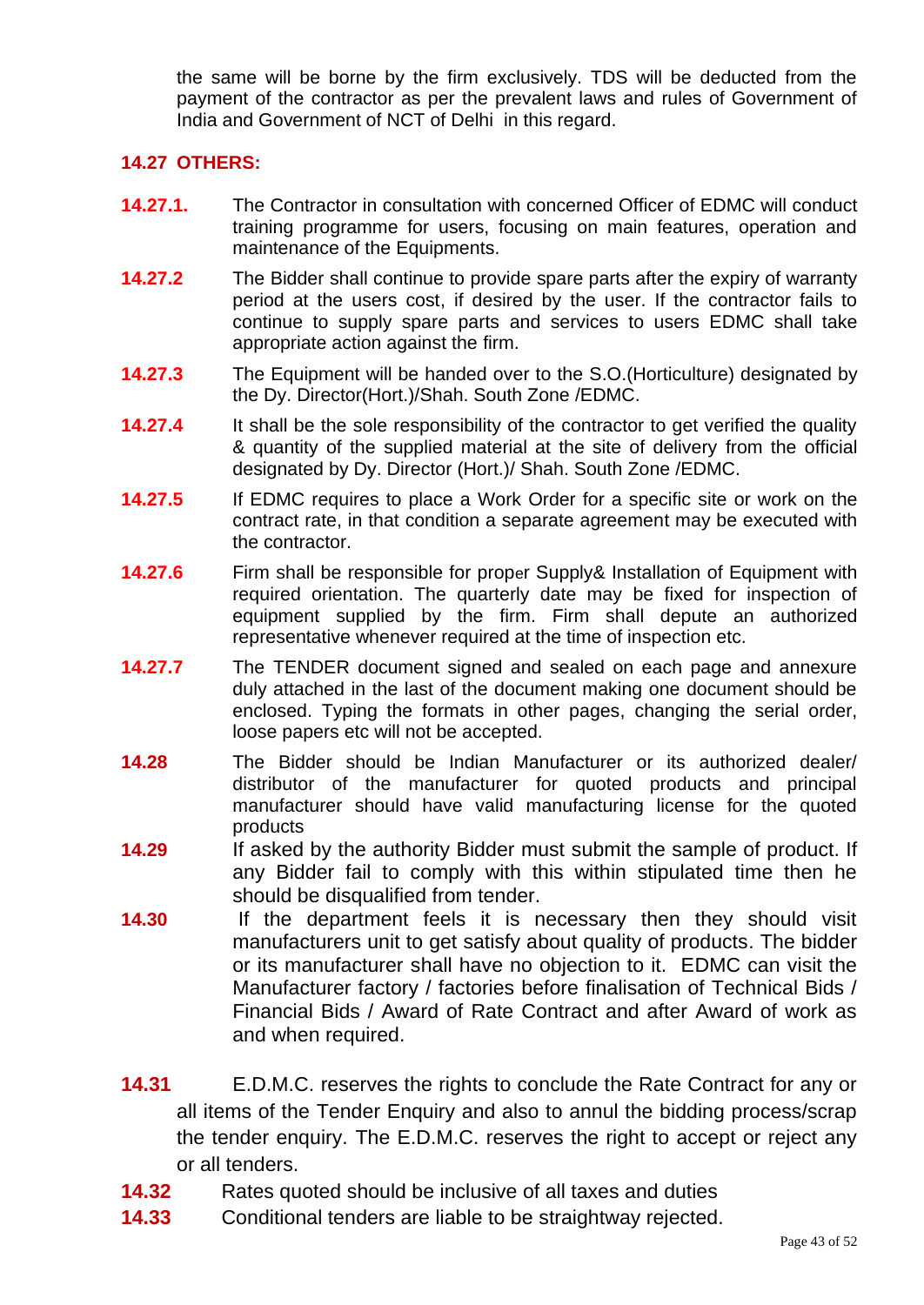the same will be borne by the firm exclusively. TDS will be deducted from the payment of the contractor as per the prevalent laws and rules of Government of India and Government of NCT of Delhi in this regard.

**14.27 OTHERS:**

**14.27.1.** The Contractor in consultation with concerned Officer of EDMC will conduct training programme for users, focusing on main features, operation and maintenance of the Equipments.

**14.27.2** The Bidder shall continue to provide spare parts after the expiry of warranty period at the users cost, if desired by the user. If the contractor fails to continue to supply spare parts and services to users EDMC shall take appropriate action against the firm.

**14.27.3** The Equipment will be handed over to the S.O.(Horticulture) designated by the Dy. Director(Hort.)/Shah. South Zone /EDMC.

**14.27.4** It shall be the sole responsibility of the contractor to get verified the quality & quantity of the supplied material at the site of delivery from the official designated by Dy. Director (Hort.)/ Shah. South Zone /EDMC.

**14.27.5** If EDMC requires to place a Work Order for a specific site or work on the contract rate, in that condition a separate agreement may be executed with the contractor.

**14.27.6** Firm shall be responsible for proper Supply& Installation of Equipment with required orientation. The quarterly date may be fixed for inspection of equipment supplied by the firm. Firm shall depute an authorized representative whenever required at the time of inspection etc.

**14.27.7** The TENDER document signed and sealed on each page and annexure duly attached in the last of the document making one document should be enclosed. Typing the formats in other pages, changing the serial order, loose papers etc will not be accepted.

**14.28** The Bidder should be Indian Manufacturer or its authorized dealer/ distributor of the manufacturer for quoted products and principal manufacturer should have valid manufacturing license for the quoted products

**14.29** If asked by the authority Bidder must submit the sample of product. If any Bidder fail to comply with this within stipulated time then he should be disqualified from tender.

**14.30** If the department feels it is necessary then they should visit manufacturers unit to get satisfy about quality of products. The bidder or its manufacturer shall have no objection to it. EDMC can visit the Manufacturer factory / factories before finalisation of Technical Bids / Financial Bids / Award of Rate Contract and after Award of work as and when required.

**14.31** E.D.M.C. reserves the rights to conclude the Rate Contract for any or all items of the Tender Enquiry and also to annul the bidding process/scrap the tender enquiry. The E.D.M.C. reserves the right to accept or reject any or all tenders.

**14.32** Rates quoted should be inclusive of all taxes and duties

**14.33** Conditional tenders are liable to be straightway rejected.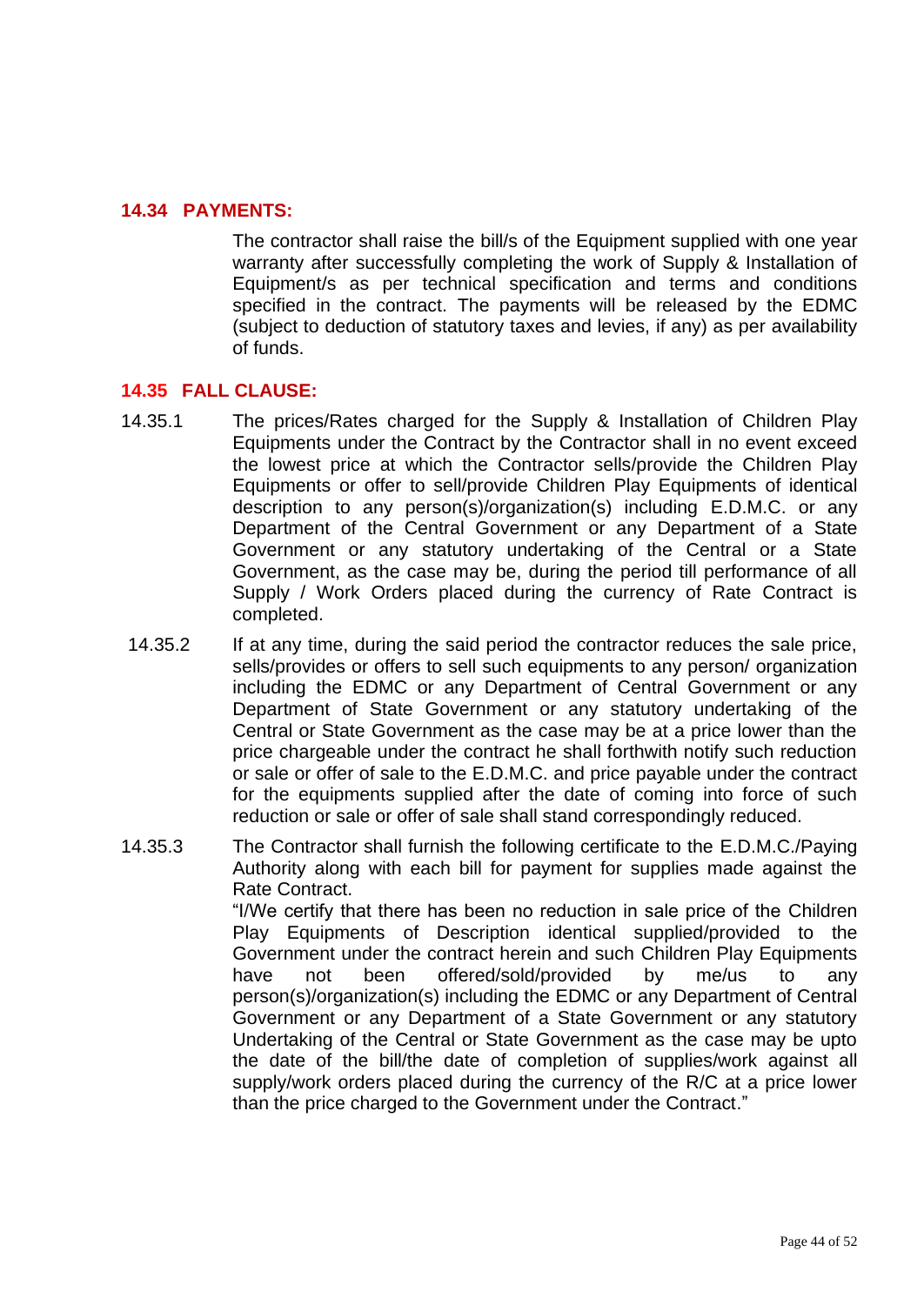### 14.34 PAYMENTS:

The contractor shall raise the bill/s of the Equipment supplied with one year warranty after successfully completing the work of Supply & Installation of Equipment/s as per technical specification and terms and conditions specified in the contract. The payments will be released by the EDMC (subject to deduction of statutory taxes and levies, if any) as per availability of funds.

### 14.35 FALL CLAUSE:

14.35.1 The prices/Rates charged for the Supply & Installation of Children Play Equipments under the Contract by the Contractor shall in no event exceed the lowest price at which the Contractor sells/provide the Children Play Equipments or offer to sell/provide Children Play Equipments of identical description to any person(s)/organization(s) including E.D.M.C. or any Department of the Central Government or any Department of a State Government or any statutory undertaking of the Central or a State Government, as the case may be, during the period till performance of all Supply / Work Orders placed during the currency of Rate Contract is completed.

14.35.2 If at any time, during the said period the contractor reduces the sale price, sells/provides or offers to sell such equipments to any person/ organization including the EDMC or any Department of Central Government or any Department of State Government or any statutory undertaking of the Central or State Government as the case may be at a price lower than the price chargeable under the contract he shall forthwith notify such reduction or sale or offer of sale to the E.D.M.C. and price payable under the contract for the equipments supplied after the date of coming into force of such reduction or sale or offer of sale shall stand correspondingly reduced.

14.35.3 The Contractor shall furnish the following certificate to the E.D.M.C./Paying Authority along with each bill for payment for supplies made against the Rate Contract.

"I/We certify that there has been no reduction in sale price of the Children Play Equipments of Description identical supplied/provided to the Government under the contract herein and such Children Play Equipments have not been offered/sold/provided by me/us to any person(s)/organization(s) including the EDMC or any Department of Central Government or any Department of a State Government or any statutory Undertaking of the Central or State Government as the case may be upto the date of the bill/the date of completion of supplies/work against all supply/work orders placed during the currency of the R/C at a price lower than the price charged to the Government under the Contract."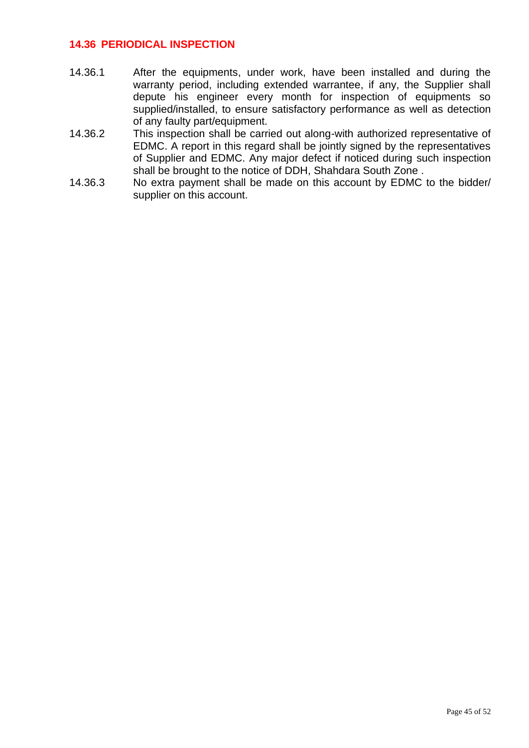## 14.36 PERIODICAL INSPECTION

14.36.1 After the equipments, under work, have been installed and during the warranty period, including extended warrantee, if any, the Supplier shall depute his engineer every month for inspection of equipments so supplied/installed, to ensure satisfactory performance as well as detection of any faulty part/equipment.

14.36.2 This inspection shall be carried out along-with authorized representative of EDMC. A report in this regard shall be jointly signed by the representatives of Supplier and EDMC. Any major defect if noticed during such inspection shall be brought to the notice of DDH, Shahdara South Zone .

14.36.3 No extra payment shall be made on this account by EDMC to the bidder/ supplier on this account.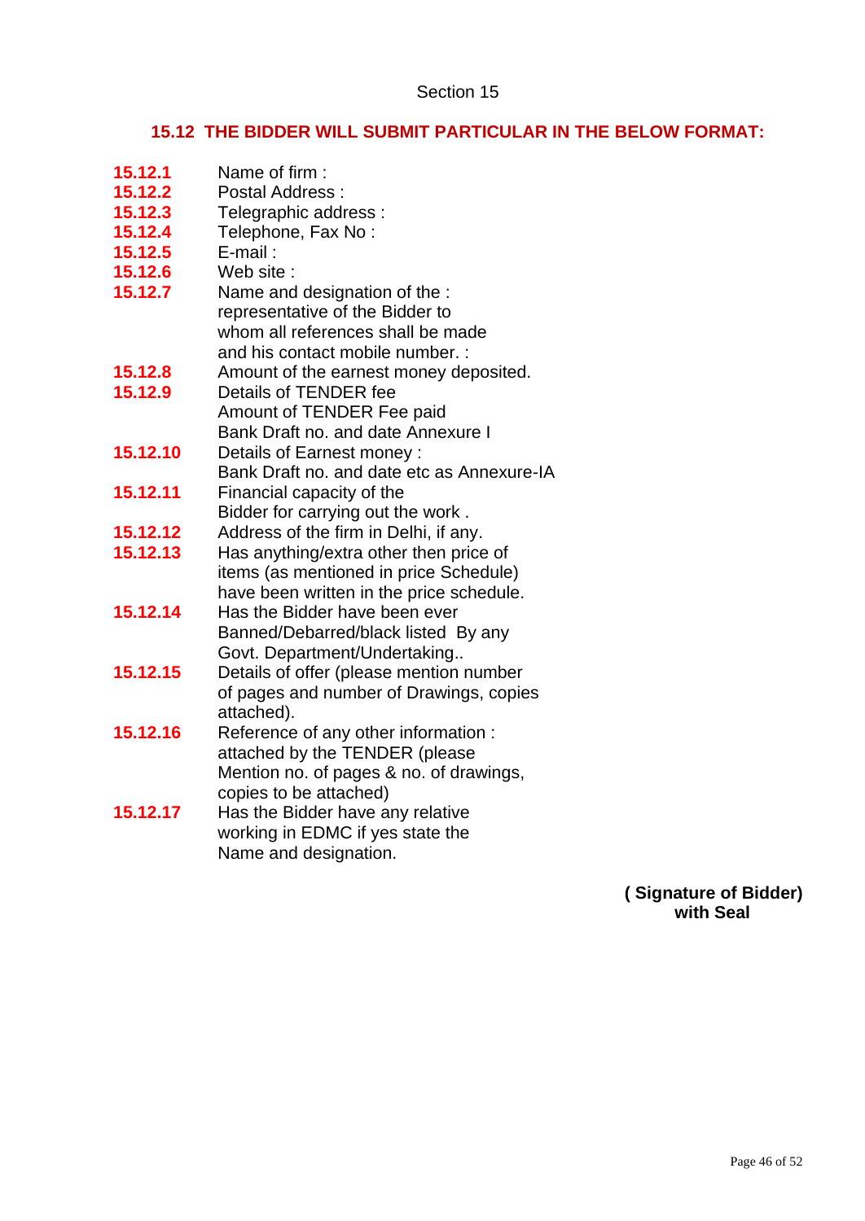Section 15

## 15.12 THE BIDDER WILL SUBMIT PARTICULAR IN THE BELOW FORMAT:

**15.12.1** Name of firm :

**15.12.2** Postal Address :

**15.12.3** Telegraphic address :

**15.12.4** Telephone, Fax No :

**15.12.5** E-mail :

**15.12.6** Web site :

**15.12.7** Name and designation of the : representative of the Bidder to whom all references shall be made and his contact mobile number. :

**15.12.8** Amount of the earnest money deposited.

**15.12.9** Details of TENDER fee
Amount of TENDER Fee paid
Bank Draft no. and date Annexure I

**15.12.10** Details of Earnest money :
Bank Draft no. and date etc as Annexure-IA

**15.12.11** Financial capacity of the Bidder for carrying out the work .

**15.12.12** Address of the firm in Delhi, if any.

**15.12.13** Has anything/extra other then price of items (as mentioned in price Schedule) have been written in the price schedule.

**15.12.14** Has the Bidder have been ever Banned/Debarred/black listed By any Govt. Department/Undertaking..

**15.12.15** Details of offer (please mention number of pages and number of Drawings, copies attached).

**15.12.16** Reference of any other information : attached by the TENDER (please Mention no. of pages & no. of drawings, copies to be attached)

**15.12.17** Has the Bidder have any relative working in EDMC if yes state the Name and designation.

**( Signature of Bidder)**
**with Seal**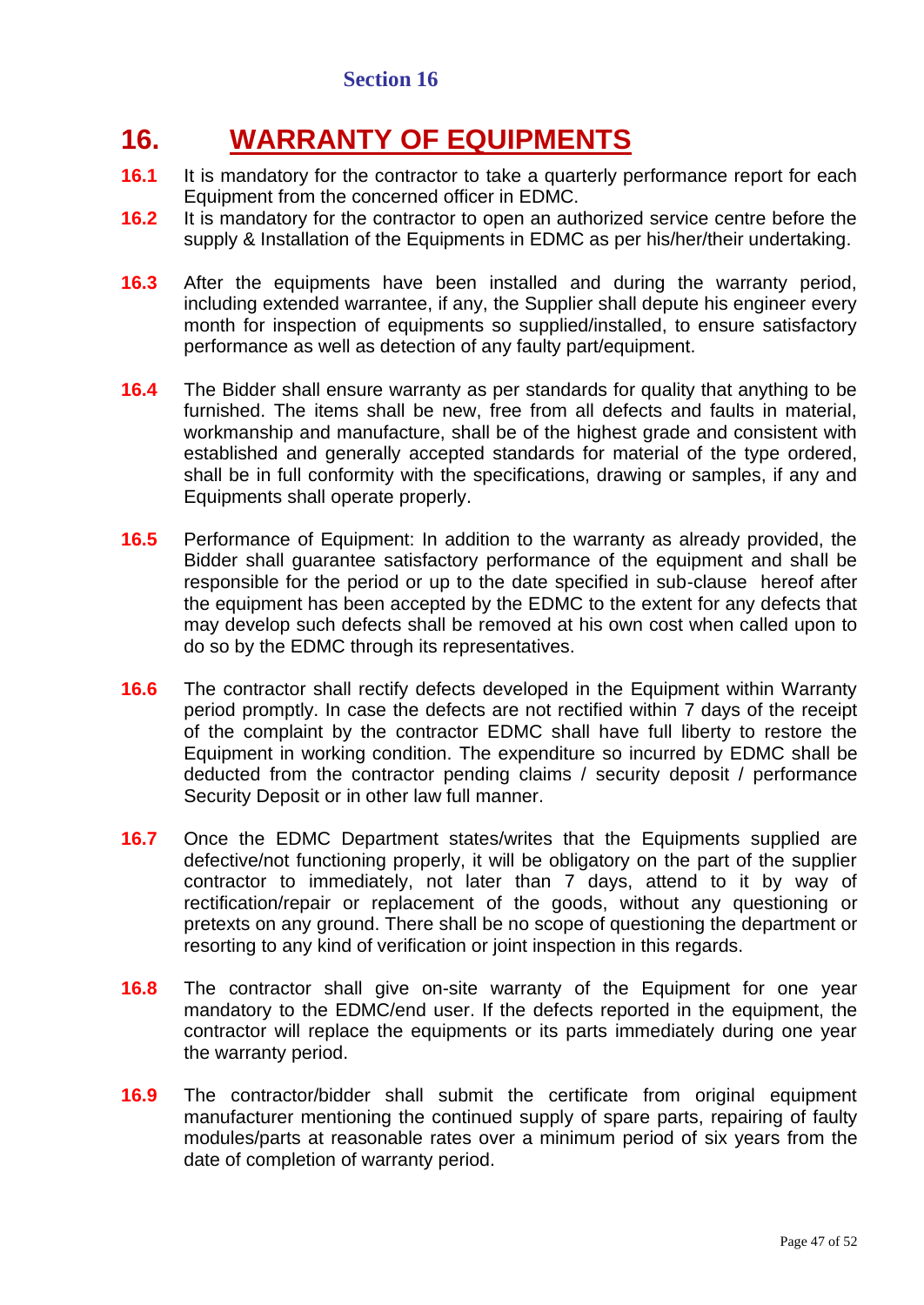Section 16

# 16. WARRANTY OF EQUIPMENTS

**16.1** It is mandatory for the contractor to take a quarterly performance report for each Equipment from the concerned officer in EDMC.

**16.2** It is mandatory for the contractor to open an authorized service centre before the supply & Installation of the Equipments in EDMC as per his/her/their undertaking.

**16.3** After the equipments have been installed and during the warranty period, including extended warrantee, if any, the Supplier shall depute his engineer every month for inspection of equipments so supplied/installed, to ensure satisfactory performance as well as detection of any faulty part/equipment.

**16.4** The Bidder shall ensure warranty as per standards for quality that anything to be furnished. The items shall be new, free from all defects and faults in material, workmanship and manufacture, shall be of the highest grade and consistent with established and generally accepted standards for material of the type ordered, shall be in full conformity with the specifications, drawing or samples, if any and Equipments shall operate properly.

**16.5** Performance of Equipment: In addition to the warranty as already provided, the Bidder shall guarantee satisfactory performance of the equipment and shall be responsible for the period or up to the date specified in sub-clause hereof after the equipment has been accepted by the EDMC to the extent for any defects that may develop such defects shall be removed at his own cost when called upon to do so by the EDMC through its representatives.

**16.6** The contractor shall rectify defects developed in the Equipment within Warranty period promptly. In case the defects are not rectified within 7 days of the receipt of the complaint by the contractor EDMC shall have full liberty to restore the Equipment in working condition. The expenditure so incurred by EDMC shall be deducted from the contractor pending claims / security deposit / performance Security Deposit or in other law full manner.

**16.7** Once the EDMC Department states/writes that the Equipments supplied are defective/not functioning properly, it will be obligatory on the part of the supplier contractor to immediately, not later than 7 days, attend to it by way of rectification/repair or replacement of the goods, without any questioning or pretexts on any ground. There shall be no scope of questioning the department or resorting to any kind of verification or joint inspection in this regards.

**16.8** The contractor shall give on-site warranty of the Equipment for one year mandatory to the EDMC/end user. If the defects reported in the equipment, the contractor will replace the equipments or its parts immediately during one year the warranty period.

**16.9** The contractor/bidder shall submit the certificate from original equipment manufacturer mentioning the continued supply of spare parts, repairing of faulty modules/parts at reasonable rates over a minimum period of six years from the date of completion of warranty period.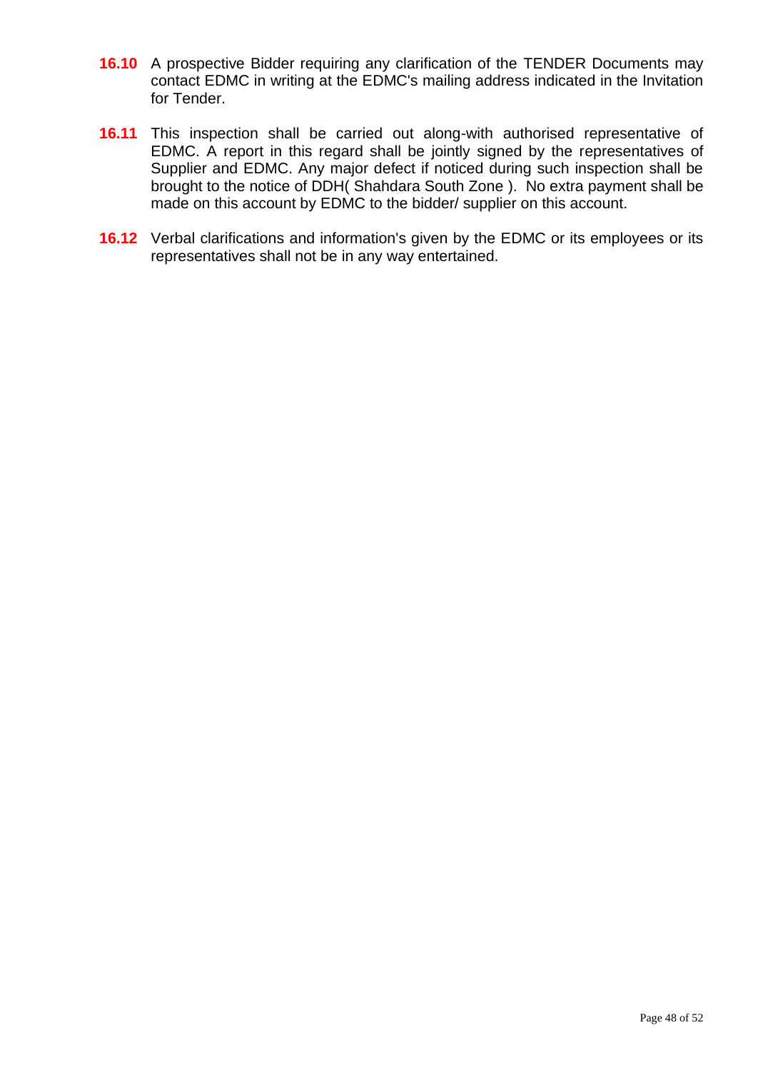**16.10** A prospective Bidder requiring any clarification of the TENDER Documents may contact EDMC in writing at the EDMC's mailing address indicated in the Invitation for Tender.

**16.11** This inspection shall be carried out along-with authorised representative of EDMC. A report in this regard shall be jointly signed by the representatives of Supplier and EDMC. Any major defect if noticed during such inspection shall be brought to the notice of DDH( Shahdara South Zone ). No extra payment shall be made on this account by EDMC to the bidder/ supplier on this account.

**16.12** Verbal clarifications and information's given by the EDMC or its employees or its representatives shall not be in any way entertained.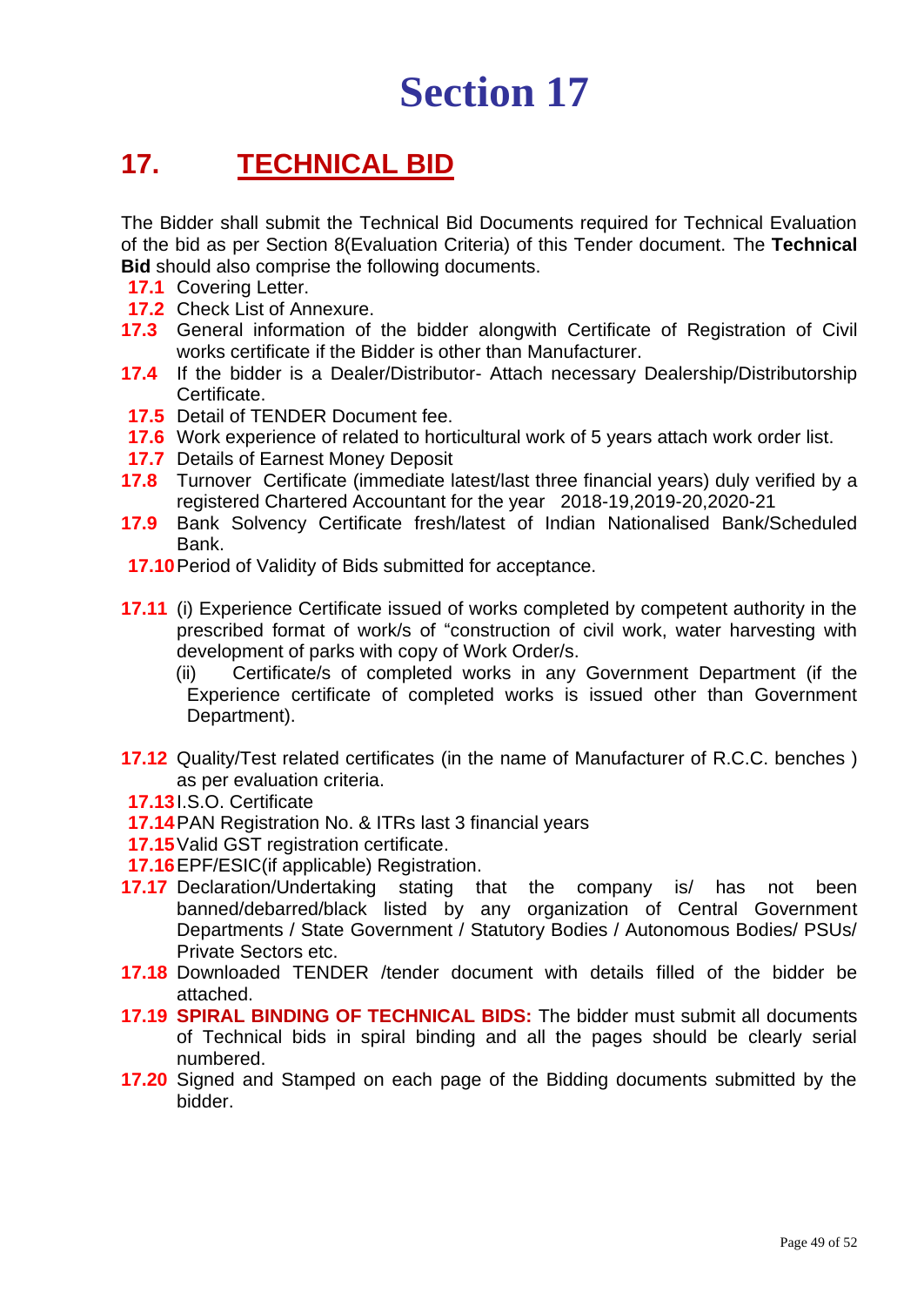# Section 17

## 17. TECHNICAL BID

The Bidder shall submit the Technical Bid Documents required for Technical Evaluation of the bid as per Section 8(Evaluation Criteria) of this Tender document. The **Technical Bid** should also comprise the following documents.

**17.1** Covering Letter.

**17.2** Check List of Annexure.

**17.3** General information of the bidder alongwith Certificate of Registration of Civil works certificate if the Bidder is other than Manufacturer.

**17.4** If the bidder is a Dealer/Distributor- Attach necessary Dealership/Distributorship Certificate.

**17.5** Detail of TENDER Document fee.

**17.6** Work experience of related to horticultural work of 5 years attach work order list.

**17.7** Details of Earnest Money Deposit

**17.8** Turnover Certificate (immediate latest/last three financial years) duly verified by a registered Chartered Accountant for the year 2018-19,2019-20,2020-21

**17.9** Bank Solvency Certificate fresh/latest of Indian Nationalised Bank/Scheduled Bank.

**17.10** Period of Validity of Bids submitted for acceptance.

**17.11** (i) Experience Certificate issued of works completed by competent authority in the prescribed format of work/s of "construction of civil work, water harvesting with development of parks with copy of Work Order/s.

(ii) Certificate/s of completed works in any Government Department (if the Experience certificate of completed works is issued other than Government Department).

**17.12** Quality/Test related certificates (in the name of Manufacturer of R.C.C. benches ) as per evaluation criteria.

**17.13** I.S.O. Certificate

**17.14** PAN Registration No. & ITRs last 3 financial years

**17.15** Valid GST registration certificate.

**17.16** EPF/ESIC(if applicable) Registration.

**17.17** Declaration/Undertaking stating that the company is/ has not been banned/debarred/black listed by any organization of Central Government Departments / State Government / Statutory Bodies / Autonomous Bodies/ PSUs/ Private Sectors etc.

**17.18** Downloaded TENDER /tender document with details filled of the bidder be attached.

**17.19** **SPIRAL BINDING OF TECHNICAL BIDS:** The bidder must submit all documents of Technical bids in spiral binding and all the pages should be clearly serial numbered.

**17.20** Signed and Stamped on each page of the Bidding documents submitted by the bidder.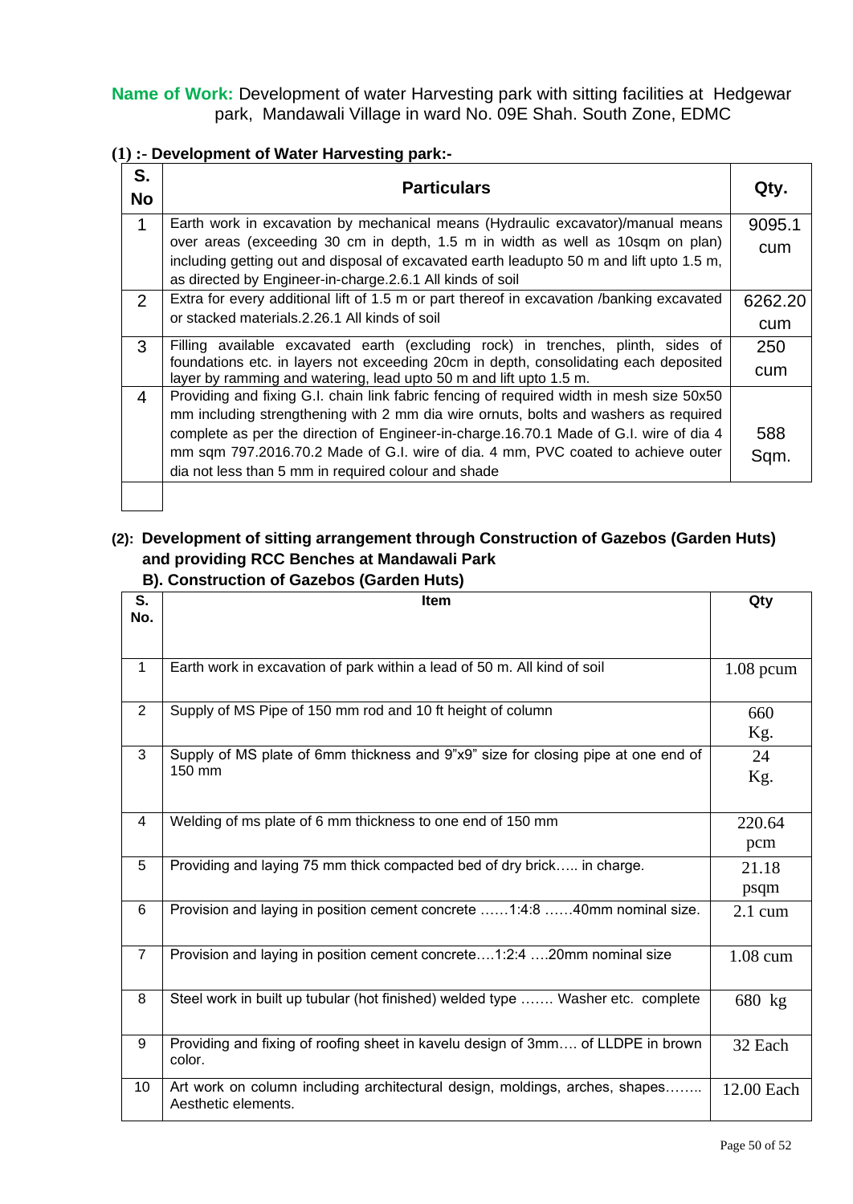**Name of Work:** Development of water Harvesting park with sitting facilities at Hedgewar park, Mandawali Village in ward No. 09E Shah. South Zone, EDMC

**(1) :- Development of Water Harvesting park:-**

| S. No | Particulars | Qty. |
|---|---|---|
| 1 | Earth work in excavation by mechanical means (Hydraulic excavator)/manual means over areas (exceeding 30 cm in depth, 1.5 m in width as well as 10sqm on plan) including getting out and disposal of excavated earth leadupto 50 m and lift upto 1.5 m, as directed by Engineer-in-charge.2.6.1 All kinds of soil | 9095.1 cum |
| 2 | Extra for every additional lift of 1.5 m or part thereof in excavation /banking excavated or stacked materials.2.26.1 All kinds of soil | 6262.20 cum |
| 3 | Filling available excavated earth (excluding rock) in trenches, plinth, sides of foundations etc. in layers not exceeding 20cm in depth, consolidating each deposited layer by ramming and watering, lead upto 50 m and lift upto 1.5 m. | 250 cum |
| 4 | Providing and fixing G.I. chain link fabric fencing of required width in mesh size 50x50 mm including strengthening with 2 mm dia wire ornuts, bolts and washers as required complete as per the direction of Engineer-in-charge.16.70.1 Made of G.I. wire of dia 4 mm sqm 797.2016.70.2 Made of G.I. wire of dia. 4 mm, PVC coated to achieve outer dia not less than 5 mm in required colour and shade | 588 Sqm. |
| | | |

**(2): Development of sitting arrangement through Construction of Gazebos (Garden Huts) and providing RCC Benches at Mandawali Park**

**B). Construction of Gazebos (Garden Huts)**

| S. No. | Item | Qty |
|---|---|---|
| 1 | Earth work in excavation of park within a lead of 50 m. All kind of soil | 1.08 pcum |
| 2 | Supply of MS Pipe of 150 mm rod and 10 ft height of column | 660 Kg. |
| 3 | Supply of MS plate of 6mm thickness and 9"x9" size for closing pipe at one end of 150 mm | 24 Kg. |
| 4 | Welding of ms plate of 6 mm thickness to one end of 150 mm | 220.64 pcm |
| 5 | Providing and laying 75 mm thick compacted bed of dry brick….. in charge. | 21.18 psqm |
| 6 | Provision and laying in position cement concrete ……1:4:8 ……40mm nominal size. | 2.1 cum |
| 7 | Provision and laying in position cement concrete….1:2:4 ….20mm nominal size | 1.08 cum |
| 8 | Steel work in built up tubular (hot finished) welded type ……. Washer etc. complete | 680 kg |
| 9 | Providing and fixing of roofing sheet in kavelu design of 3mm…. of LLDPE in brown color. | 32 Each |
| 10 | Art work on column including architectural design, moldings, arches, shapes…….. Aesthetic elements. | 12.00 Each |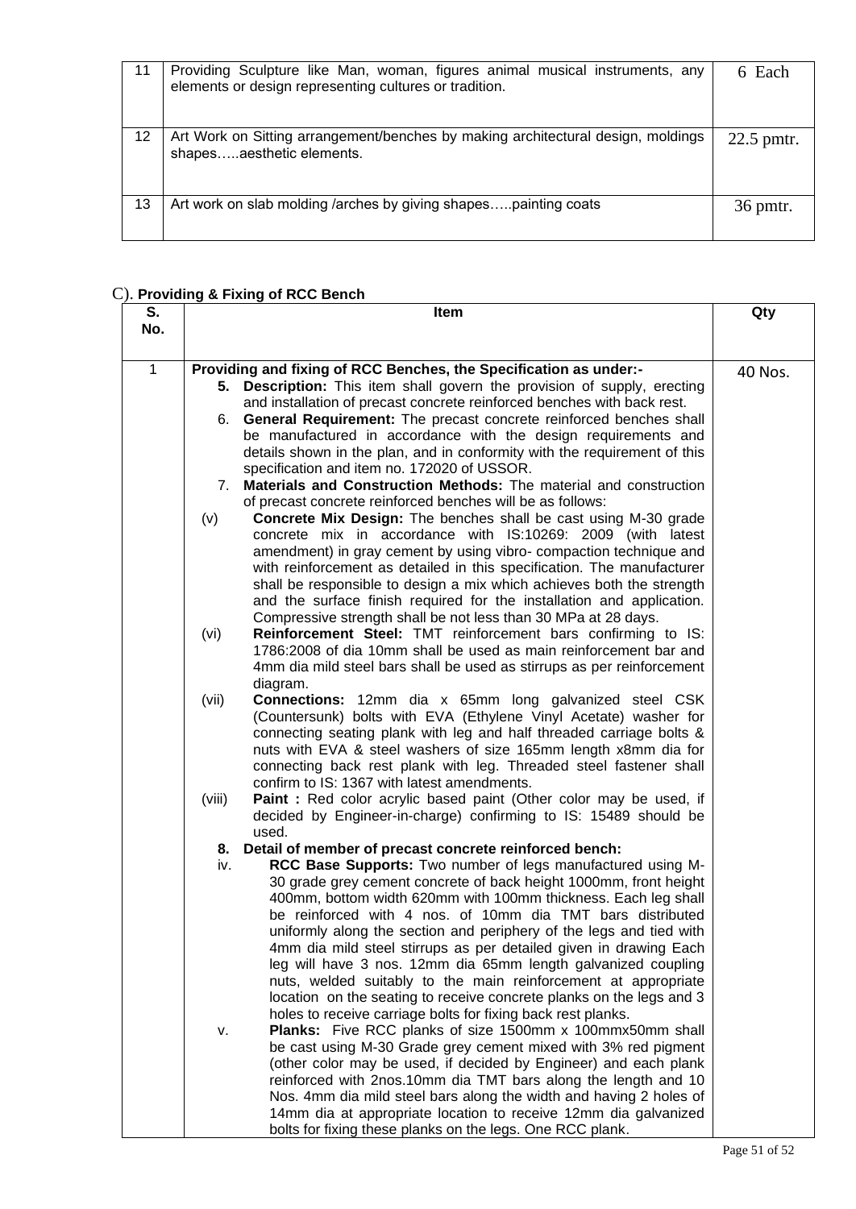| 11 | Providing Sculpture like Man, woman, figures animal musical instruments, any elements or design representing cultures or tradition. | 6 Each |
|---|---|---|
| 12 | Art Work on Sitting arrangement/benches by making architectural design, moldings shapes…..aesthetic elements. | 22.5 pmtr. |
| 13 | Art work on slab molding /arches by giving shapes…..painting coats | 36 pmtr. |

C). **Providing & Fixing of RCC Bench**

| S. No. | Item | Qty |
|---|---|---|
| 1 | **Providing and fixing of RCC Benches, the Specification as under:-**<br>**5. Description:** This item shall govern the provision of supply, erecting and installation of precast concrete reinforced benches with back rest.<br>6. **General Requirement:** The precast concrete reinforced benches shall be manufactured in accordance with the design requirements and details shown in the plan, and in conformity with the requirement of this specification and item no. 172020 of USSOR.<br>7. **Materials and Construction Methods:** The material and construction of precast concrete reinforced benches will be as follows:<br>(v) **Concrete Mix Design:** The benches shall be cast using M-30 grade concrete mix in accordance with IS:10269: 2009 (with latest amendment) in gray cement by using vibro- compaction technique and with reinforcement as detailed in this specification. The manufacturer shall be responsible to design a mix which achieves both the strength and the surface finish required for the installation and application. Compressive strength shall be not less than 30 MPa at 28 days.<br>(vi) **Reinforcement Steel:** TMT reinforcement bars confirming to IS: 1786:2008 of dia 10mm shall be used as main reinforcement bar and 4mm dia mild steel bars shall be used as stirrups as per reinforcement diagram.<br>(vii) **Connections:** 12mm dia x 65mm long galvanized steel CSK (Countersunk) bolts with EVA (Ethylene Vinyl Acetate) washer for connecting seating plank with leg and half threaded carriage bolts & nuts with EVA & steel washers of size 165mm length x8mm dia for connecting back rest plank with leg. Threaded steel fastener shall confirm to IS: 1367 with latest amendments.<br>(viii) **Paint :** Red color acrylic based paint (Other color may be used, if decided by Engineer-in-charge) confirming to IS: 15489 should be used.<br>**8. Detail of member of precast concrete reinforced bench:**<br>iv. **RCC Base Supports:** Two number of legs manufactured using M-30 grade grey cement concrete of back height 1000mm, front height 400mm, bottom width 620mm with 100mm thickness. Each leg shall be reinforced with 4 nos. of 10mm dia TMT bars distributed uniformly along the section and periphery of the legs and tied with 4mm dia mild steel stirrups as per detailed given in drawing Each leg will have 3 nos. 12mm dia 65mm length galvanized coupling nuts, welded suitably to the main reinforcement at appropriate location on the seating to receive concrete planks on the legs and 3 holes to receive carriage bolts for fixing back rest planks.<br>v. **Planks:** Five RCC planks of size 1500mm x 100mmx50mm shall be cast using M-30 Grade grey cement mixed with 3% red pigment (other color may be used, if decided by Engineer) and each plank reinforced with 2nos.10mm dia TMT bars along the length and 10 Nos. 4mm dia mild steel bars along the width and having 2 holes of 14mm dia at appropriate location to receive 12mm dia galvanized bolts for fixing these planks on the legs. One RCC plank. | 40 Nos. |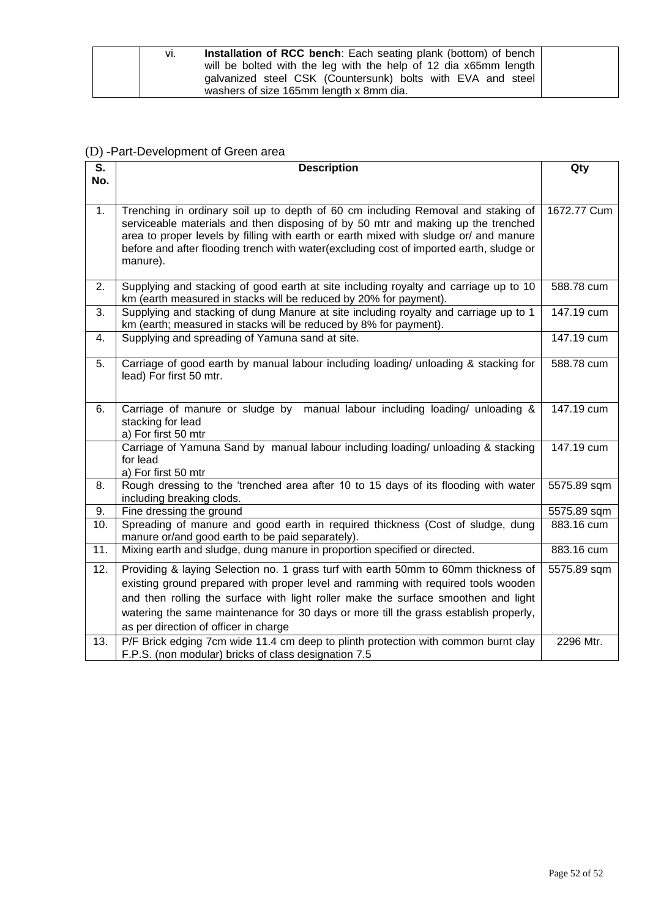| | | |
|---|---|---|
| | vi. **Installation of RCC bench**: Each seating plank (bottom) of bench will be bolted with the leg with the help of 12 dia x65mm length galvanized steel CSK (Countersunk) bolts with EVA and steel washers of size 165mm length x 8mm dia. | |

(D) -Part-Development of Green area

| S. No. | Description | Qty |
|---|---|---|
| 1. | Trenching in ordinary soil up to depth of 60 cm including Removal and staking of serviceable materials and then disposing of by 50 mtr and making up the trenched area to proper levels by filling with earth or earth mixed with sludge or/ and manure before and after flooding trench with water(excluding cost of imported earth, sludge or manure). | 1672.77 Cum |
| 2. | Supplying and stacking of good earth at site including royalty and carriage up to 10 km (earth measured in stacks will be reduced by 20% for payment). | 588.78 cum |
| 3. | Supplying and stacking of dung Manure at site including royalty and carriage up to 1 km (earth; measured in stacks will be reduced by 8% for payment). | 147.19 cum |
| 4. | Supplying and spreading of Yamuna sand at site. | 147.19 cum |
| 5. | Carriage of good earth by manual labour including loading/ unloading & stacking for lead) For first 50 mtr. | 588.78 cum |
| 6. | Carriage of manure or sludge by manual labour including loading/ unloading & stacking for lead<br>a) For first 50 mtr | 147.19 cum |
| | Carriage of Yamuna Sand by manual labour including loading/ unloading & stacking for lead<br>a) For first 50 mtr | 147.19 cum |
| 8. | Rough dressing to the 'trenched area after 10 to 15 days of its flooding with water including breaking clods. | 5575.89 sqm |
| 9. | Fine dressing the ground | 5575.89 sqm |
| 10. | Spreading of manure and good earth in required thickness (Cost of sludge, dung manure or/and good earth to be paid separately). | 883.16 cum |
| 11. | Mixing earth and sludge, dung manure in proportion specified or directed. | 883.16 cum |
| 12. | Providing & laying Selection no. 1 grass turf with earth 50mm to 60mm thickness of existing ground prepared with proper level and ramming with required tools wooden and then rolling the surface with light roller make the surface smoothen and light watering the same maintenance for 30 days or more till the grass establish properly, as per direction of officer in charge | 5575.89 sqm |
| 13. | P/F Brick edging 7cm wide 11.4 cm deep to plinth protection with common burnt clay F.P.S. (non modular) bricks of class designation 7.5 | 2296 Mtr. |